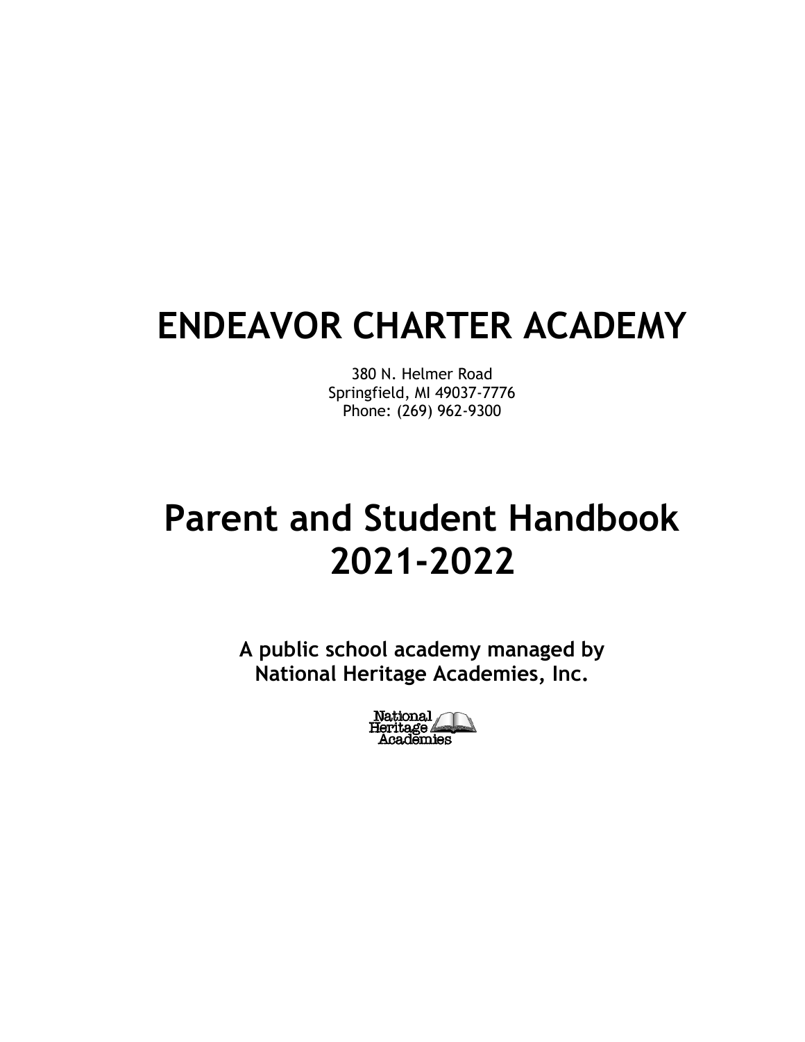# ENDEAVOR CHARTER ACADEMY

380 N. Helmer Road
Springfield, MI 49037-7776
Phone: (269) 962-9300

# Parent and Student Handbook 2021-2022

**A public school academy managed by National Heritage Academies, Inc.**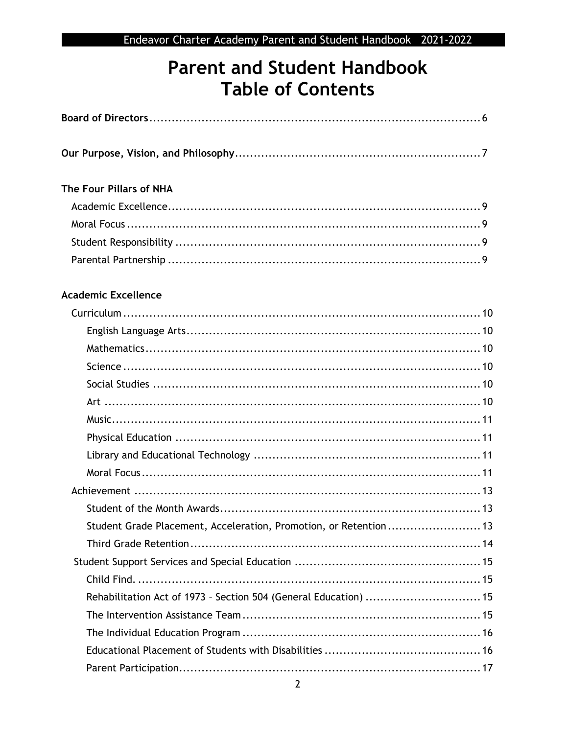# Parent and Student Handbook
# Table of Contents

**Board of Directors** ........................................................................................ 6

**Our Purpose, Vision, and Philosophy** ................................................................. 7

**The Four Pillars of NHA**

- Academic Excellence .................................................................................... 9
- Moral Focus .................................................................................................. 9
- Student Responsibility .................................................................................. 9
- Parental Partnership .................................................................................... 9

**Academic Excellence**

- Curriculum ................................................................................................... 10
  - English Language Arts ............................................................................... 10
  - Mathematics ............................................................................................... 10
  - Science ....................................................................................................... 10
  - Social Studies ............................................................................................. 10
  - Art ............................................................................................................. 10
  - Music .......................................................................................................... 11
  - Physical Education ..................................................................................... 11
  - Library and Educational Technology ......................................................... 11
  - Moral Focus ................................................................................................ 11
- Achievement ................................................................................................ 13
  - Student of the Month Awards ..................................................................... 13
  - Student Grade Placement, Acceleration, Promotion, or Retention ............... 13
  - Third Grade Retention ................................................................................ 14
- Student Support Services and Special Education ............................................ 15
  - Child Find. .................................................................................................. 15
  - Rehabilitation Act of 1973 – Section 504 (General Education) ..................... 15
  - The Intervention Assistance Team ............................................................... 15
  - The Individual Education Program ............................................................... 16
  - Educational Placement of Students with Disabilities ................................... 16
  - Parent Participation .................................................................................... 17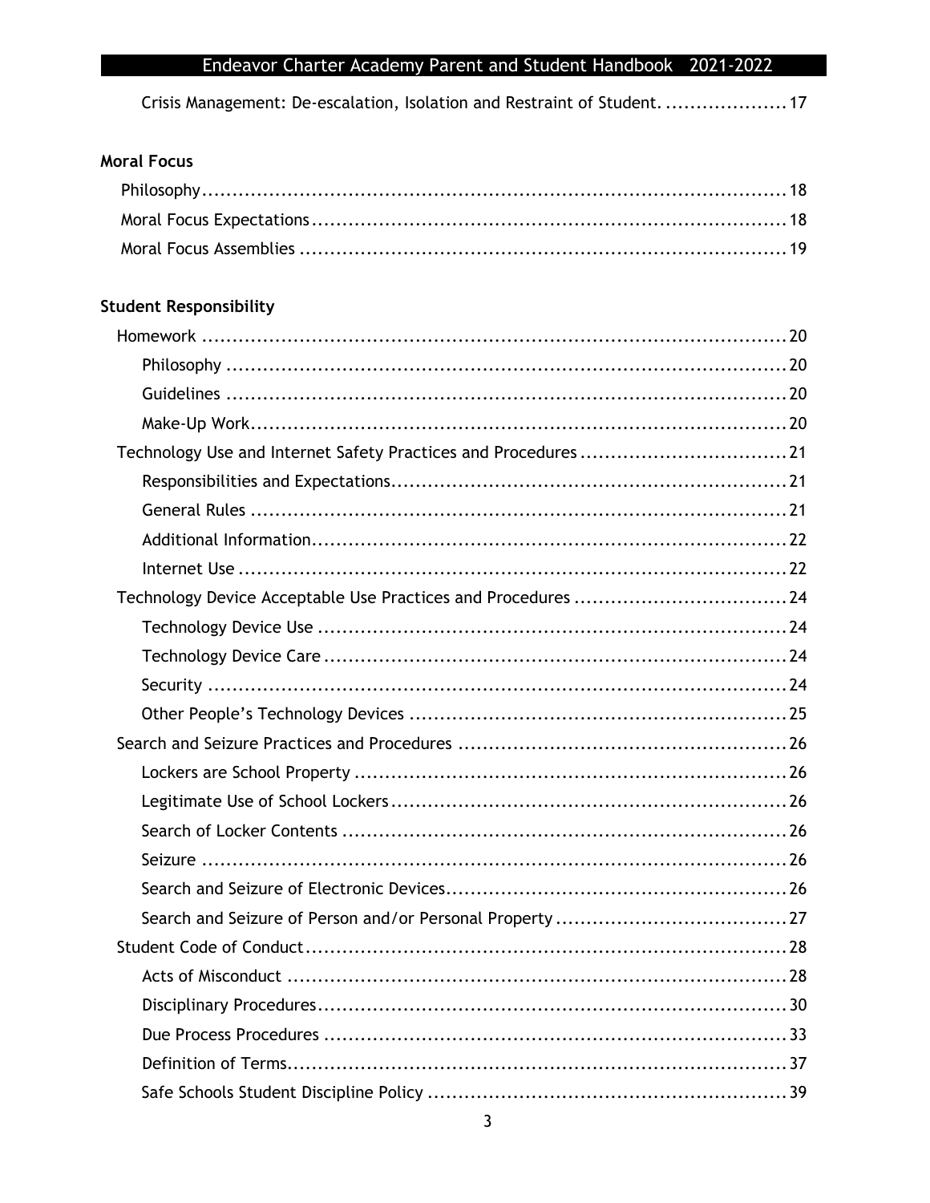Crisis Management: De-escalation, Isolation and Restraint of Student. .................... 17

**Moral Focus**

Philosophy ........................................................................................ 18
Moral Focus Expectations ...................................................................... 18
Moral Focus Assemblies ........................................................................ 19

**Student Responsibility**

- Homework ........................................................................................ 20
  - Philosophy ................................................................................... 20
  - Guidelines ................................................................................... 20
  - Make-Up Work ............................................................................... 20
- Technology Use and Internet Safety Practices and Procedures ................................. 21
  - Responsibilities and Expectations ........................................................ 21
  - General Rules ............................................................................... 21
  - Additional Information ..................................................................... 22
  - Internet Use ................................................................................. 22
- Technology Device Acceptable Use Practices and Procedures .................................. 24
  - Technology Device Use ..................................................................... 24
  - Technology Device Care .................................................................... 24
  - Security ..................................................................................... 24
  - Other People's Technology Devices ....................................................... 25
- Search and Seizure Practices and Procedures ..................................................... 26
  - Lockers are School Property ............................................................... 26
  - Legitimate Use of School Lockers ......................................................... 26
  - Search of Locker Contents ................................................................. 26
  - Seizure ...................................................................................... 26
  - Search and Seizure of Electronic Devices ................................................. 26
  - Search and Seizure of Person and/or Personal Property ................................... 27
- Student Code of Conduct ........................................................................ 28
  - Acts of Misconduct ......................................................................... 28
  - Disciplinary Procedures ..................................................................... 30
  - Due Process Procedures .................................................................... 33
  - Definition of Terms ......................................................................... 37
  - Safe Schools Student Discipline Policy ................................................... 39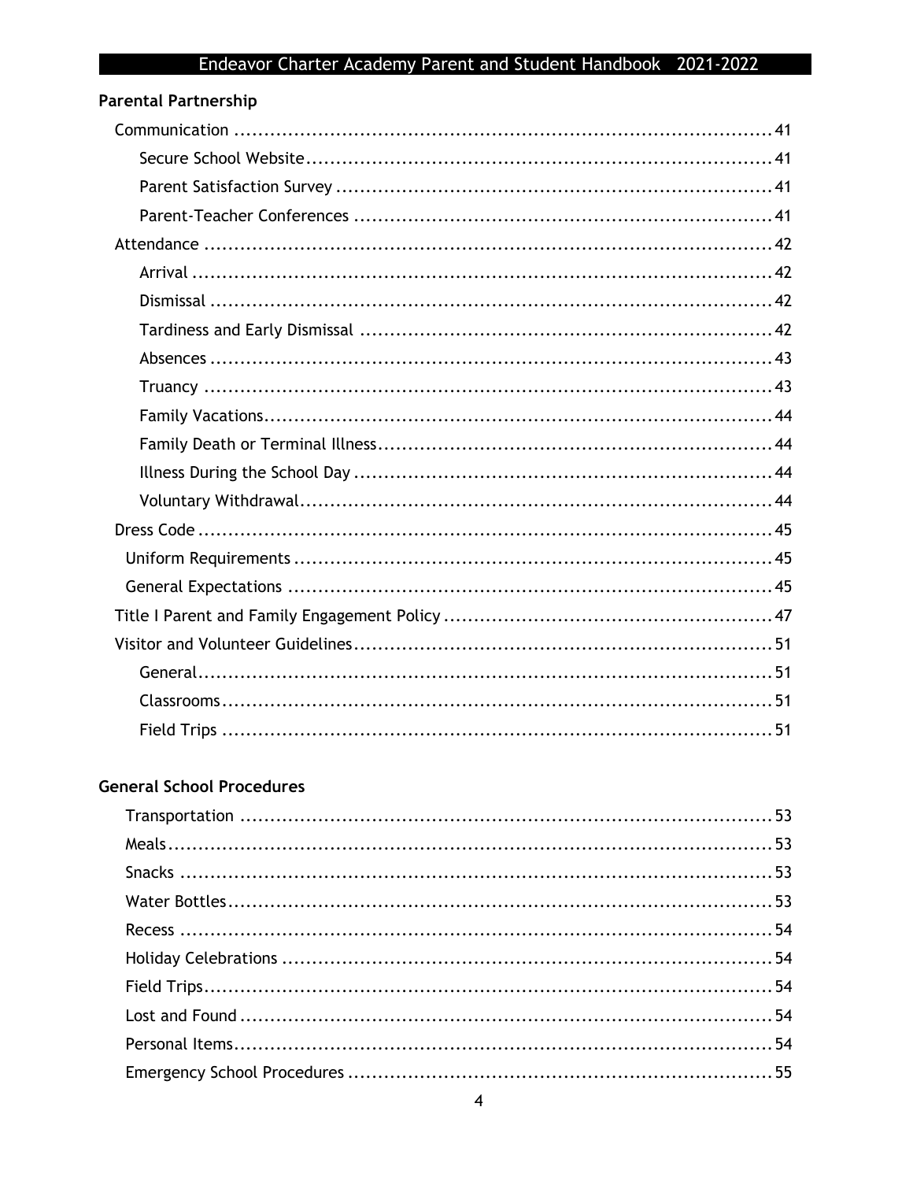**Parental Partnership**

- Communication ..... 41
    - Secure School Website ..... 41
    - Parent Satisfaction Survey ..... 41
    - Parent-Teacher Conferences ..... 41
- Attendance ..... 42
    - Arrival ..... 42
    - Dismissal ..... 42
    - Tardiness and Early Dismissal ..... 42
    - Absences ..... 43
    - Truancy ..... 43
    - Family Vacations ..... 44
    - Family Death or Terminal Illness ..... 44
    - Illness During the School Day ..... 44
    - Voluntary Withdrawal ..... 44
- Dress Code ..... 45
    - Uniform Requirements ..... 45
    - General Expectations ..... 45
- Title I Parent and Family Engagement Policy ..... 47
- Visitor and Volunteer Guidelines ..... 51
    - General ..... 51
    - Classrooms ..... 51
    - Field Trips ..... 51

**General School Procedures**

- Transportation ..... 53
- Meals ..... 53
- Snacks ..... 53
- Water Bottles ..... 53
- Recess ..... 54
- Holiday Celebrations ..... 54
- Field Trips ..... 54
- Lost and Found ..... 54
- Personal Items ..... 54
- Emergency School Procedures ..... 55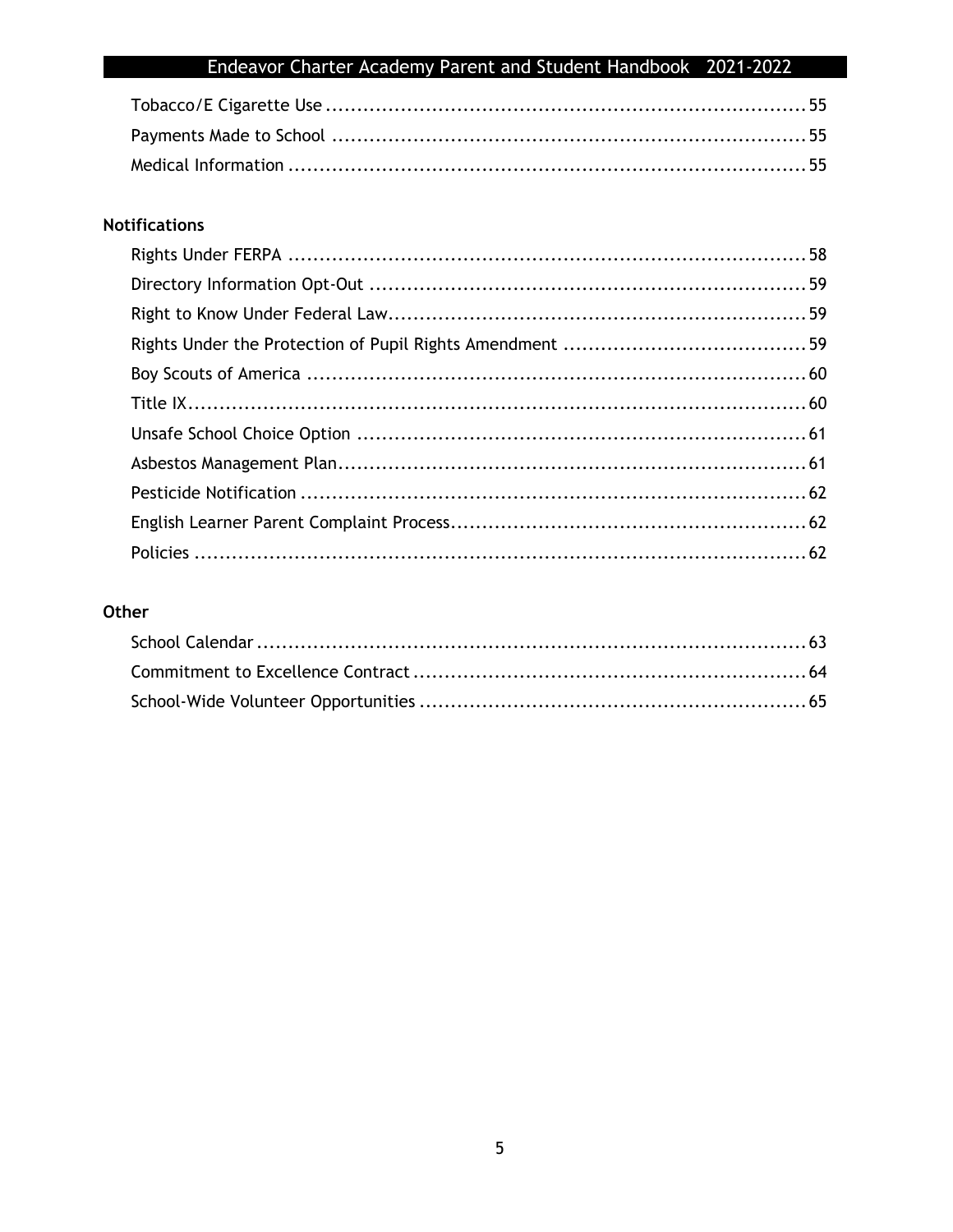Tobacco/E Cigarette Use ........................................................................ 55
Payments Made to School ........................................................................ 55
Medical Information ........................................................................ 55

**Notifications**

Rights Under FERPA ........................................................................ 58
Directory Information Opt-Out ........................................................................ 59
Right to Know Under Federal Law ........................................................................ 59
Rights Under the Protection of Pupil Rights Amendment ........................................................................ 59
Boy Scouts of America ........................................................................ 60
Title IX ........................................................................ 60
Unsafe School Choice Option ........................................................................ 61
Asbestos Management Plan ........................................................................ 61
Pesticide Notification ........................................................................ 62
English Learner Parent Complaint Process ........................................................................ 62
Policies ........................................................................ 62

**Other**

School Calendar ........................................................................ 63
Commitment to Excellence Contract ........................................................................ 64
School-Wide Volunteer Opportunities ........................................................................ 65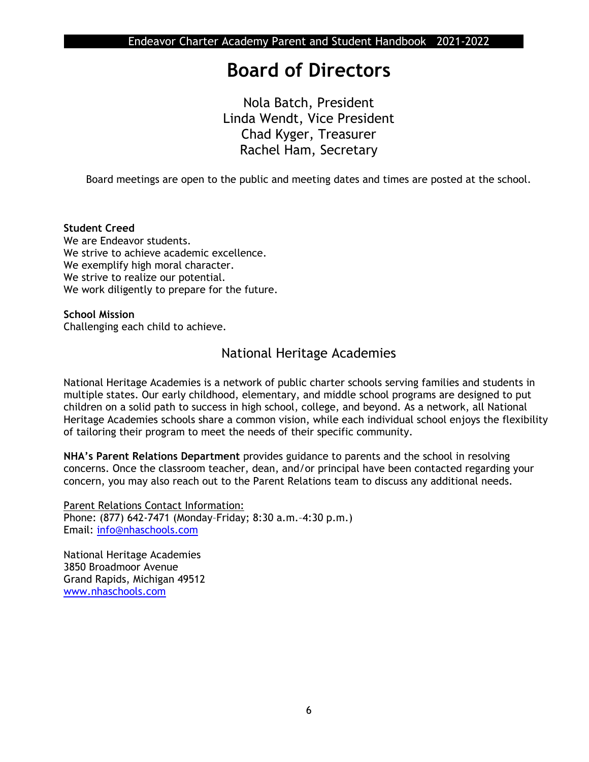# Board of Directors

Nola Batch, President
Linda Wendt, Vice President
Chad Kyger, Treasurer
Rachel Ham, Secretary

Board meetings are open to the public and meeting dates and times are posted at the school.

**Student Creed**
We are Endeavor students.
We strive to achieve academic excellence.
We exemplify high moral character.
We strive to realize our potential.
We work diligently to prepare for the future.

**School Mission**
Challenging each child to achieve.

## National Heritage Academies

National Heritage Academies is a network of public charter schools serving families and students in multiple states. Our early childhood, elementary, and middle school programs are designed to put children on a solid path to success in high school, college, and beyond. As a network, all National Heritage Academies schools share a common vision, while each individual school enjoys the flexibility of tailoring their program to meet the needs of their specific community.

**NHA's Parent Relations Department** provides guidance to parents and the school in resolving concerns. Once the classroom teacher, dean, and/or principal have been contacted regarding your concern, you may also reach out to the Parent Relations team to discuss any additional needs.

Parent Relations Contact Information:
Phone: (877) 642-7471 (Monday–Friday; 8:30 a.m.–4:30 p.m.)
Email: info@nhaschools.com

National Heritage Academies
3850 Broadmoor Avenue
Grand Rapids, Michigan 49512
www.nhaschools.com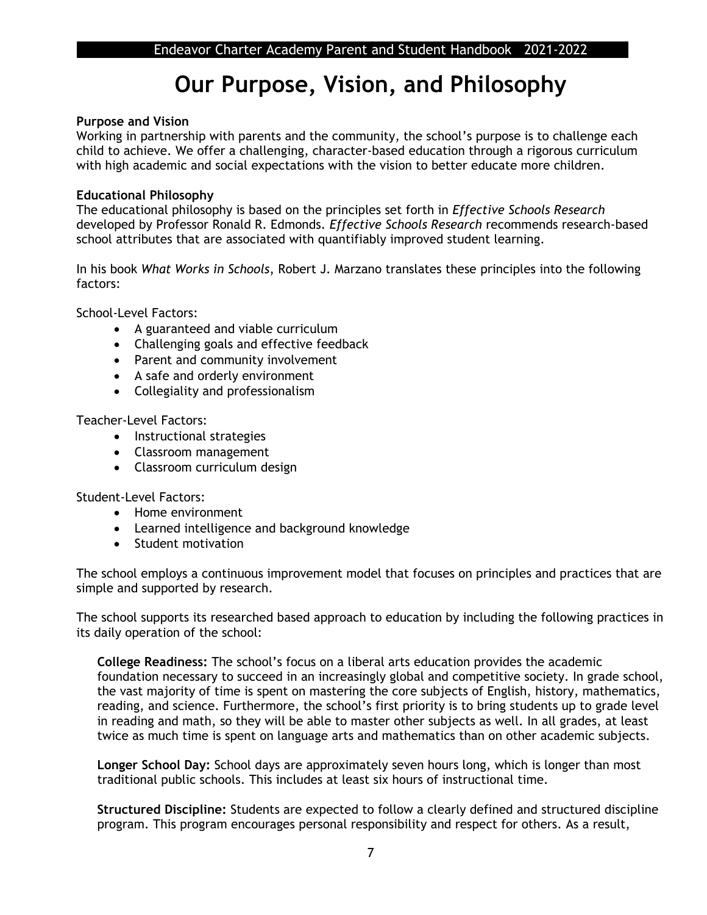# Our Purpose, Vision, and Philosophy

**Purpose and Vision**
Working in partnership with parents and the community, the school's purpose is to challenge each child to achieve. We offer a challenging, character-based education through a rigorous curriculum with high academic and social expectations with the vision to better educate more children.

**Educational Philosophy**
The educational philosophy is based on the principles set forth in *Effective Schools Research* developed by Professor Ronald R. Edmonds. *Effective Schools Research* recommends research-based school attributes that are associated with quantifiably improved student learning.

In his book *What Works in Schools*, Robert J. Marzano translates these principles into the following factors:

School-Level Factors:

- A guaranteed and viable curriculum
- Challenging goals and effective feedback
- Parent and community involvement
- A safe and orderly environment
- Collegiality and professionalism

Teacher-Level Factors:

- Instructional strategies
- Classroom management
- Classroom curriculum design

Student-Level Factors:

- Home environment
- Learned intelligence and background knowledge
- Student motivation

The school employs a continuous improvement model that focuses on principles and practices that are simple and supported by research.

The school supports its researched based approach to education by including the following practices in its daily operation of the school:

**College Readiness:** The school's focus on a liberal arts education provides the academic foundation necessary to succeed in an increasingly global and competitive society. In grade school, the vast majority of time is spent on mastering the core subjects of English, history, mathematics, reading, and science. Furthermore, the school's first priority is to bring students up to grade level in reading and math, so they will be able to master other subjects as well. In all grades, at least twice as much time is spent on language arts and mathematics than on other academic subjects.

**Longer School Day:** School days are approximately seven hours long, which is longer than most traditional public schools. This includes at least six hours of instructional time.

**Structured Discipline:** Students are expected to follow a clearly defined and structured discipline program. This program encourages personal responsibility and respect for others. As a result,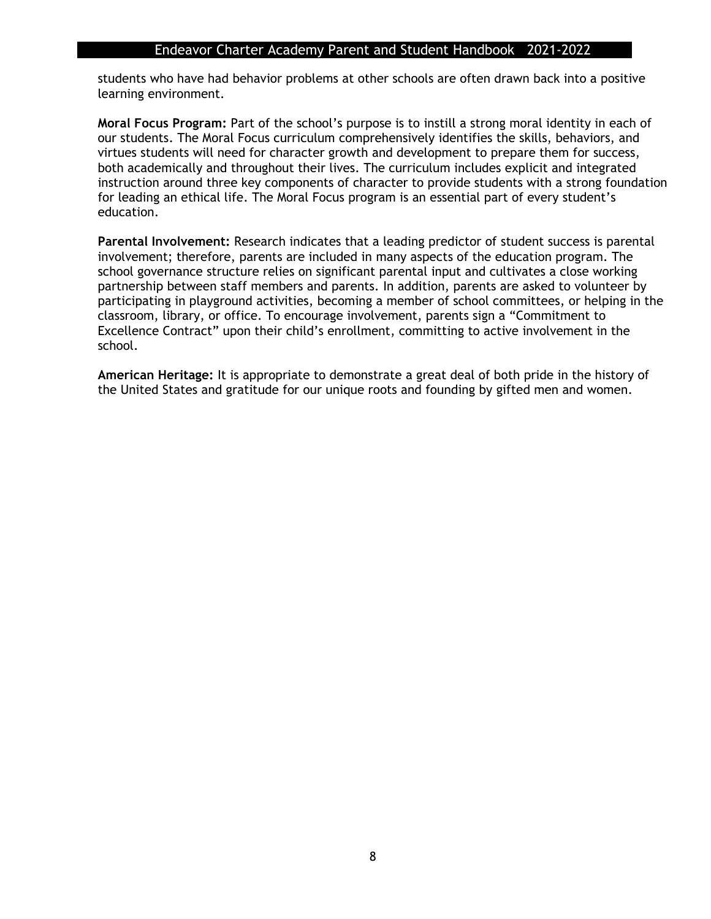students who have had behavior problems at other schools are often drawn back into a positive learning environment.

**Moral Focus Program:** Part of the school's purpose is to instill a strong moral identity in each of our students. The Moral Focus curriculum comprehensively identifies the skills, behaviors, and virtues students will need for character growth and development to prepare them for success, both academically and throughout their lives. The curriculum includes explicit and integrated instruction around three key components of character to provide students with a strong foundation for leading an ethical life. The Moral Focus program is an essential part of every student's education.

**Parental Involvement:** Research indicates that a leading predictor of student success is parental involvement; therefore, parents are included in many aspects of the education program. The school governance structure relies on significant parental input and cultivates a close working partnership between staff members and parents. In addition, parents are asked to volunteer by participating in playground activities, becoming a member of school committees, or helping in the classroom, library, or office. To encourage involvement, parents sign a "Commitment to Excellence Contract" upon their child's enrollment, committing to active involvement in the school.

**American Heritage:** It is appropriate to demonstrate a great deal of both pride in the history of the United States and gratitude for our unique roots and founding by gifted men and women.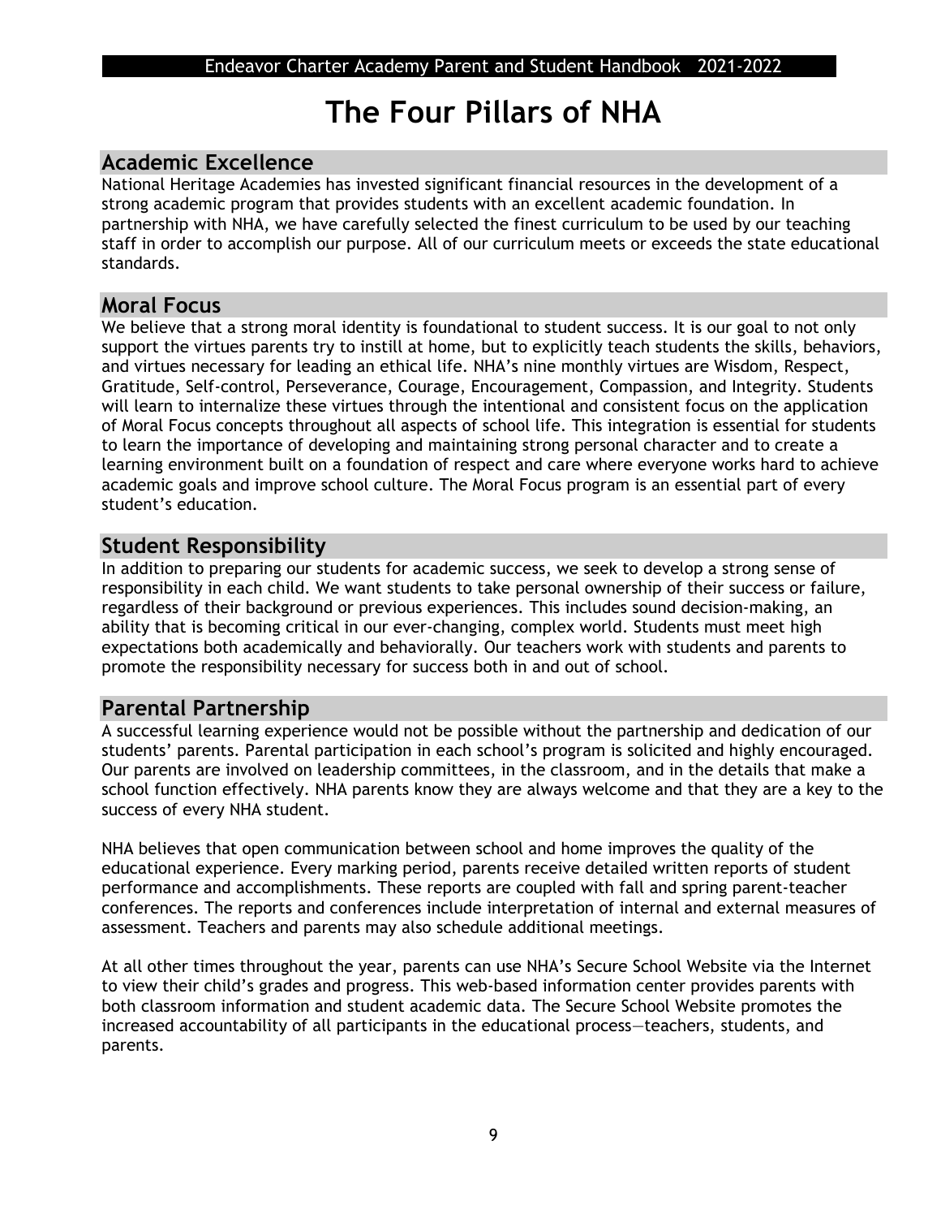# The Four Pillars of NHA

## Academic Excellence

National Heritage Academies has invested significant financial resources in the development of a strong academic program that provides students with an excellent academic foundation. In partnership with NHA, we have carefully selected the finest curriculum to be used by our teaching staff in order to accomplish our purpose. All of our curriculum meets or exceeds the state educational standards.

## Moral Focus

We believe that a strong moral identity is foundational to student success. It is our goal to not only support the virtues parents try to instill at home, but to explicitly teach students the skills, behaviors, and virtues necessary for leading an ethical life. NHA's nine monthly virtues are Wisdom, Respect, Gratitude, Self-control, Perseverance, Courage, Encouragement, Compassion, and Integrity. Students will learn to internalize these virtues through the intentional and consistent focus on the application of Moral Focus concepts throughout all aspects of school life. This integration is essential for students to learn the importance of developing and maintaining strong personal character and to create a learning environment built on a foundation of respect and care where everyone works hard to achieve academic goals and improve school culture. The Moral Focus program is an essential part of every student's education.

## Student Responsibility

In addition to preparing our students for academic success, we seek to develop a strong sense of responsibility in each child. We want students to take personal ownership of their success or failure, regardless of their background or previous experiences. This includes sound decision-making, an ability that is becoming critical in our ever-changing, complex world. Students must meet high expectations both academically and behaviorally. Our teachers work with students and parents to promote the responsibility necessary for success both in and out of school.

## Parental Partnership

A successful learning experience would not be possible without the partnership and dedication of our students' parents. Parental participation in each school's program is solicited and highly encouraged. Our parents are involved on leadership committees, in the classroom, and in the details that make a school function effectively. NHA parents know they are always welcome and that they are a key to the success of every NHA student.

NHA believes that open communication between school and home improves the quality of the educational experience. Every marking period, parents receive detailed written reports of student performance and accomplishments. These reports are coupled with fall and spring parent-teacher conferences. The reports and conferences include interpretation of internal and external measures of assessment. Teachers and parents may also schedule additional meetings.

At all other times throughout the year, parents can use NHA's Secure School Website via the Internet to view their child's grades and progress. This web-based information center provides parents with both classroom information and student academic data. The Secure School Website promotes the increased accountability of all participants in the educational process—teachers, students, and parents.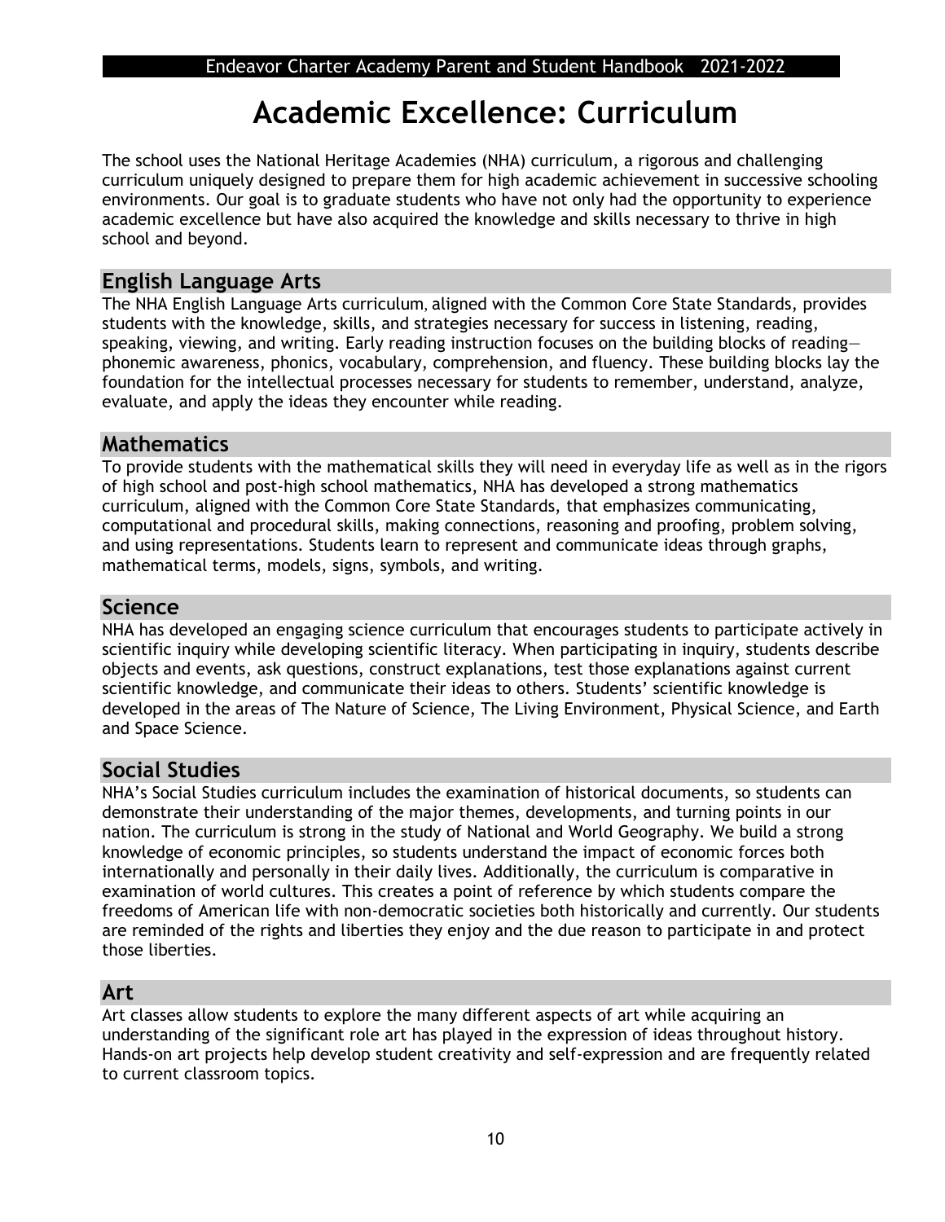# Academic Excellence: Curriculum

The school uses the National Heritage Academies (NHA) curriculum, a rigorous and challenging curriculum uniquely designed to prepare them for high academic achievement in successive schooling environments. Our goal is to graduate students who have not only had the opportunity to experience academic excellence but have also acquired the knowledge and skills necessary to thrive in high school and beyond.

## English Language Arts

The NHA English Language Arts curriculum, aligned with the Common Core State Standards, provides students with the knowledge, skills, and strategies necessary for success in listening, reading, speaking, viewing, and writing. Early reading instruction focuses on the building blocks of reading—phonemic awareness, phonics, vocabulary, comprehension, and fluency. These building blocks lay the foundation for the intellectual processes necessary for students to remember, understand, analyze, evaluate, and apply the ideas they encounter while reading.

## Mathematics

To provide students with the mathematical skills they will need in everyday life as well as in the rigors of high school and post-high school mathematics, NHA has developed a strong mathematics curriculum, aligned with the Common Core State Standards, that emphasizes communicating, computational and procedural skills, making connections, reasoning and proofing, problem solving, and using representations. Students learn to represent and communicate ideas through graphs, mathematical terms, models, signs, symbols, and writing.

## Science

NHA has developed an engaging science curriculum that encourages students to participate actively in scientific inquiry while developing scientific literacy. When participating in inquiry, students describe objects and events, ask questions, construct explanations, test those explanations against current scientific knowledge, and communicate their ideas to others. Students' scientific knowledge is developed in the areas of The Nature of Science, The Living Environment, Physical Science, and Earth and Space Science.

## Social Studies

NHA's Social Studies curriculum includes the examination of historical documents, so students can demonstrate their understanding of the major themes, developments, and turning points in our nation. The curriculum is strong in the study of National and World Geography. We build a strong knowledge of economic principles, so students understand the impact of economic forces both internationally and personally in their daily lives. Additionally, the curriculum is comparative in examination of world cultures. This creates a point of reference by which students compare the freedoms of American life with non-democratic societies both historically and currently. Our students are reminded of the rights and liberties they enjoy and the due reason to participate in and protect those liberties.

## Art

Art classes allow students to explore the many different aspects of art while acquiring an understanding of the significant role art has played in the expression of ideas throughout history. Hands-on art projects help develop student creativity and self-expression and are frequently related to current classroom topics.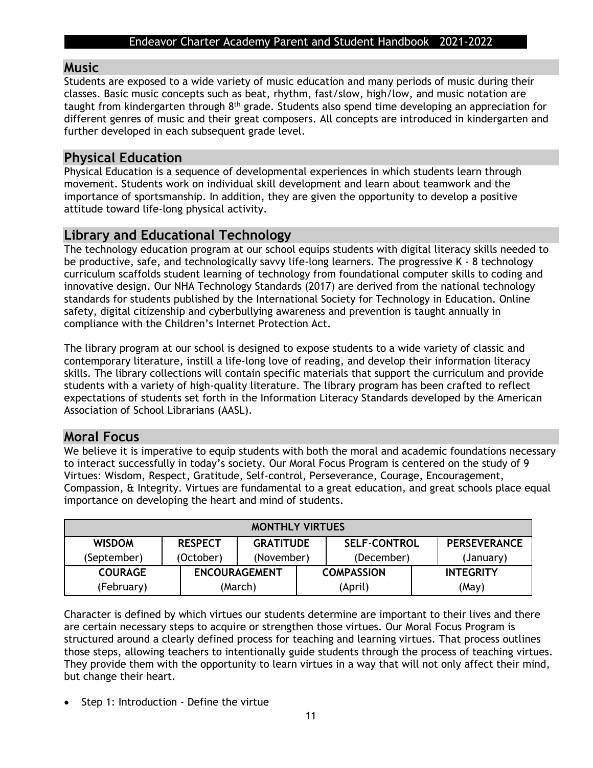## Music

Students are exposed to a wide variety of music education and many periods of music during their classes. Basic music concepts such as beat, rhythm, fast/slow, high/low, and music notation are taught from kindergarten through 8th grade. Students also spend time developing an appreciation for different genres of music and their great composers. All concepts are introduced in kindergarten and further developed in each subsequent grade level.

## Physical Education

Physical Education is a sequence of developmental experiences in which students learn through movement. Students work on individual skill development and learn about teamwork and the importance of sportsmanship. In addition, they are given the opportunity to develop a positive attitude toward life-long physical activity.

## Library and Educational Technology

The technology education program at our school equips students with digital literacy skills needed to be productive, safe, and technologically savvy life-long learners. The progressive K - 8 technology curriculum scaffolds student learning of technology from foundational computer skills to coding and innovative design. Our NHA Technology Standards (2017) are derived from the national technology standards for students published by the International Society for Technology in Education. Online safety, digital citizenship and cyberbullying awareness and prevention is taught annually in compliance with the Children's Internet Protection Act.

The library program at our school is designed to expose students to a wide variety of classic and contemporary literature, instill a life-long love of reading, and develop their information literacy skills. The library collections will contain specific materials that support the curriculum and provide students with a variety of high-quality literature. The library program has been crafted to reflect expectations of students set forth in the Information Literacy Standards developed by the American Association of School Librarians (AASL).

## Moral Focus

We believe it is imperative to equip students with both the moral and academic foundations necessary to interact successfully in today's society. Our Moral Focus Program is centered on the study of 9 Virtues: Wisdom, Respect, Gratitude, Self-control, Perseverance, Courage, Encouragement, Compassion, & Integrity. Virtues are fundamental to a great education, and great schools place equal importance on developing the heart and mind of students.

| MONTHLY VIRTUES | | | | |
|---|---|---|---|---|
| **WISDOM** (September) | **RESPECT** (October) | **GRATITUDE** (November) | **SELF-CONTROL** (December) | **PERSEVERANCE** (January) |
| **COURAGE** (February) | **ENCOURAGEMENT** (March) | **COMPASSION** (April) | **INTEGRITY** (May) | |

Character is defined by which virtues our students determine are important to their lives and there are certain necessary steps to acquire or strengthen those virtues. Our Moral Focus Program is structured around a clearly defined process for teaching and learning virtues. That process outlines those steps, allowing teachers to intentionally guide students through the process of teaching virtues. They provide them with the opportunity to learn virtues in a way that will not only affect their mind, but change their heart.

- Step 1: Introduction - Define the virtue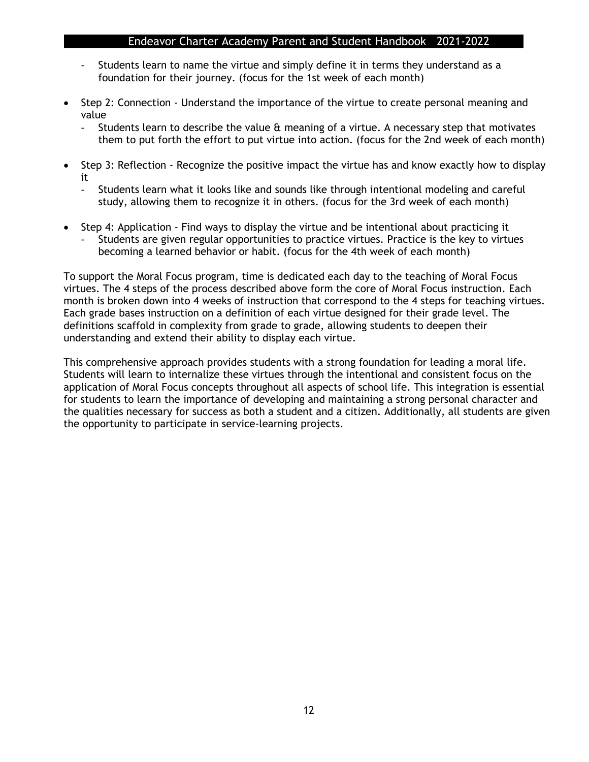- Students learn to name the virtue and simply define it in terms they understand as a foundation for their journey. (focus for the 1st week of each month)

- Step 2: Connection - Understand the importance of the virtue to create personal meaning and value
  - Students learn to describe the value & meaning of a virtue. A necessary step that motivates them to put forth the effort to put virtue into action. (focus for the 2nd week of each month)

- Step 3: Reflection - Recognize the positive impact the virtue has and know exactly how to display it
  - Students learn what it looks like and sounds like through intentional modeling and careful study, allowing them to recognize it in others. (focus for the 3rd week of each month)

- Step 4: Application - Find ways to display the virtue and be intentional about practicing it
  - Students are given regular opportunities to practice virtues. Practice is the key to virtues becoming a learned behavior or habit. (focus for the 4th week of each month)

To support the Moral Focus program, time is dedicated each day to the teaching of Moral Focus virtues. The 4 steps of the process described above form the core of Moral Focus instruction. Each month is broken down into 4 weeks of instruction that correspond to the 4 steps for teaching virtues. Each grade bases instruction on a definition of each virtue designed for their grade level. The definitions scaffold in complexity from grade to grade, allowing students to deepen their understanding and extend their ability to display each virtue.

This comprehensive approach provides students with a strong foundation for leading a moral life. Students will learn to internalize these virtues through the intentional and consistent focus on the application of Moral Focus concepts throughout all aspects of school life. This integration is essential for students to learn the importance of developing and maintaining a strong personal character and the qualities necessary for success as both a student and a citizen. Additionally, all students are given the opportunity to participate in service-learning projects.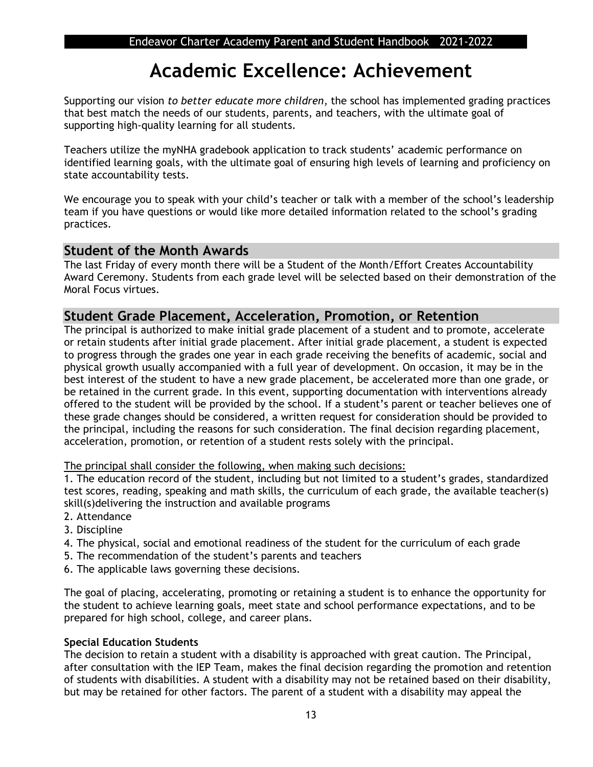# Academic Excellence: Achievement

Supporting our vision *to better educate more children*, the school has implemented grading practices that best match the needs of our students, parents, and teachers, with the ultimate goal of supporting high-quality learning for all students.

Teachers utilize the myNHA gradebook application to track students' academic performance on identified learning goals, with the ultimate goal of ensuring high levels of learning and proficiency on state accountability tests.

We encourage you to speak with your child's teacher or talk with a member of the school's leadership team if you have questions or would like more detailed information related to the school's grading practices.

## Student of the Month Awards

The last Friday of every month there will be a Student of the Month/Effort Creates Accountability Award Ceremony. Students from each grade level will be selected based on their demonstration of the Moral Focus virtues.

## Student Grade Placement, Acceleration, Promotion, or Retention

The principal is authorized to make initial grade placement of a student and to promote, accelerate or retain students after initial grade placement. After initial grade placement, a student is expected to progress through the grades one year in each grade receiving the benefits of academic, social and physical growth usually accompanied with a full year of development. On occasion, it may be in the best interest of the student to have a new grade placement, be accelerated more than one grade, or be retained in the current grade. In this event, supporting documentation with interventions already offered to the student will be provided by the school. If a student's parent or teacher believes one of these grade changes should be considered, a written request for consideration should be provided to the principal, including the reasons for such consideration. The final decision regarding placement, acceleration, promotion, or retention of a student rests solely with the principal.

<u>The principal shall consider the following, when making such decisions:</u>

1. The education record of the student, including but not limited to a student's grades, standardized test scores, reading, speaking and math skills, the curriculum of each grade, the available teacher(s) skill(s)delivering the instruction and available programs
2. Attendance
3. Discipline
4. The physical, social and emotional readiness of the student for the curriculum of each grade
5. The recommendation of the student's parents and teachers
6. The applicable laws governing these decisions.

The goal of placing, accelerating, promoting or retaining a student is to enhance the opportunity for the student to achieve learning goals, meet state and school performance expectations, and to be prepared for high school, college, and career plans.

**Special Education Students**

The decision to retain a student with a disability is approached with great caution. The Principal, after consultation with the IEP Team, makes the final decision regarding the promotion and retention of students with disabilities. A student with a disability may not be retained based on their disability, but may be retained for other factors. The parent of a student with a disability may appeal the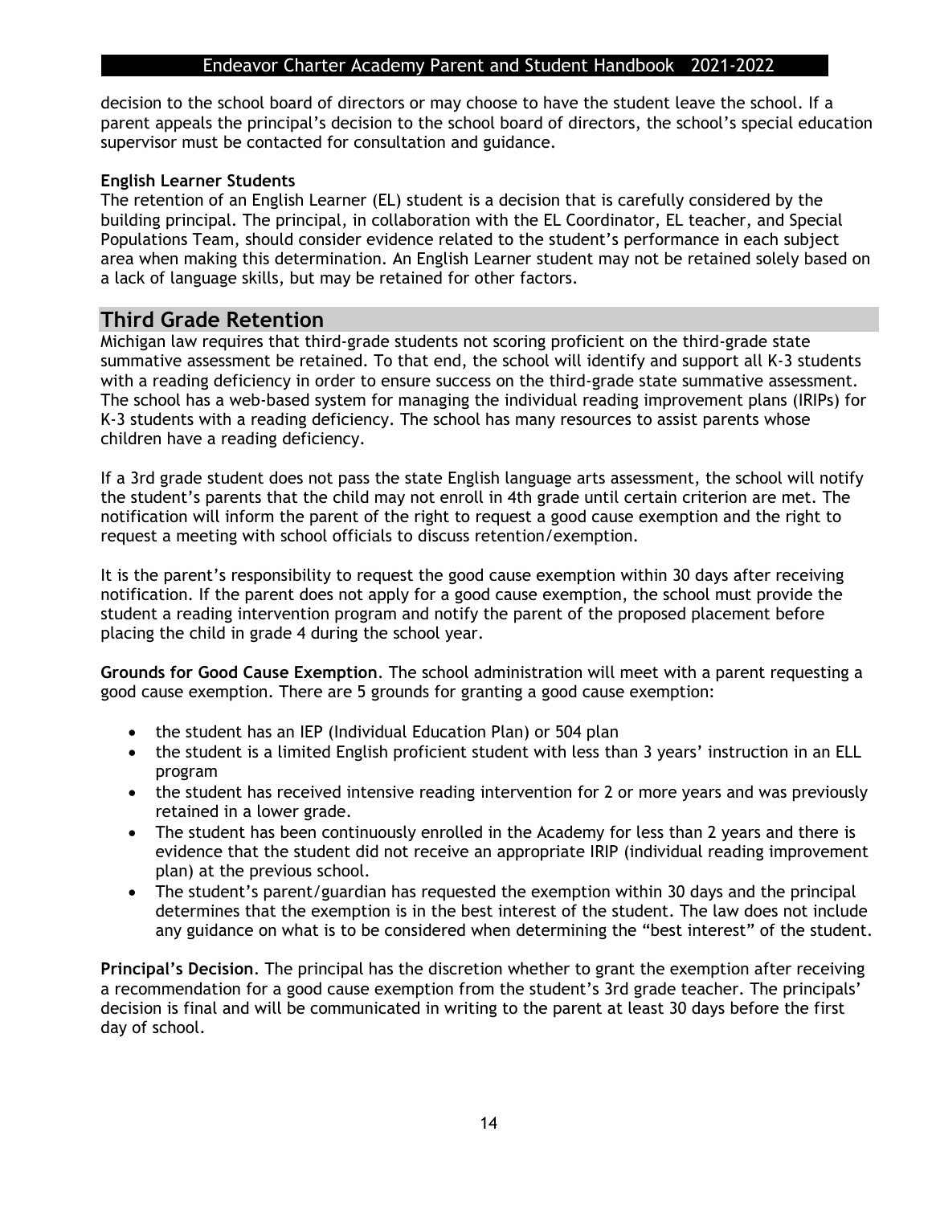decision to the school board of directors or may choose to have the student leave the school. If a parent appeals the principal's decision to the school board of directors, the school's special education supervisor must be contacted for consultation and guidance.

**English Learner Students**

The retention of an English Learner (EL) student is a decision that is carefully considered by the building principal. The principal, in collaboration with the EL Coordinator, EL teacher, and Special Populations Team, should consider evidence related to the student's performance in each subject area when making this determination. An English Learner student may not be retained solely based on a lack of language skills, but may be retained for other factors.

## Third Grade Retention

Michigan law requires that third-grade students not scoring proficient on the third-grade state summative assessment be retained. To that end, the school will identify and support all K-3 students with a reading deficiency in order to ensure success on the third-grade state summative assessment. The school has a web-based system for managing the individual reading improvement plans (IRIPs) for K-3 students with a reading deficiency. The school has many resources to assist parents whose children have a reading deficiency.

If a 3rd grade student does not pass the state English language arts assessment, the school will notify the student's parents that the child may not enroll in 4th grade until certain criterion are met. The notification will inform the parent of the right to request a good cause exemption and the right to request a meeting with school officials to discuss retention/exemption.

It is the parent's responsibility to request the good cause exemption within 30 days after receiving notification. If the parent does not apply for a good cause exemption, the school must provide the student a reading intervention program and notify the parent of the proposed placement before placing the child in grade 4 during the school year.

**Grounds for Good Cause Exemption**. The school administration will meet with a parent requesting a good cause exemption. There are 5 grounds for granting a good cause exemption:

- the student has an IEP (Individual Education Plan) or 504 plan
- the student is a limited English proficient student with less than 3 years' instruction in an ELL program
- the student has received intensive reading intervention for 2 or more years and was previously retained in a lower grade.
- The student has been continuously enrolled in the Academy for less than 2 years and there is evidence that the student did not receive an appropriate IRIP (individual reading improvement plan) at the previous school.
- The student's parent/guardian has requested the exemption within 30 days and the principal determines that the exemption is in the best interest of the student. The law does not include any guidance on what is to be considered when determining the "best interest" of the student.

**Principal's Decision**. The principal has the discretion whether to grant the exemption after receiving a recommendation for a good cause exemption from the student's 3rd grade teacher. The principals' decision is final and will be communicated in writing to the parent at least 30 days before the first day of school.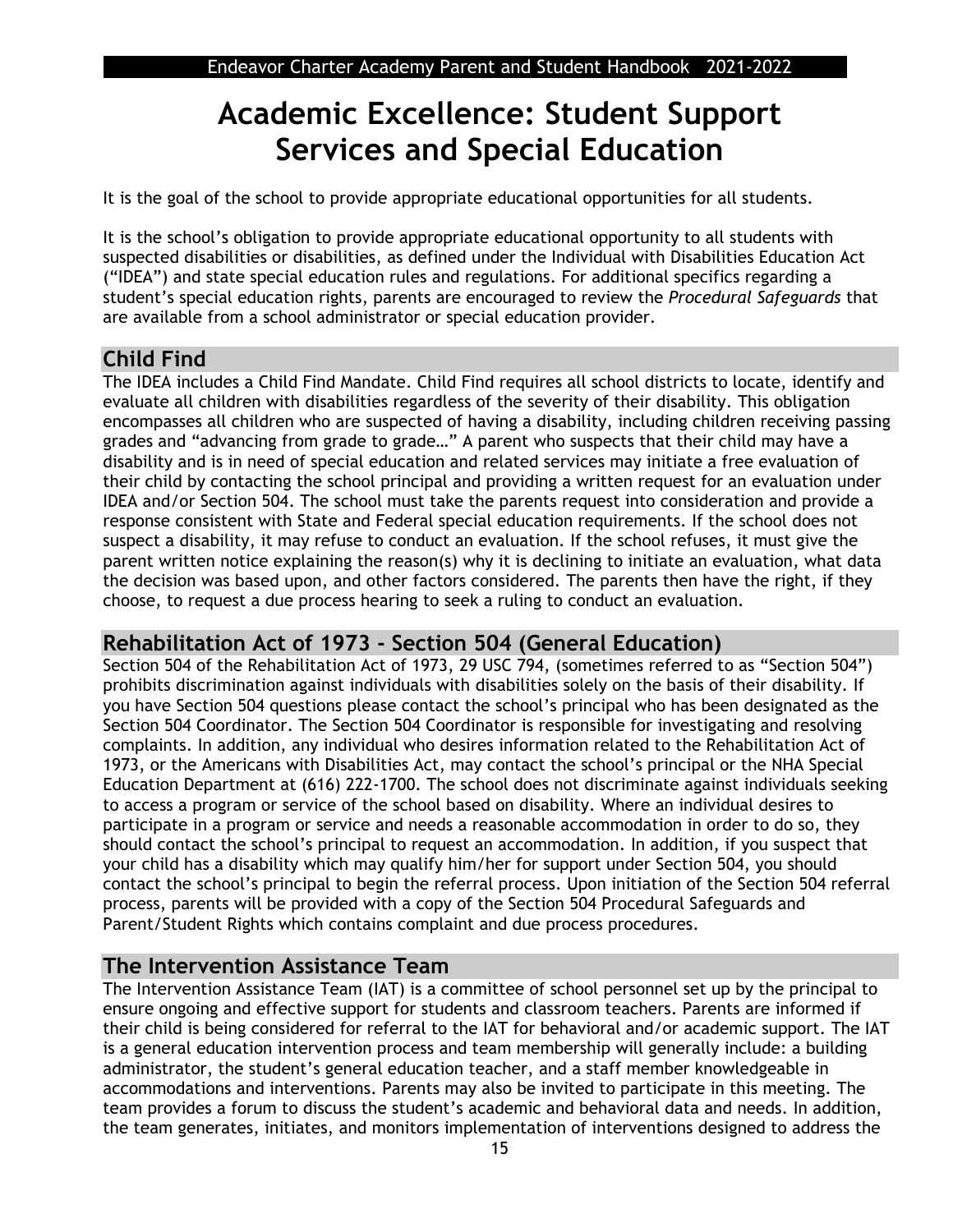# Academic Excellence: Student Support Services and Special Education

It is the goal of the school to provide appropriate educational opportunities for all students.

It is the school's obligation to provide appropriate educational opportunity to all students with suspected disabilities or disabilities, as defined under the Individual with Disabilities Education Act ("IDEA") and state special education rules and regulations. For additional specifics regarding a student's special education rights, parents are encouraged to review the *Procedural Safeguards* that are available from a school administrator or special education provider.

## Child Find

The IDEA includes a Child Find Mandate. Child Find requires all school districts to locate, identify and evaluate all children with disabilities regardless of the severity of their disability. This obligation encompasses all children who are suspected of having a disability, including children receiving passing grades and "advancing from grade to grade…" A parent who suspects that their child may have a disability and is in need of special education and related services may initiate a free evaluation of their child by contacting the school principal and providing a written request for an evaluation under IDEA and/or Section 504. The school must take the parents request into consideration and provide a response consistent with State and Federal special education requirements. If the school does not suspect a disability, it may refuse to conduct an evaluation. If the school refuses, it must give the parent written notice explaining the reason(s) why it is declining to initiate an evaluation, what data the decision was based upon, and other factors considered. The parents then have the right, if they choose, to request a due process hearing to seek a ruling to conduct an evaluation.

## Rehabilitation Act of 1973 - Section 504 (General Education)

Section 504 of the Rehabilitation Act of 1973, 29 USC 794, (sometimes referred to as "Section 504") prohibits discrimination against individuals with disabilities solely on the basis of their disability. If you have Section 504 questions please contact the school's principal who has been designated as the Section 504 Coordinator. The Section 504 Coordinator is responsible for investigating and resolving complaints. In addition, any individual who desires information related to the Rehabilitation Act of 1973, or the Americans with Disabilities Act, may contact the school's principal or the NHA Special Education Department at (616) 222-1700. The school does not discriminate against individuals seeking to access a program or service of the school based on disability. Where an individual desires to participate in a program or service and needs a reasonable accommodation in order to do so, they should contact the school's principal to request an accommodation. In addition, if you suspect that your child has a disability which may qualify him/her for support under Section 504, you should contact the school's principal to begin the referral process. Upon initiation of the Section 504 referral process, parents will be provided with a copy of the Section 504 Procedural Safeguards and Parent/Student Rights which contains complaint and due process procedures.

## The Intervention Assistance Team

The Intervention Assistance Team (IAT) is a committee of school personnel set up by the principal to ensure ongoing and effective support for students and classroom teachers. Parents are informed if their child is being considered for referral to the IAT for behavioral and/or academic support. The IAT is a general education intervention process and team membership will generally include: a building administrator, the student's general education teacher, and a staff member knowledgeable in accommodations and interventions. Parents may also be invited to participate in this meeting. The team provides a forum to discuss the student's academic and behavioral data and needs. In addition, the team generates, initiates, and monitors implementation of interventions designed to address the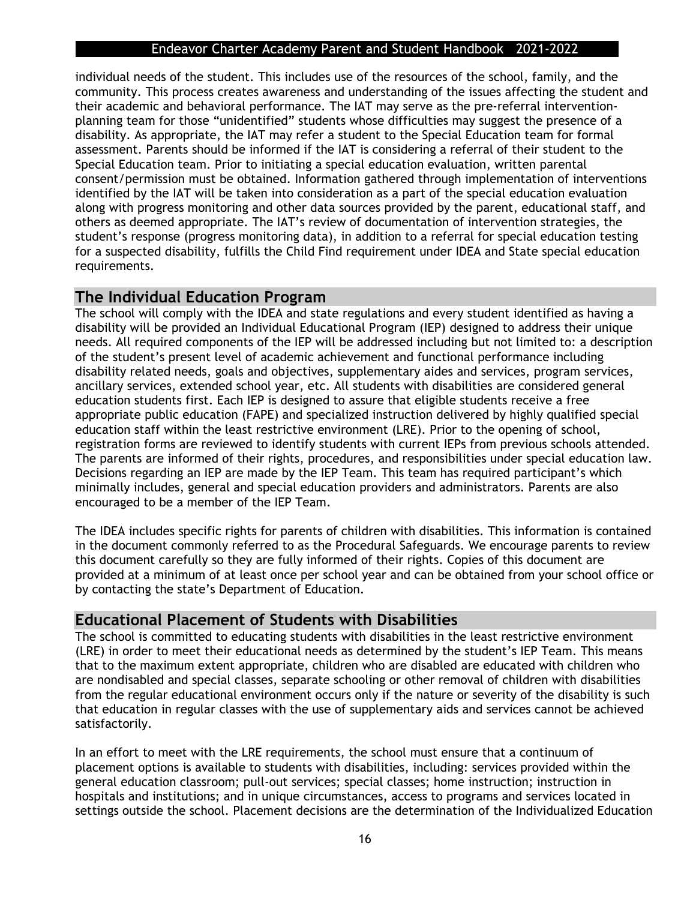individual needs of the student. This includes use of the resources of the school, family, and the community. This process creates awareness and understanding of the issues affecting the student and their academic and behavioral performance. The IAT may serve as the pre-referral intervention-planning team for those “unidentified” students whose difficulties may suggest the presence of a disability. As appropriate, the IAT may refer a student to the Special Education team for formal assessment. Parents should be informed if the IAT is considering a referral of their student to the Special Education team. Prior to initiating a special education evaluation, written parental consent/permission must be obtained. Information gathered through implementation of interventions identified by the IAT will be taken into consideration as a part of the special education evaluation along with progress monitoring and other data sources provided by the parent, educational staff, and others as deemed appropriate. The IAT's review of documentation of intervention strategies, the student's response (progress monitoring data), in addition to a referral for special education testing for a suspected disability, fulfills the Child Find requirement under IDEA and State special education requirements.

## The Individual Education Program

The school will comply with the IDEA and state regulations and every student identified as having a disability will be provided an Individual Educational Program (IEP) designed to address their unique needs. All required components of the IEP will be addressed including but not limited to: a description of the student's present level of academic achievement and functional performance including disability related needs, goals and objectives, supplementary aides and services, program services, ancillary services, extended school year, etc. All students with disabilities are considered general education students first. Each IEP is designed to assure that eligible students receive a free appropriate public education (FAPE) and specialized instruction delivered by highly qualified special education staff within the least restrictive environment (LRE). Prior to the opening of school, registration forms are reviewed to identify students with current IEPs from previous schools attended. The parents are informed of their rights, procedures, and responsibilities under special education law. Decisions regarding an IEP are made by the IEP Team. This team has required participant's which minimally includes, general and special education providers and administrators. Parents are also encouraged to be a member of the IEP Team.

The IDEA includes specific rights for parents of children with disabilities. This information is contained in the document commonly referred to as the Procedural Safeguards. We encourage parents to review this document carefully so they are fully informed of their rights. Copies of this document are provided at a minimum of at least once per school year and can be obtained from your school office or by contacting the state's Department of Education.

## Educational Placement of Students with Disabilities

The school is committed to educating students with disabilities in the least restrictive environment (LRE) in order to meet their educational needs as determined by the student's IEP Team. This means that to the maximum extent appropriate, children who are disabled are educated with children who are nondisabled and special classes, separate schooling or other removal of children with disabilities from the regular educational environment occurs only if the nature or severity of the disability is such that education in regular classes with the use of supplementary aids and services cannot be achieved satisfactorily.

In an effort to meet with the LRE requirements, the school must ensure that a continuum of placement options is available to students with disabilities, including: services provided within the general education classroom; pull-out services; special classes; home instruction; instruction in hospitals and institutions; and in unique circumstances, access to programs and services located in settings outside the school. Placement decisions are the determination of the Individualized Education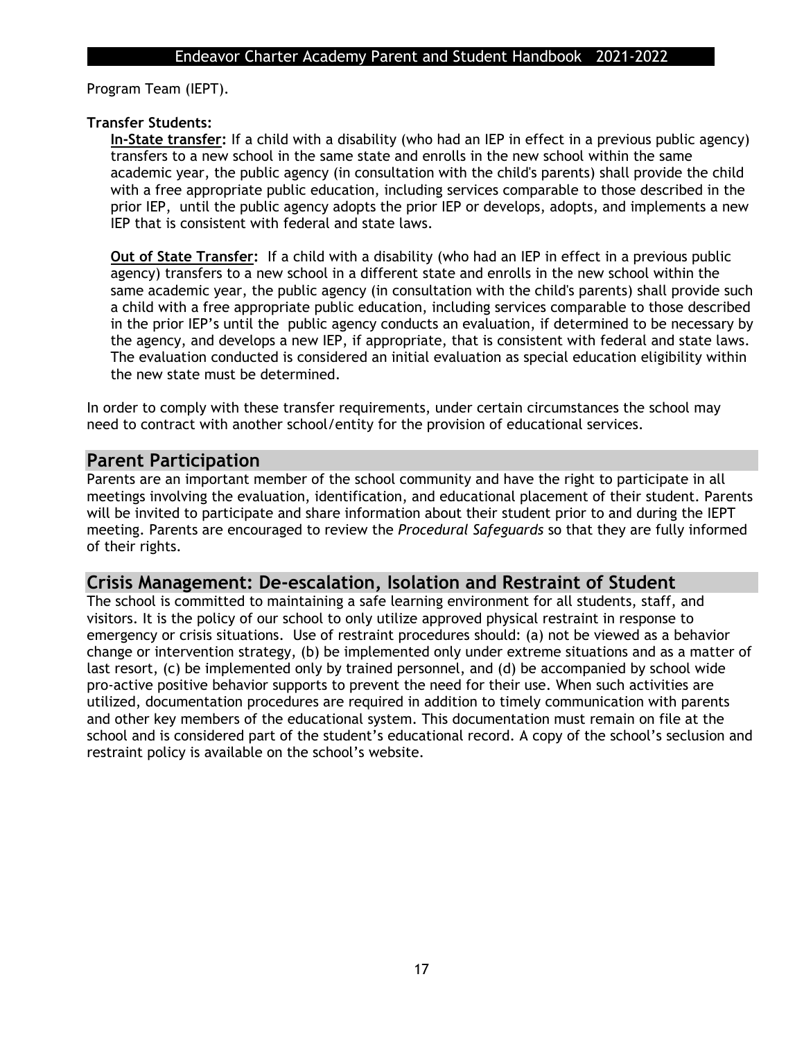Program Team (IEPT).

**Transfer Students:**

**In-State transfer:** If a child with a disability (who had an IEP in effect in a previous public agency) transfers to a new school in the same state and enrolls in the new school within the same academic year, the public agency (in consultation with the child's parents) shall provide the child with a free appropriate public education, including services comparable to those described in the prior IEP, until the public agency adopts the prior IEP or develops, adopts, and implements a new IEP that is consistent with federal and state laws.

**Out of State Transfer:** If a child with a disability (who had an IEP in effect in a previous public agency) transfers to a new school in a different state and enrolls in the new school within the same academic year, the public agency (in consultation with the child's parents) shall provide such a child with a free appropriate public education, including services comparable to those described in the prior IEP's until the public agency conducts an evaluation, if determined to be necessary by the agency, and develops a new IEP, if appropriate, that is consistent with federal and state laws. The evaluation conducted is considered an initial evaluation as special education eligibility within the new state must be determined.

In order to comply with these transfer requirements, under certain circumstances the school may need to contract with another school/entity for the provision of educational services.

## Parent Participation

Parents are an important member of the school community and have the right to participate in all meetings involving the evaluation, identification, and educational placement of their student. Parents will be invited to participate and share information about their student prior to and during the IEPT meeting. Parents are encouraged to review the *Procedural Safeguards* so that they are fully informed of their rights.

## Crisis Management: De-escalation, Isolation and Restraint of Student

The school is committed to maintaining a safe learning environment for all students, staff, and visitors. It is the policy of our school to only utilize approved physical restraint in response to emergency or crisis situations. Use of restraint procedures should: (a) not be viewed as a behavior change or intervention strategy, (b) be implemented only under extreme situations and as a matter of last resort, (c) be implemented only by trained personnel, and (d) be accompanied by school wide pro-active positive behavior supports to prevent the need for their use. When such activities are utilized, documentation procedures are required in addition to timely communication with parents and other key members of the educational system. This documentation must remain on file at the school and is considered part of the student's educational record. A copy of the school's seclusion and restraint policy is available on the school's website.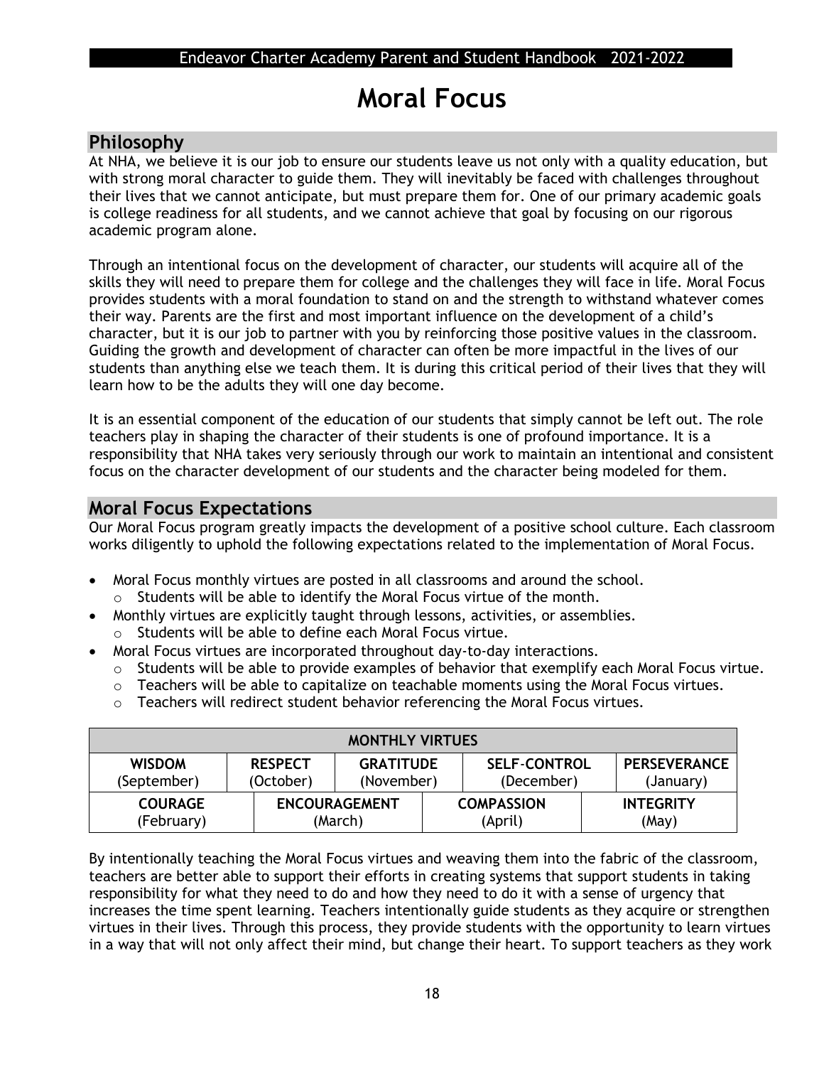# Moral Focus

## Philosophy

At NHA, we believe it is our job to ensure our students leave us not only with a quality education, but with strong moral character to guide them. They will inevitably be faced with challenges throughout their lives that we cannot anticipate, but must prepare them for. One of our primary academic goals is college readiness for all students, and we cannot achieve that goal by focusing on our rigorous academic program alone.

Through an intentional focus on the development of character, our students will acquire all of the skills they will need to prepare them for college and the challenges they will face in life. Moral Focus provides students with a moral foundation to stand on and the strength to withstand whatever comes their way. Parents are the first and most important influence on the development of a child's character, but it is our job to partner with you by reinforcing those positive values in the classroom. Guiding the growth and development of character can often be more impactful in the lives of our students than anything else we teach them. It is during this critical period of their lives that they will learn how to be the adults they will one day become.

It is an essential component of the education of our students that simply cannot be left out. The role teachers play in shaping the character of their students is one of profound importance. It is a responsibility that NHA takes very seriously through our work to maintain an intentional and consistent focus on the character development of our students and the character being modeled for them.

## Moral Focus Expectations

Our Moral Focus program greatly impacts the development of a positive school culture. Each classroom works diligently to uphold the following expectations related to the implementation of Moral Focus.

- Moral Focus monthly virtues are posted in all classrooms and around the school.
  - Students will be able to identify the Moral Focus virtue of the month.
- Monthly virtues are explicitly taught through lessons, activities, or assemblies.
  - Students will be able to define each Moral Focus virtue.
- Moral Focus virtues are incorporated throughout day-to-day interactions.
  - Students will be able to provide examples of behavior that exemplify each Moral Focus virtue.
  - Teachers will be able to capitalize on teachable moments using the Moral Focus virtues.
  - Teachers will redirect student behavior referencing the Moral Focus virtues.

| MONTHLY VIRTUES | | | | |
|---|---|---|---|---|
| **WISDOM** (September) | **RESPECT** (October) | **GRATITUDE** (November) | **SELF-CONTROL** (December) | **PERSEVERANCE** (January) |
| **COURAGE** (February) | **ENCOURAGEMENT** (March) | **COMPASSION** (April) | **INTEGRITY** (May) | |

By intentionally teaching the Moral Focus virtues and weaving them into the fabric of the classroom, teachers are better able to support their efforts in creating systems that support students in taking responsibility for what they need to do and how they need to do it with a sense of urgency that increases the time spent learning. Teachers intentionally guide students as they acquire or strengthen virtues in their lives. Through this process, they provide students with the opportunity to learn virtues in a way that will not only affect their mind, but change their heart. To support teachers as they work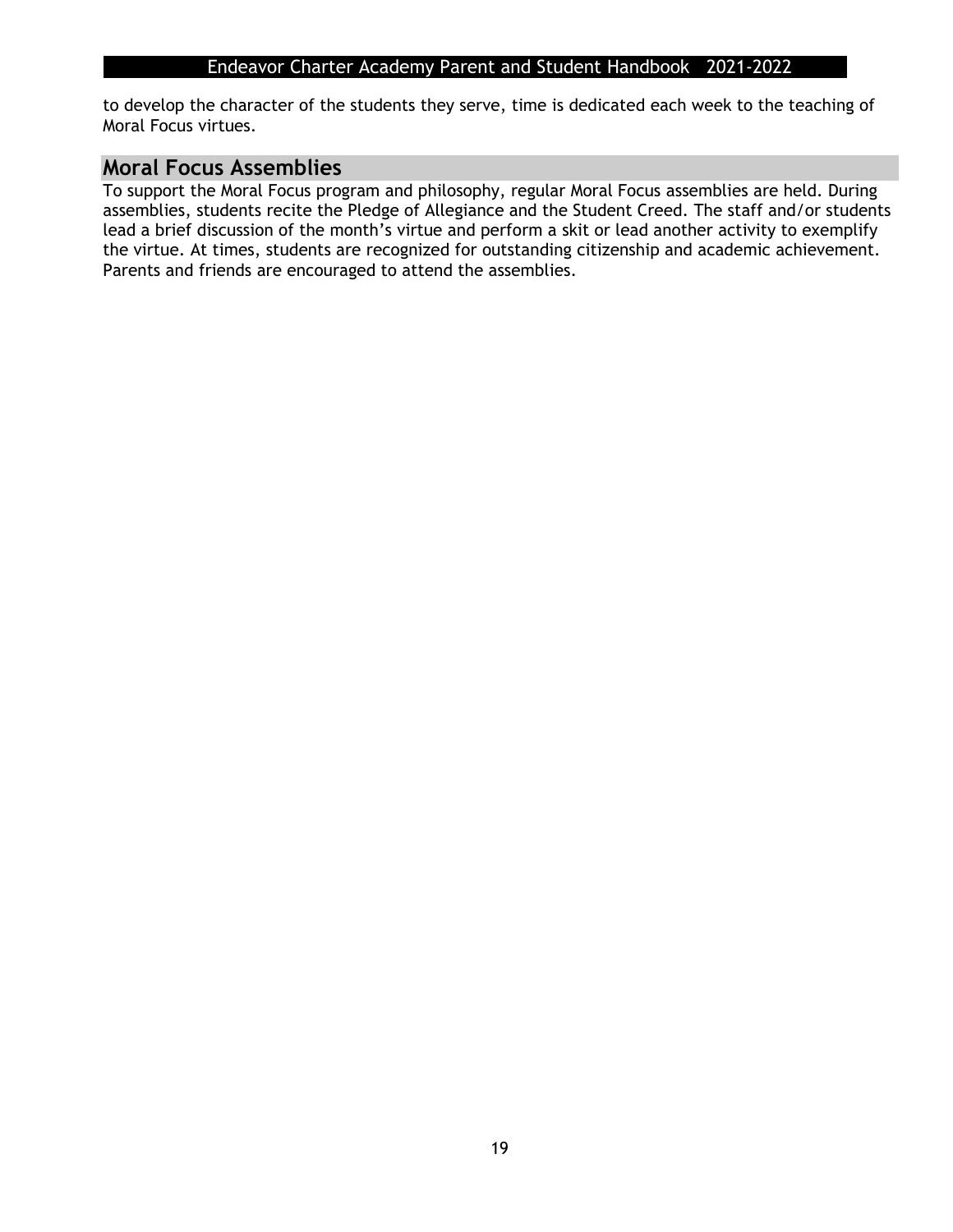to develop the character of the students they serve, time is dedicated each week to the teaching of Moral Focus virtues.

## Moral Focus Assemblies

To support the Moral Focus program and philosophy, regular Moral Focus assemblies are held. During assemblies, students recite the Pledge of Allegiance and the Student Creed. The staff and/or students lead a brief discussion of the month's virtue and perform a skit or lead another activity to exemplify the virtue. At times, students are recognized for outstanding citizenship and academic achievement. Parents and friends are encouraged to attend the assemblies.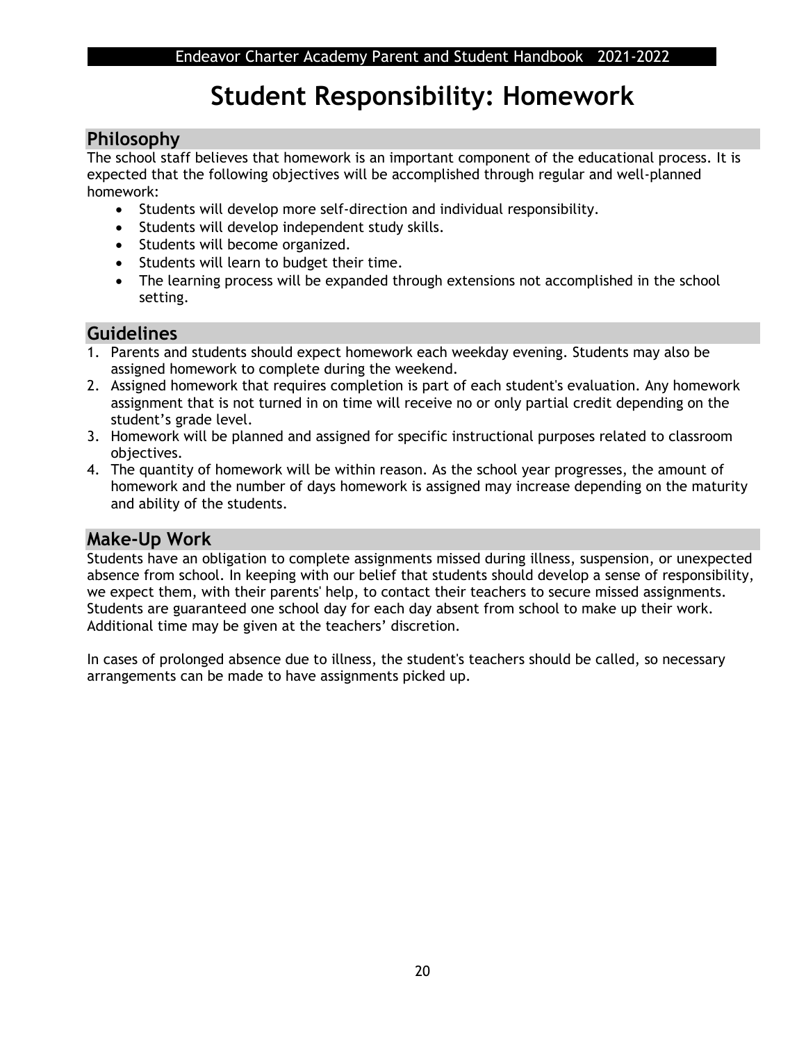# Student Responsibility: Homework

## Philosophy

The school staff believes that homework is an important component of the educational process. It is expected that the following objectives will be accomplished through regular and well-planned homework:

- Students will develop more self-direction and individual responsibility.
- Students will develop independent study skills.
- Students will become organized.
- Students will learn to budget their time.
- The learning process will be expanded through extensions not accomplished in the school setting.

## Guidelines

1. Parents and students should expect homework each weekday evening. Students may also be assigned homework to complete during the weekend.
2. Assigned homework that requires completion is part of each student's evaluation. Any homework assignment that is not turned in on time will receive no or only partial credit depending on the student's grade level.
3. Homework will be planned and assigned for specific instructional purposes related to classroom objectives.
4. The quantity of homework will be within reason. As the school year progresses, the amount of homework and the number of days homework is assigned may increase depending on the maturity and ability of the students.

## Make-Up Work

Students have an obligation to complete assignments missed during illness, suspension, or unexpected absence from school. In keeping with our belief that students should develop a sense of responsibility, we expect them, with their parents' help, to contact their teachers to secure missed assignments. Students are guaranteed one school day for each day absent from school to make up their work. Additional time may be given at the teachers' discretion.

In cases of prolonged absence due to illness, the student's teachers should be called, so necessary arrangements can be made to have assignments picked up.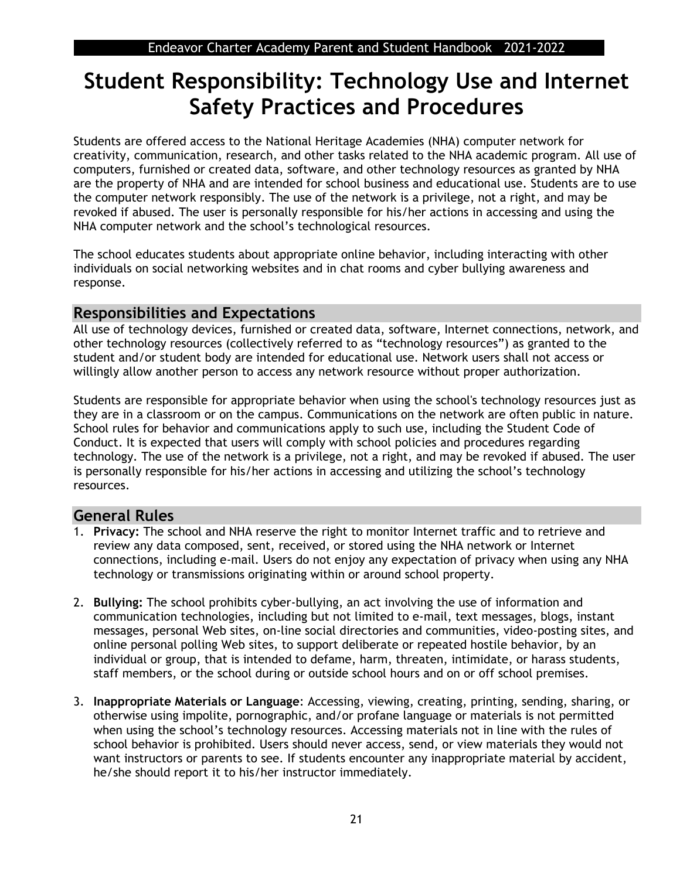# Student Responsibility: Technology Use and Internet Safety Practices and Procedures

Students are offered access to the National Heritage Academies (NHA) computer network for creativity, communication, research, and other tasks related to the NHA academic program. All use of computers, furnished or created data, software, and other technology resources as granted by NHA are the property of NHA and are intended for school business and educational use. Students are to use the computer network responsibly. The use of the network is a privilege, not a right, and may be revoked if abused. The user is personally responsible for his/her actions in accessing and using the NHA computer network and the school's technological resources.

The school educates students about appropriate online behavior, including interacting with other individuals on social networking websites and in chat rooms and cyber bullying awareness and response.

## Responsibilities and Expectations

All use of technology devices, furnished or created data, software, Internet connections, network, and other technology resources (collectively referred to as "technology resources") as granted to the student and/or student body are intended for educational use. Network users shall not access or willingly allow another person to access any network resource without proper authorization.

Students are responsible for appropriate behavior when using the school's technology resources just as they are in a classroom or on the campus. Communications on the network are often public in nature. School rules for behavior and communications apply to such use, including the Student Code of Conduct. It is expected that users will comply with school policies and procedures regarding technology. The use of the network is a privilege, not a right, and may be revoked if abused. The user is personally responsible for his/her actions in accessing and utilizing the school's technology resources.

## General Rules

1. **Privacy:** The school and NHA reserve the right to monitor Internet traffic and to retrieve and review any data composed, sent, received, or stored using the NHA network or Internet connections, including e-mail. Users do not enjoy any expectation of privacy when using any NHA technology or transmissions originating within or around school property.

2. **Bullying:** The school prohibits cyber-bullying, an act involving the use of information and communication technologies, including but not limited to e-mail, text messages, blogs, instant messages, personal Web sites, on-line social directories and communities, video-posting sites, and online personal polling Web sites, to support deliberate or repeated hostile behavior, by an individual or group, that is intended to defame, harm, threaten, intimidate, or harass students, staff members, or the school during or outside school hours and on or off school premises.

3. **Inappropriate Materials or Language**: Accessing, viewing, creating, printing, sending, sharing, or otherwise using impolite, pornographic, and/or profane language or materials is not permitted when using the school's technology resources. Accessing materials not in line with the rules of school behavior is prohibited. Users should never access, send, or view materials they would not want instructors or parents to see. If students encounter any inappropriate material by accident, he/she should report it to his/her instructor immediately.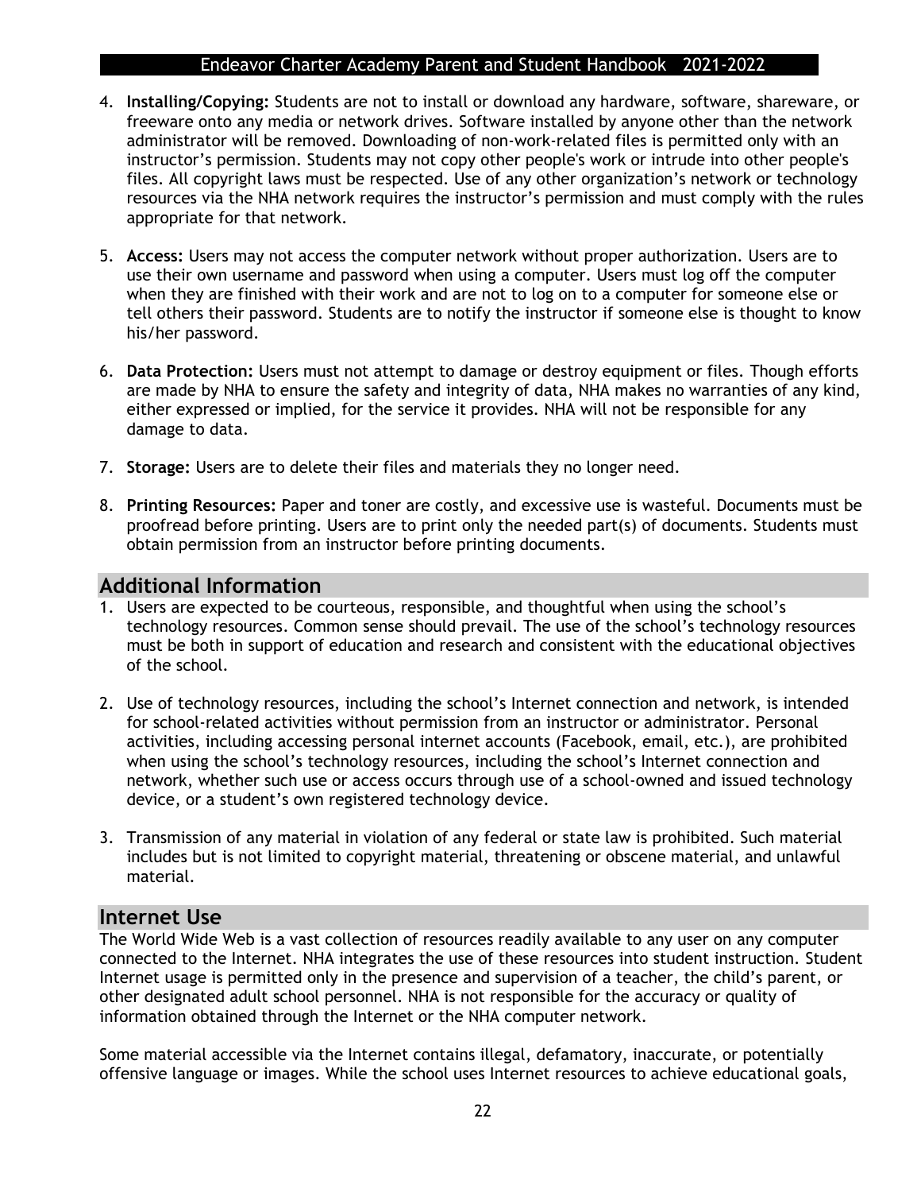4. **Installing/Copying:** Students are not to install or download any hardware, software, shareware, or freeware onto any media or network drives. Software installed by anyone other than the network administrator will be removed. Downloading of non-work-related files is permitted only with an instructor's permission. Students may not copy other people's work or intrude into other people's files. All copyright laws must be respected. Use of any other organization's network or technology resources via the NHA network requires the instructor's permission and must comply with the rules appropriate for that network.

5. **Access:** Users may not access the computer network without proper authorization. Users are to use their own username and password when using a computer. Users must log off the computer when they are finished with their work and are not to log on to a computer for someone else or tell others their password. Students are to notify the instructor if someone else is thought to know his/her password.

6. **Data Protection:** Users must not attempt to damage or destroy equipment or files. Though efforts are made by NHA to ensure the safety and integrity of data, NHA makes no warranties of any kind, either expressed or implied, for the service it provides. NHA will not be responsible for any damage to data.

7. **Storage:** Users are to delete their files and materials they no longer need.

8. **Printing Resources:** Paper and toner are costly, and excessive use is wasteful. Documents must be proofread before printing. Users are to print only the needed part(s) of documents. Students must obtain permission from an instructor before printing documents.

## Additional Information

1. Users are expected to be courteous, responsible, and thoughtful when using the school's technology resources. Common sense should prevail. The use of the school's technology resources must be both in support of education and research and consistent with the educational objectives of the school.

2. Use of technology resources, including the school's Internet connection and network, is intended for school-related activities without permission from an instructor or administrator. Personal activities, including accessing personal internet accounts (Facebook, email, etc.), are prohibited when using the school's technology resources, including the school's Internet connection and network, whether such use or access occurs through use of a school-owned and issued technology device, or a student's own registered technology device.

3. Transmission of any material in violation of any federal or state law is prohibited. Such material includes but is not limited to copyright material, threatening or obscene material, and unlawful material.

## Internet Use

The World Wide Web is a vast collection of resources readily available to any user on any computer connected to the Internet. NHA integrates the use of these resources into student instruction. Student Internet usage is permitted only in the presence and supervision of a teacher, the child's parent, or other designated adult school personnel. NHA is not responsible for the accuracy or quality of information obtained through the Internet or the NHA computer network.

Some material accessible via the Internet contains illegal, defamatory, inaccurate, or potentially offensive language or images. While the school uses Internet resources to achieve educational goals,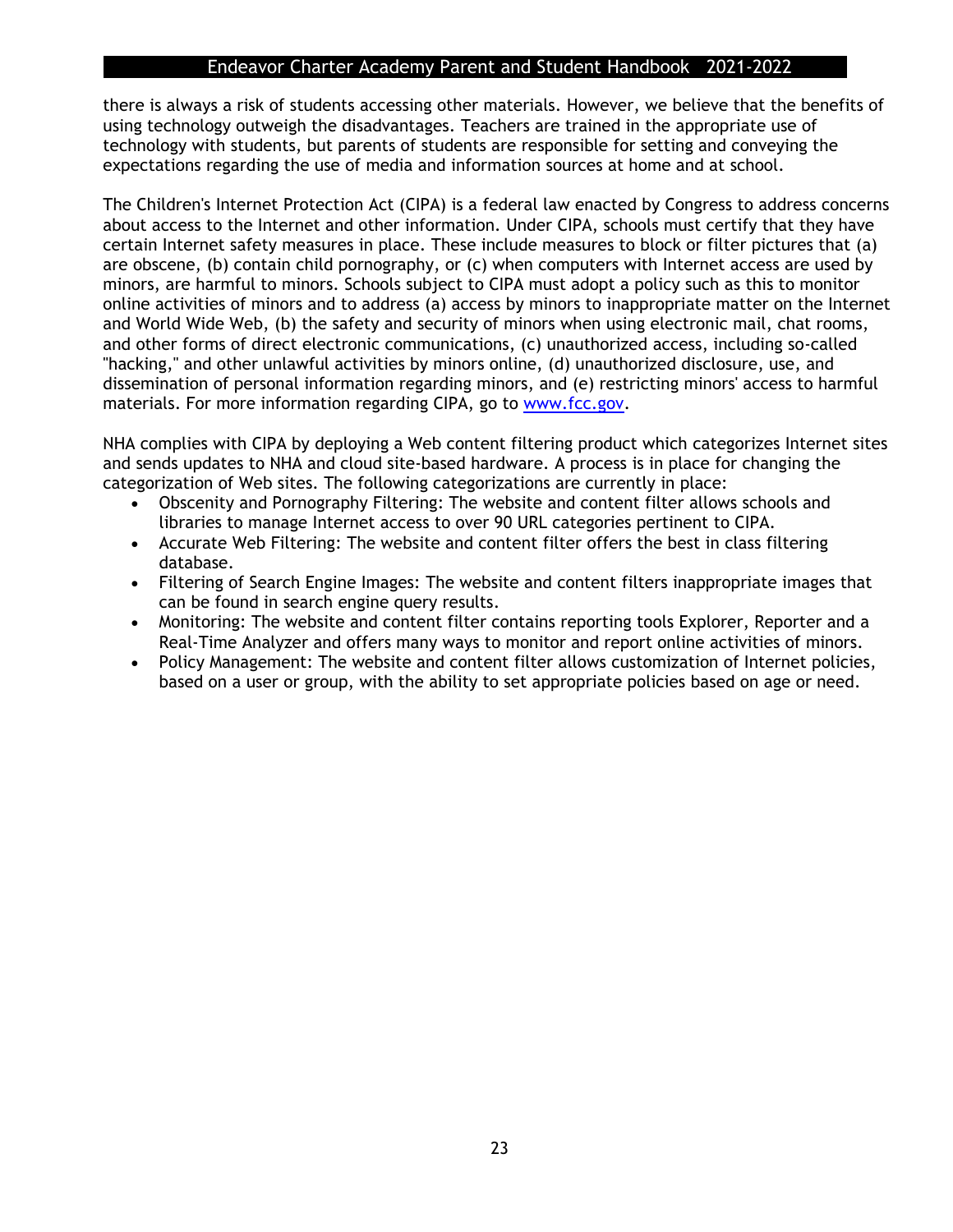there is always a risk of students accessing other materials. However, we believe that the benefits of using technology outweigh the disadvantages. Teachers are trained in the appropriate use of technology with students, but parents of students are responsible for setting and conveying the expectations regarding the use of media and information sources at home and at school.

The Children's Internet Protection Act (CIPA) is a federal law enacted by Congress to address concerns about access to the Internet and other information. Under CIPA, schools must certify that they have certain Internet safety measures in place. These include measures to block or filter pictures that (a) are obscene, (b) contain child pornography, or (c) when computers with Internet access are used by minors, are harmful to minors. Schools subject to CIPA must adopt a policy such as this to monitor online activities of minors and to address (a) access by minors to inappropriate matter on the Internet and World Wide Web, (b) the safety and security of minors when using electronic mail, chat rooms, and other forms of direct electronic communications, (c) unauthorized access, including so-called "hacking," and other unlawful activities by minors online, (d) unauthorized disclosure, use, and dissemination of personal information regarding minors, and (e) restricting minors' access to harmful materials. For more information regarding CIPA, go to [www.fcc.gov](http://www.fcc.gov).

NHA complies with CIPA by deploying a Web content filtering product which categorizes Internet sites and sends updates to NHA and cloud site-based hardware. A process is in place for changing the categorization of Web sites. The following categorizations are currently in place:

- Obscenity and Pornography Filtering: The website and content filter allows schools and libraries to manage Internet access to over 90 URL categories pertinent to CIPA.
- Accurate Web Filtering: The website and content filter offers the best in class filtering database.
- Filtering of Search Engine Images: The website and content filters inappropriate images that can be found in search engine query results.
- Monitoring: The website and content filter contains reporting tools Explorer, Reporter and a Real-Time Analyzer and offers many ways to monitor and report online activities of minors.
- Policy Management: The website and content filter allows customization of Internet policies, based on a user or group, with the ability to set appropriate policies based on age or need.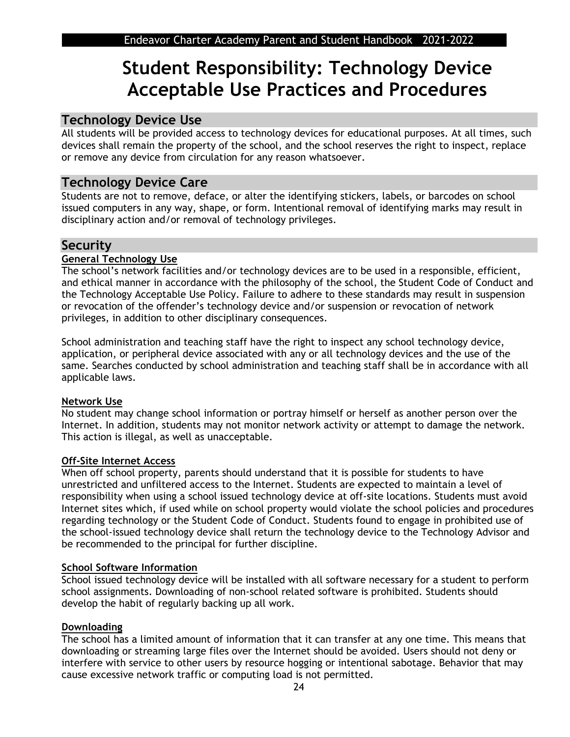# Student Responsibility: Technology Device Acceptable Use Practices and Procedures

## Technology Device Use

All students will be provided access to technology devices for educational purposes. At all times, such devices shall remain the property of the school, and the school reserves the right to inspect, replace or remove any device from circulation for any reason whatsoever.

## Technology Device Care

Students are not to remove, deface, or alter the identifying stickers, labels, or barcodes on school issued computers in any way, shape, or form. Intentional removal of identifying marks may result in disciplinary action and/or removal of technology privileges.

## Security

### General Technology Use

The school's network facilities and/or technology devices are to be used in a responsible, efficient, and ethical manner in accordance with the philosophy of the school, the Student Code of Conduct and the Technology Acceptable Use Policy. Failure to adhere to these standards may result in suspension or revocation of the offender's technology device and/or suspension or revocation of network privileges, in addition to other disciplinary consequences.

School administration and teaching staff have the right to inspect any school technology device, application, or peripheral device associated with any or all technology devices and the use of the same. Searches conducted by school administration and teaching staff shall be in accordance with all applicable laws.

### Network Use

No student may change school information or portray himself or herself as another person over the Internet. In addition, students may not monitor network activity or attempt to damage the network. This action is illegal, as well as unacceptable.

### Off-Site Internet Access

When off school property, parents should understand that it is possible for students to have unrestricted and unfiltered access to the Internet. Students are expected to maintain a level of responsibility when using a school issued technology device at off-site locations. Students must avoid Internet sites which, if used while on school property would violate the school policies and procedures regarding technology or the Student Code of Conduct. Students found to engage in prohibited use of the school-issued technology device shall return the technology device to the Technology Advisor and be recommended to the principal for further discipline.

### School Software Information

School issued technology device will be installed with all software necessary for a student to perform school assignments. Downloading of non-school related software is prohibited. Students should develop the habit of regularly backing up all work.

### Downloading

The school has a limited amount of information that it can transfer at any one time. This means that downloading or streaming large files over the Internet should be avoided. Users should not deny or interfere with service to other users by resource hogging or intentional sabotage. Behavior that may cause excessive network traffic or computing load is not permitted.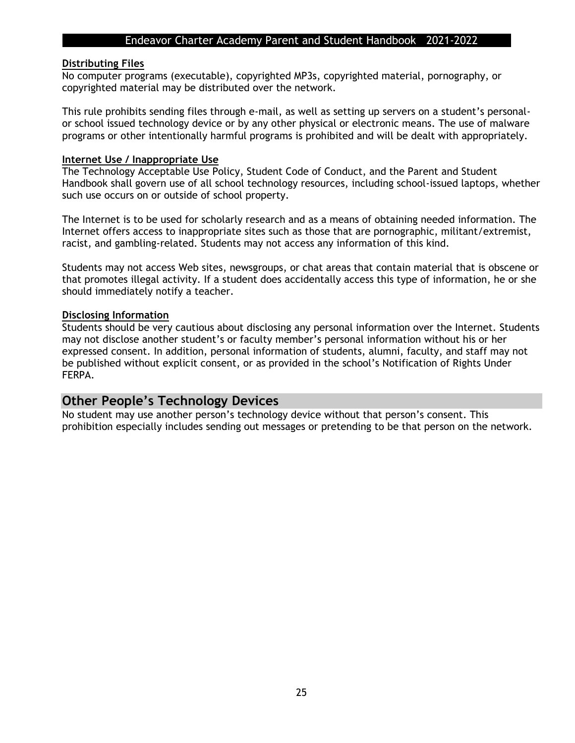#### Distributing Files

No computer programs (executable), copyrighted MP3s, copyrighted material, pornography, or copyrighted material may be distributed over the network.

This rule prohibits sending files through e-mail, as well as setting up servers on a student's personal- or school issued technology device or by any other physical or electronic means. The use of malware programs or other intentionally harmful programs is prohibited and will be dealt with appropriately.

#### Internet Use / Inappropriate Use

The Technology Acceptable Use Policy, Student Code of Conduct, and the Parent and Student Handbook shall govern use of all school technology resources, including school-issued laptops, whether such use occurs on or outside of school property.

The Internet is to be used for scholarly research and as a means of obtaining needed information. The Internet offers access to inappropriate sites such as those that are pornographic, militant/extremist, racist, and gambling-related. Students may not access any information of this kind.

Students may not access Web sites, newsgroups, or chat areas that contain material that is obscene or that promotes illegal activity. If a student does accidentally access this type of information, he or she should immediately notify a teacher.

#### Disclosing Information

Students should be very cautious about disclosing any personal information over the Internet. Students may not disclose another student's or faculty member's personal information without his or her expressed consent. In addition, personal information of students, alumni, faculty, and staff may not be published without explicit consent, or as provided in the school's Notification of Rights Under FERPA.

## Other People's Technology Devices

No student may use another person's technology device without that person's consent. This prohibition especially includes sending out messages or pretending to be that person on the network.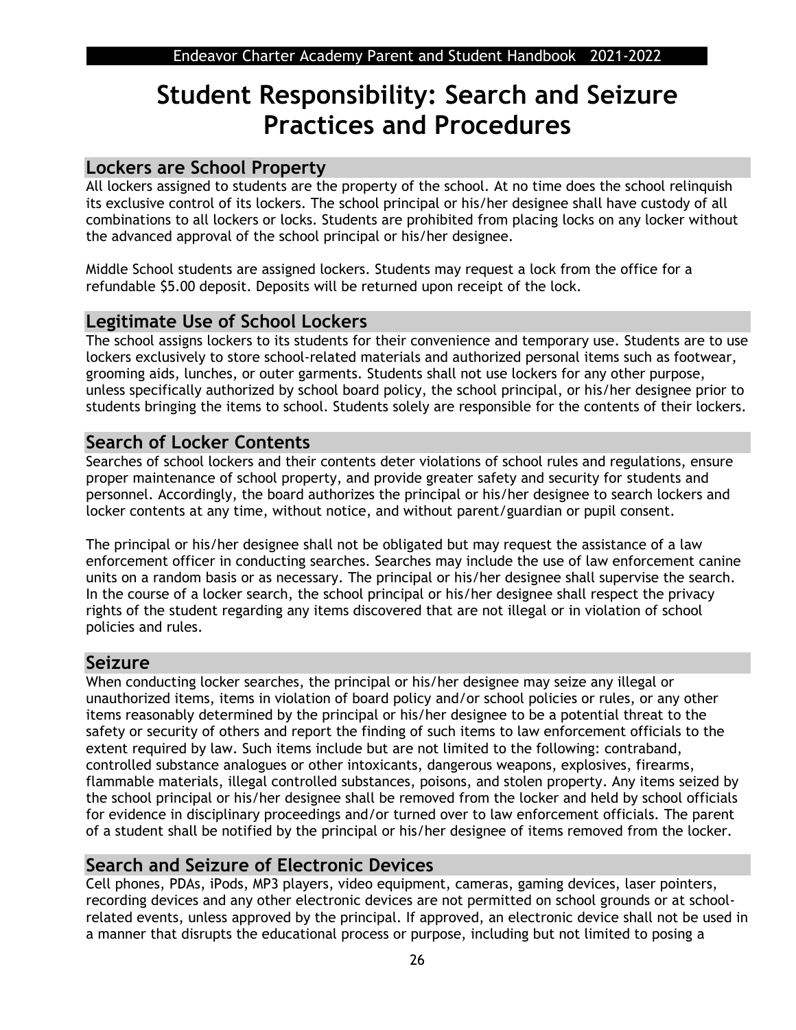# Student Responsibility: Search and Seizure Practices and Procedures

## Lockers are School Property

All lockers assigned to students are the property of the school. At no time does the school relinquish its exclusive control of its lockers. The school principal or his/her designee shall have custody of all combinations to all lockers or locks. Students are prohibited from placing locks on any locker without the advanced approval of the school principal or his/her designee.

Middle School students are assigned lockers. Students may request a lock from the office for a refundable $5.00 deposit. Deposits will be returned upon receipt of the lock.

## Legitimate Use of School Lockers

The school assigns lockers to its students for their convenience and temporary use. Students are to use lockers exclusively to store school-related materials and authorized personal items such as footwear, grooming aids, lunches, or outer garments. Students shall not use lockers for any other purpose, unless specifically authorized by school board policy, the school principal, or his/her designee prior to students bringing the items to school. Students solely are responsible for the contents of their lockers.

## Search of Locker Contents

Searches of school lockers and their contents deter violations of school rules and regulations, ensure proper maintenance of school property, and provide greater safety and security for students and personnel. Accordingly, the board authorizes the principal or his/her designee to search lockers and locker contents at any time, without notice, and without parent/guardian or pupil consent.

The principal or his/her designee shall not be obligated but may request the assistance of a law enforcement officer in conducting searches. Searches may include the use of law enforcement canine units on a random basis or as necessary. The principal or his/her designee shall supervise the search. In the course of a locker search, the school principal or his/her designee shall respect the privacy rights of the student regarding any items discovered that are not illegal or in violation of school policies and rules.

## Seizure

When conducting locker searches, the principal or his/her designee may seize any illegal or unauthorized items, items in violation of board policy and/or school policies or rules, or any other items reasonably determined by the principal or his/her designee to be a potential threat to the safety or security of others and report the finding of such items to law enforcement officials to the extent required by law. Such items include but are not limited to the following: contraband, controlled substance analogues or other intoxicants, dangerous weapons, explosives, firearms, flammable materials, illegal controlled substances, poisons, and stolen property. Any items seized by the school principal or his/her designee shall be removed from the locker and held by school officials for evidence in disciplinary proceedings and/or turned over to law enforcement officials. The parent of a student shall be notified by the principal or his/her designee of items removed from the locker.

## Search and Seizure of Electronic Devices

Cell phones, PDAs, iPods, MP3 players, video equipment, cameras, gaming devices, laser pointers, recording devices and any other electronic devices are not permitted on school grounds or at school-related events, unless approved by the principal. If approved, an electronic device shall not be used in a manner that disrupts the educational process or purpose, including but not limited to posing a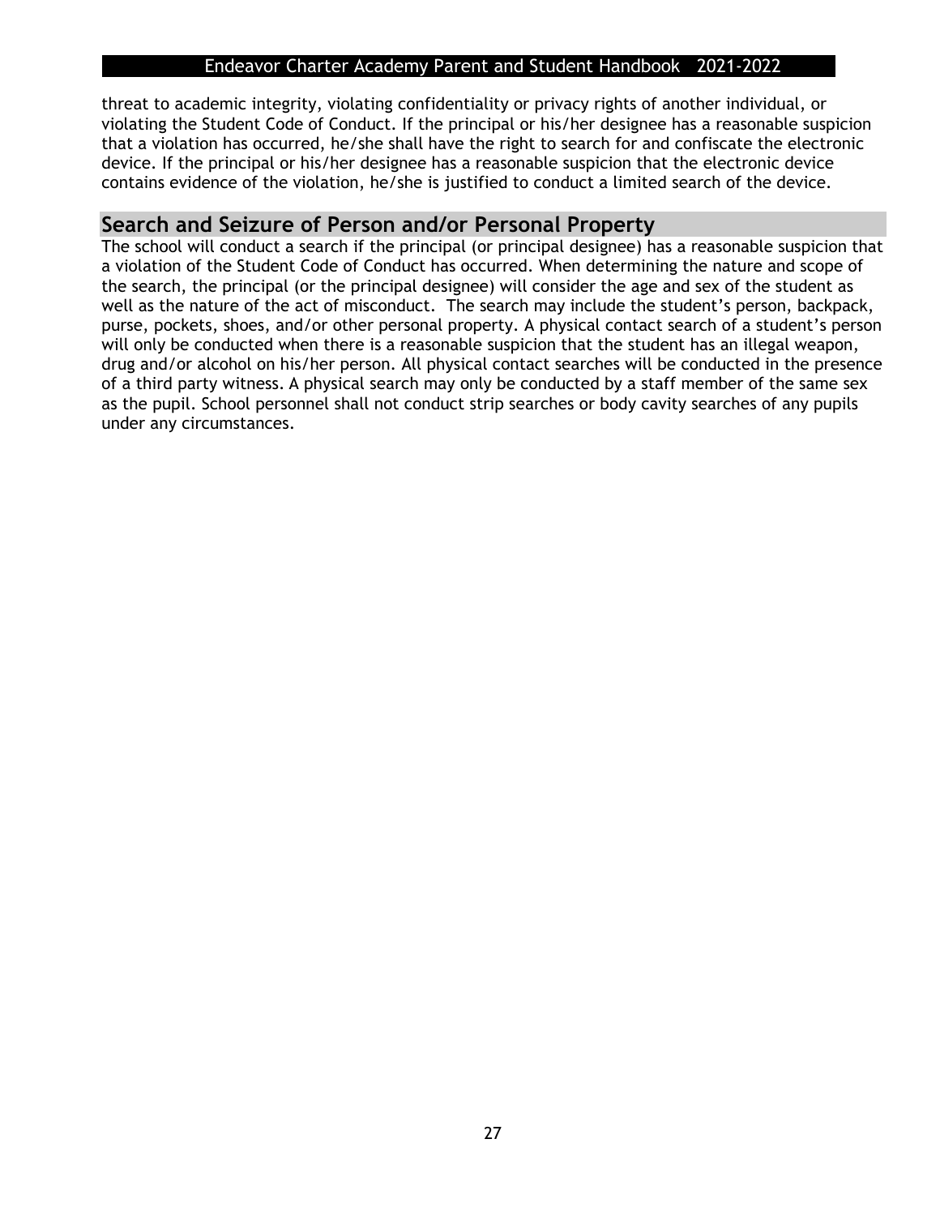threat to academic integrity, violating confidentiality or privacy rights of another individual, or violating the Student Code of Conduct. If the principal or his/her designee has a reasonable suspicion that a violation has occurred, he/she shall have the right to search for and confiscate the electronic device. If the principal or his/her designee has a reasonable suspicion that the electronic device contains evidence of the violation, he/she is justified to conduct a limited search of the device.

## Search and Seizure of Person and/or Personal Property

The school will conduct a search if the principal (or principal designee) has a reasonable suspicion that a violation of the Student Code of Conduct has occurred. When determining the nature and scope of the search, the principal (or the principal designee) will consider the age and sex of the student as well as the nature of the act of misconduct. The search may include the student's person, backpack, purse, pockets, shoes, and/or other personal property. A physical contact search of a student's person will only be conducted when there is a reasonable suspicion that the student has an illegal weapon, drug and/or alcohol on his/her person. All physical contact searches will be conducted in the presence of a third party witness. A physical search may only be conducted by a staff member of the same sex as the pupil. School personnel shall not conduct strip searches or body cavity searches of any pupils under any circumstances.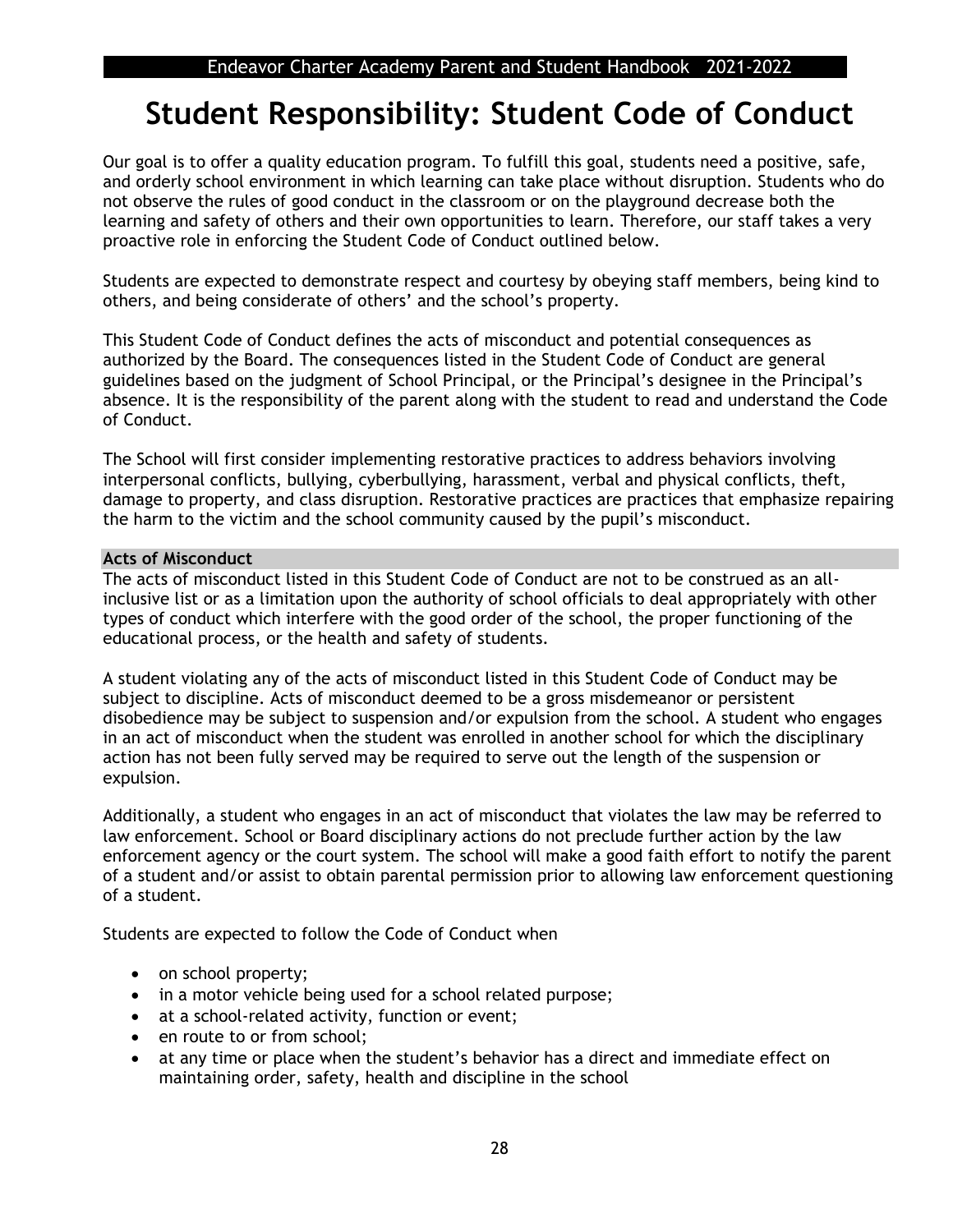# Student Responsibility: Student Code of Conduct

Our goal is to offer a quality education program. To fulfill this goal, students need a positive, safe, and orderly school environment in which learning can take place without disruption. Students who do not observe the rules of good conduct in the classroom or on the playground decrease both the learning and safety of others and their own opportunities to learn. Therefore, our staff takes a very proactive role in enforcing the Student Code of Conduct outlined below.

Students are expected to demonstrate respect and courtesy by obeying staff members, being kind to others, and being considerate of others' and the school's property.

This Student Code of Conduct defines the acts of misconduct and potential consequences as authorized by the Board. The consequences listed in the Student Code of Conduct are general guidelines based on the judgment of School Principal, or the Principal's designee in the Principal's absence. It is the responsibility of the parent along with the student to read and understand the Code of Conduct.

The School will first consider implementing restorative practices to address behaviors involving interpersonal conflicts, bullying, cyberbullying, harassment, verbal and physical conflicts, theft, damage to property, and class disruption. Restorative practices are practices that emphasize repairing the harm to the victim and the school community caused by the pupil's misconduct.

## Acts of Misconduct

The acts of misconduct listed in this Student Code of Conduct are not to be construed as an all-inclusive list or as a limitation upon the authority of school officials to deal appropriately with other types of conduct which interfere with the good order of the school, the proper functioning of the educational process, or the health and safety of students.

A student violating any of the acts of misconduct listed in this Student Code of Conduct may be subject to discipline. Acts of misconduct deemed to be a gross misdemeanor or persistent disobedience may be subject to suspension and/or expulsion from the school. A student who engages in an act of misconduct when the student was enrolled in another school for which the disciplinary action has not been fully served may be required to serve out the length of the suspension or expulsion.

Additionally, a student who engages in an act of misconduct that violates the law may be referred to law enforcement. School or Board disciplinary actions do not preclude further action by the law enforcement agency or the court system. The school will make a good faith effort to notify the parent of a student and/or assist to obtain parental permission prior to allowing law enforcement questioning of a student.

Students are expected to follow the Code of Conduct when

- on school property;
- in a motor vehicle being used for a school related purpose;
- at a school-related activity, function or event;
- en route to or from school;
- at any time or place when the student's behavior has a direct and immediate effect on maintaining order, safety, health and discipline in the school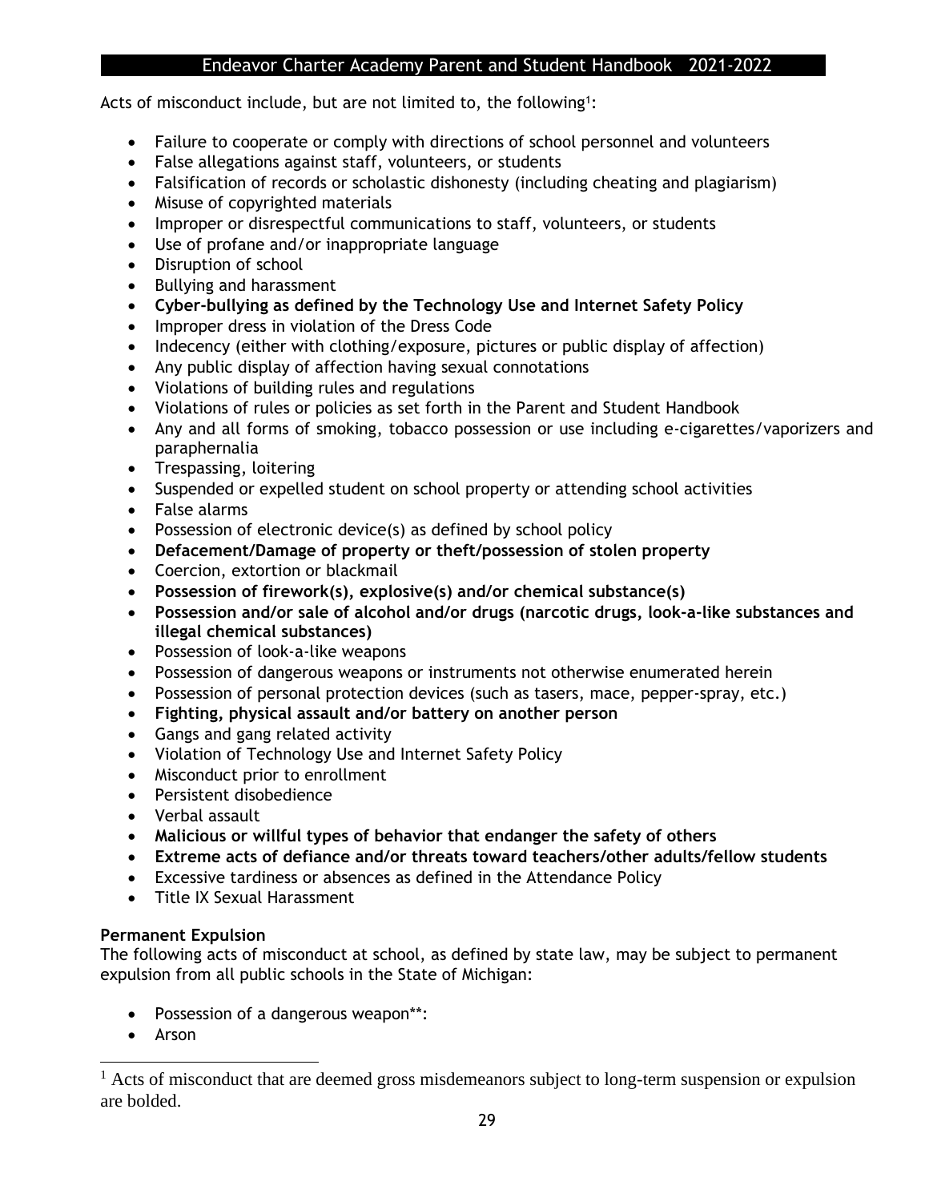Acts of misconduct include, but are not limited to, the following[1]:

- Failure to cooperate or comply with directions of school personnel and volunteers
- False allegations against staff, volunteers, or students
- Falsification of records or scholastic dishonesty (including cheating and plagiarism)
- Misuse of copyrighted materials
- Improper or disrespectful communications to staff, volunteers, or students
- Use of profane and/or inappropriate language
- Disruption of school
- Bullying and harassment
- **Cyber-bullying as defined by the Technology Use and Internet Safety Policy**
- Improper dress in violation of the Dress Code
- Indecency (either with clothing/exposure, pictures or public display of affection)
- Any public display of affection having sexual connotations
- Violations of building rules and regulations
- Violations of rules or policies as set forth in the Parent and Student Handbook
- Any and all forms of smoking, tobacco possession or use including e-cigarettes/vaporizers and paraphernalia
- Trespassing, loitering
- Suspended or expelled student on school property or attending school activities
- False alarms
- Possession of electronic device(s) as defined by school policy
- **Defacement/Damage of property or theft/possession of stolen property**
- Coercion, extortion or blackmail
- **Possession of firework(s), explosive(s) and/or chemical substance(s)**
- **Possession and/or sale of alcohol and/or drugs (narcotic drugs, look-a-like substances and illegal chemical substances)**
- Possession of look-a-like weapons
- Possession of dangerous weapons or instruments not otherwise enumerated herein
- Possession of personal protection devices (such as tasers, mace, pepper-spray, etc.)
- **Fighting, physical assault and/or battery on another person**
- Gangs and gang related activity
- Violation of Technology Use and Internet Safety Policy
- Misconduct prior to enrollment
- Persistent disobedience
- Verbal assault
- **Malicious or willful types of behavior that endanger the safety of others**
- **Extreme acts of defiance and/or threats toward teachers/other adults/fellow students**
- Excessive tardiness or absences as defined in the Attendance Policy
- Title IX Sexual Harassment

**Permanent Expulsion**

The following acts of misconduct at school, as defined by state law, may be subject to permanent expulsion from all public schools in the State of Michigan:

- Possession of a dangerous weapon**:
- Arson

[1] Acts of misconduct that are deemed gross misdemeanors subject to long-term suspension or expulsion are bolded.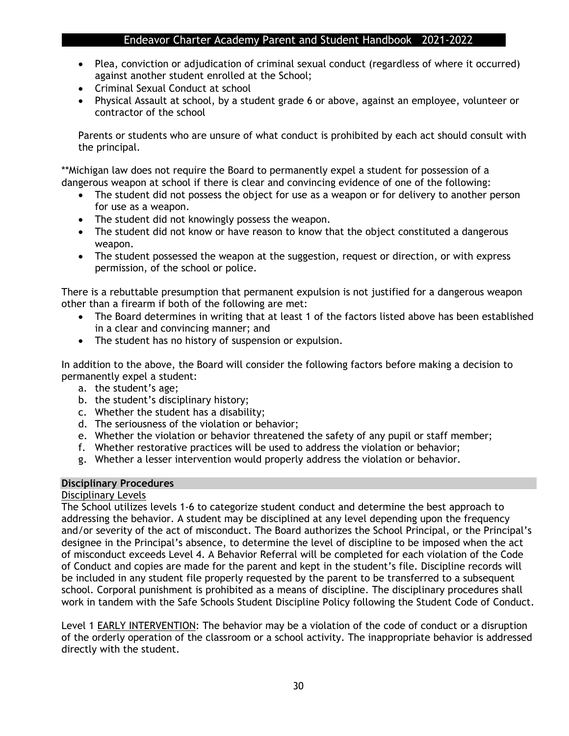- Plea, conviction or adjudication of criminal sexual conduct (regardless of where it occurred) against another student enrolled at the School;
- Criminal Sexual Conduct at school
- Physical Assault at school, by a student grade 6 or above, against an employee, volunteer or contractor of the school

Parents or students who are unsure of what conduct is prohibited by each act should consult with the principal.

**Michigan law does not require the Board to permanently expel a student for possession of a dangerous weapon at school if there is clear and convincing evidence of one of the following:

- The student did not possess the object for use as a weapon or for delivery to another person for use as a weapon.
- The student did not knowingly possess the weapon.
- The student did not know or have reason to know that the object constituted a dangerous weapon.
- The student possessed the weapon at the suggestion, request or direction, or with express permission, of the school or police.

There is a rebuttable presumption that permanent expulsion is not justified for a dangerous weapon other than a firearm if both of the following are met:

- The Board determines in writing that at least 1 of the factors listed above has been established in a clear and convincing manner; and
- The student has no history of suspension or expulsion.

In addition to the above, the Board will consider the following factors before making a decision to permanently expel a student:

a. the student's age;
b. the student's disciplinary history;
c. Whether the student has a disability;
d. The seriousness of the violation or behavior;
e. Whether the violation or behavior threatened the safety of any pupil or staff member;
f. Whether restorative practices will be used to address the violation or behavior;
g. Whether a lesser intervention would properly address the violation or behavior.

## Disciplinary Procedures

### Disciplinary Levels

The School utilizes levels 1-6 to categorize student conduct and determine the best approach to addressing the behavior. A student may be disciplined at any level depending upon the frequency and/or severity of the act of misconduct. The Board authorizes the School Principal, or the Principal's designee in the Principal's absence, to determine the level of discipline to be imposed when the act of misconduct exceeds Level 4. A Behavior Referral will be completed for each violation of the Code of Conduct and copies are made for the parent and kept in the student's file. Discipline records will be included in any student file properly requested by the parent to be transferred to a subsequent school. Corporal punishment is prohibited as a means of discipline. The disciplinary procedures shall work in tandem with the Safe Schools Student Discipline Policy following the Student Code of Conduct.

Level 1 EARLY INTERVENTION: The behavior may be a violation of the code of conduct or a disruption of the orderly operation of the classroom or a school activity. The inappropriate behavior is addressed directly with the student.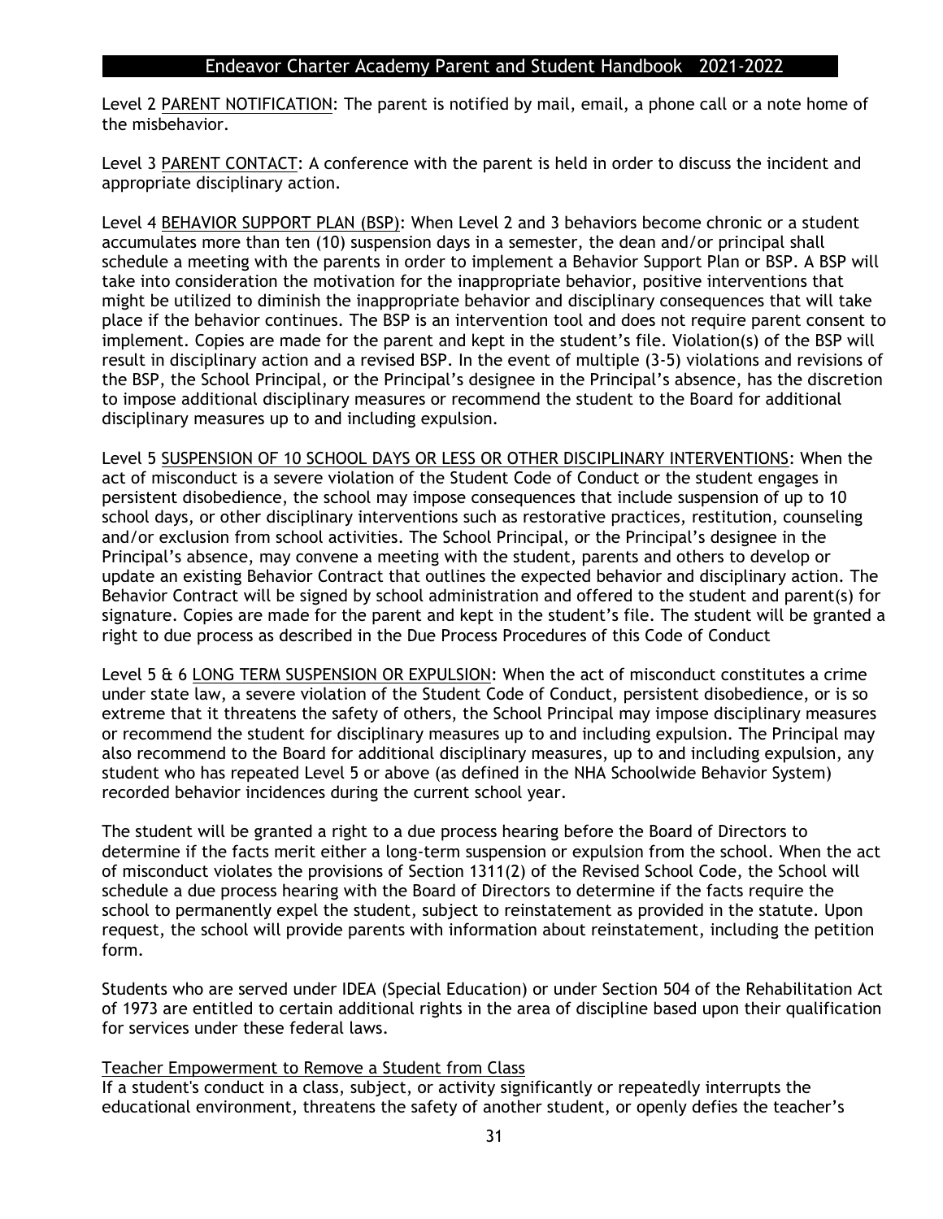Level 2 <u>PARENT NOTIFICATION</u>: The parent is notified by mail, email, a phone call or a note home of the misbehavior.

Level 3 <u>PARENT CONTACT</u>: A conference with the parent is held in order to discuss the incident and appropriate disciplinary action.

Level 4 <u>BEHAVIOR SUPPORT PLAN (BSP)</u>: When Level 2 and 3 behaviors become chronic or a student accumulates more than ten (10) suspension days in a semester, the dean and/or principal shall schedule a meeting with the parents in order to implement a Behavior Support Plan or BSP. A BSP will take into consideration the motivation for the inappropriate behavior, positive interventions that might be utilized to diminish the inappropriate behavior and disciplinary consequences that will take place if the behavior continues. The BSP is an intervention tool and does not require parent consent to implement. Copies are made for the parent and kept in the student's file. Violation(s) of the BSP will result in disciplinary action and a revised BSP. In the event of multiple (3-5) violations and revisions of the BSP, the School Principal, or the Principal's designee in the Principal's absence, has the discretion to impose additional disciplinary measures or recommend the student to the Board for additional disciplinary measures up to and including expulsion.

Level 5 <u>SUSPENSION OF 10 SCHOOL DAYS OR LESS OR OTHER DISCIPLINARY INTERVENTIONS</u>: When the act of misconduct is a severe violation of the Student Code of Conduct or the student engages in persistent disobedience, the school may impose consequences that include suspension of up to 10 school days, or other disciplinary interventions such as restorative practices, restitution, counseling and/or exclusion from school activities. The School Principal, or the Principal's designee in the Principal's absence, may convene a meeting with the student, parents and others to develop or update an existing Behavior Contract that outlines the expected behavior and disciplinary action. The Behavior Contract will be signed by school administration and offered to the student and parent(s) for signature. Copies are made for the parent and kept in the student's file. The student will be granted a right to due process as described in the Due Process Procedures of this Code of Conduct

Level 5 & 6 <u>LONG TERM SUSPENSION OR EXPULSION</u>: When the act of misconduct constitutes a crime under state law, a severe violation of the Student Code of Conduct, persistent disobedience, or is so extreme that it threatens the safety of others, the School Principal may impose disciplinary measures or recommend the student for disciplinary measures up to and including expulsion. The Principal may also recommend to the Board for additional disciplinary measures, up to and including expulsion, any student who has repeated Level 5 or above (as defined in the NHA Schoolwide Behavior System) recorded behavior incidences during the current school year.

The student will be granted a right to a due process hearing before the Board of Directors to determine if the facts merit either a long-term suspension or expulsion from the school. When the act of misconduct violates the provisions of Section 1311(2) of the Revised School Code, the School will schedule a due process hearing with the Board of Directors to determine if the facts require the school to permanently expel the student, subject to reinstatement as provided in the statute. Upon request, the school will provide parents with information about reinstatement, including the petition form.

Students who are served under IDEA (Special Education) or under Section 504 of the Rehabilitation Act of 1973 are entitled to certain additional rights in the area of discipline based upon their qualification for services under these federal laws.

<u>Teacher Empowerment to Remove a Student from Class</u>

If a student's conduct in a class, subject, or activity significantly or repeatedly interrupts the educational environment, threatens the safety of another student, or openly defies the teacher's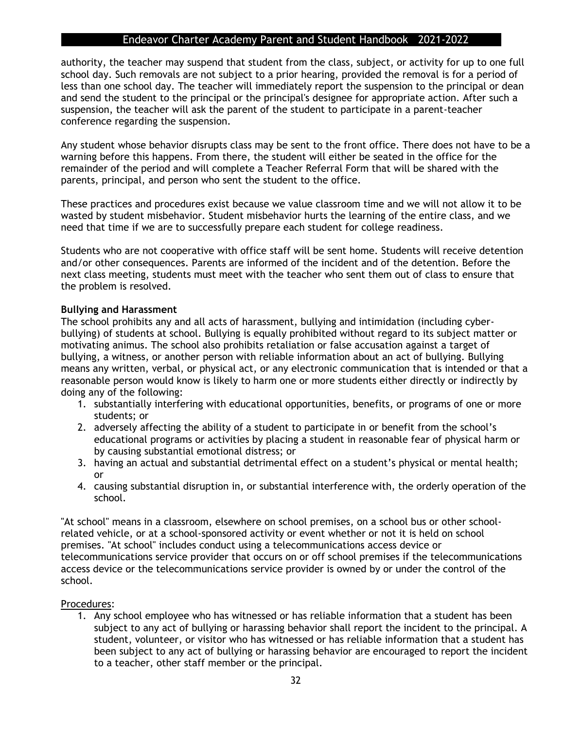authority, the teacher may suspend that student from the class, subject, or activity for up to one full school day. Such removals are not subject to a prior hearing, provided the removal is for a period of less than one school day. The teacher will immediately report the suspension to the principal or dean and send the student to the principal or the principal's designee for appropriate action. After such a suspension, the teacher will ask the parent of the student to participate in a parent-teacher conference regarding the suspension.

Any student whose behavior disrupts class may be sent to the front office. There does not have to be a warning before this happens. From there, the student will either be seated in the office for the remainder of the period and will complete a Teacher Referral Form that will be shared with the parents, principal, and person who sent the student to the office.

These practices and procedures exist because we value classroom time and we will not allow it to be wasted by student misbehavior. Student misbehavior hurts the learning of the entire class, and we need that time if we are to successfully prepare each student for college readiness.

Students who are not cooperative with office staff will be sent home. Students will receive detention and/or other consequences. Parents are informed of the incident and of the detention. Before the next class meeting, students must meet with the teacher who sent them out of class to ensure that the problem is resolved.

**Bullying and Harassment**

The school prohibits any and all acts of harassment, bullying and intimidation (including cyber-bullying) of students at school. Bullying is equally prohibited without regard to its subject matter or motivating animus. The school also prohibits retaliation or false accusation against a target of bullying, a witness, or another person with reliable information about an act of bullying. Bullying means any written, verbal, or physical act, or any electronic communication that is intended or that a reasonable person would know is likely to harm one or more students either directly or indirectly by doing any of the following:

1. substantially interfering with educational opportunities, benefits, or programs of one or more students; or
2. adversely affecting the ability of a student to participate in or benefit from the school's educational programs or activities by placing a student in reasonable fear of physical harm or by causing substantial emotional distress; or
3. having an actual and substantial detrimental effect on a student's physical or mental health; or
4. causing substantial disruption in, or substantial interference with, the orderly operation of the school.

"At school" means in a classroom, elsewhere on school premises, on a school bus or other school-related vehicle, or at a school-sponsored activity or event whether or not it is held on school premises. "At school" includes conduct using a telecommunications access device or telecommunications service provider that occurs on or off school premises if the telecommunications access device or the telecommunications service provider is owned by or under the control of the school.

<u>Procedures</u>:

1. Any school employee who has witnessed or has reliable information that a student has been subject to any act of bullying or harassing behavior shall report the incident to the principal. A student, volunteer, or visitor who has witnessed or has reliable information that a student has been subject to any act of bullying or harassing behavior are encouraged to report the incident to a teacher, other staff member or the principal.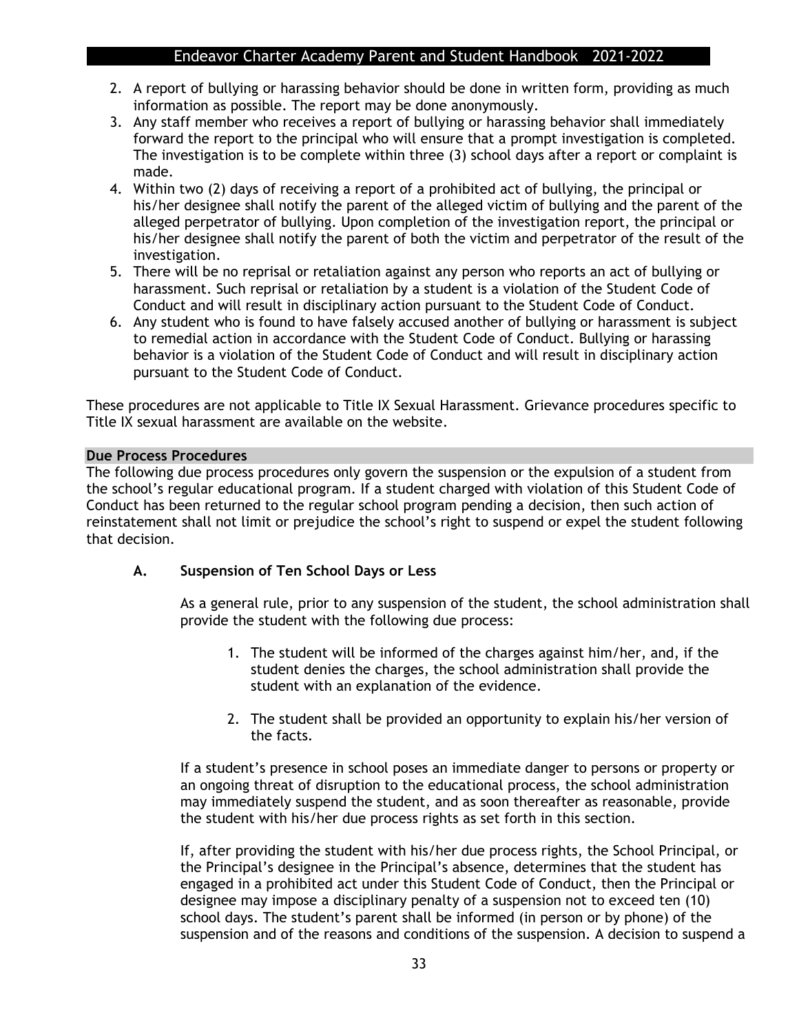2. A report of bullying or harassing behavior should be done in written form, providing as much information as possible. The report may be done anonymously.
3. Any staff member who receives a report of bullying or harassing behavior shall immediately forward the report to the principal who will ensure that a prompt investigation is completed. The investigation is to be complete within three (3) school days after a report or complaint is made.
4. Within two (2) days of receiving a report of a prohibited act of bullying, the principal or his/her designee shall notify the parent of the alleged victim of bullying and the parent of the alleged perpetrator of bullying. Upon completion of the investigation report, the principal or his/her designee shall notify the parent of both the victim and perpetrator of the result of the investigation.
5. There will be no reprisal or retaliation against any person who reports an act of bullying or harassment. Such reprisal or retaliation by a student is a violation of the Student Code of Conduct and will result in disciplinary action pursuant to the Student Code of Conduct.
6. Any student who is found to have falsely accused another of bullying or harassment is subject to remedial action in accordance with the Student Code of Conduct. Bullying or harassing behavior is a violation of the Student Code of Conduct and will result in disciplinary action pursuant to the Student Code of Conduct.

These procedures are not applicable to Title IX Sexual Harassment. Grievance procedures specific to Title IX sexual harassment are available on the website.

## Due Process Procedures

The following due process procedures only govern the suspension or the expulsion of a student from the school's regular educational program. If a student charged with violation of this Student Code of Conduct has been returned to the regular school program pending a decision, then such action of reinstatement shall not limit or prejudice the school's right to suspend or expel the student following that decision.

### A. Suspension of Ten School Days or Less

As a general rule, prior to any suspension of the student, the school administration shall provide the student with the following due process:

1. The student will be informed of the charges against him/her, and, if the student denies the charges, the school administration shall provide the student with an explanation of the evidence.

2. The student shall be provided an opportunity to explain his/her version of the facts.

If a student's presence in school poses an immediate danger to persons or property or an ongoing threat of disruption to the educational process, the school administration may immediately suspend the student, and as soon thereafter as reasonable, provide the student with his/her due process rights as set forth in this section.

If, after providing the student with his/her due process rights, the School Principal, or the Principal's designee in the Principal's absence, determines that the student has engaged in a prohibited act under this Student Code of Conduct, then the Principal or designee may impose a disciplinary penalty of a suspension not to exceed ten (10) school days. The student's parent shall be informed (in person or by phone) of the suspension and of the reasons and conditions of the suspension. A decision to suspend a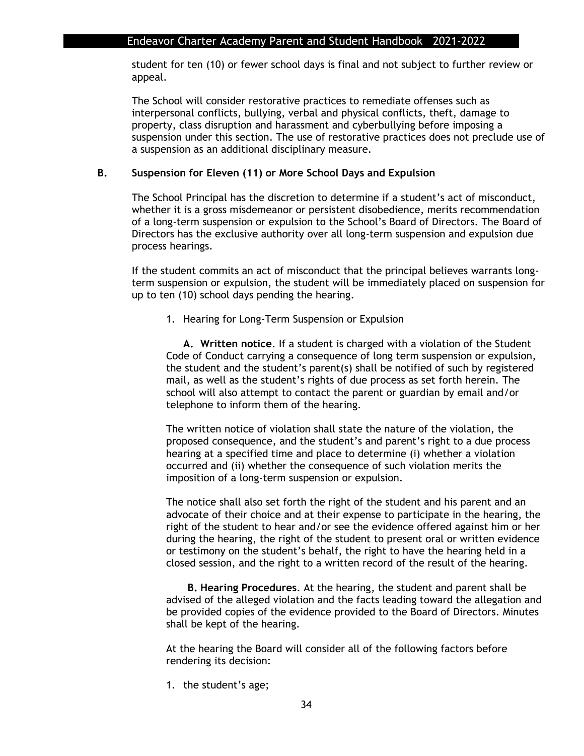student for ten (10) or fewer school days is final and not subject to further review or appeal.

The School will consider restorative practices to remediate offenses such as interpersonal conflicts, bullying, verbal and physical conflicts, theft, damage to property, class disruption and harassment and cyberbullying before imposing a suspension under this section. The use of restorative practices does not preclude use of a suspension as an additional disciplinary measure.

### B. Suspension for Eleven (11) or More School Days and Expulsion

The School Principal has the discretion to determine if a student's act of misconduct, whether it is a gross misdemeanor or persistent disobedience, merits recommendation of a long-term suspension or expulsion to the School's Board of Directors. The Board of Directors has the exclusive authority over all long-term suspension and expulsion due process hearings.

If the student commits an act of misconduct that the principal believes warrants long-term suspension or expulsion, the student will be immediately placed on suspension for up to ten (10) school days pending the hearing.

1. Hearing for Long-Term Suspension or Expulsion

**A. Written notice**. If a student is charged with a violation of the Student Code of Conduct carrying a consequence of long term suspension or expulsion, the student and the student's parent(s) shall be notified of such by registered mail, as well as the student's rights of due process as set forth herein. The school will also attempt to contact the parent or guardian by email and/or telephone to inform them of the hearing.

The written notice of violation shall state the nature of the violation, the proposed consequence, and the student's and parent's right to a due process hearing at a specified time and place to determine (i) whether a violation occurred and (ii) whether the consequence of such violation merits the imposition of a long-term suspension or expulsion.

The notice shall also set forth the right of the student and his parent and an advocate of their choice and at their expense to participate in the hearing, the right of the student to hear and/or see the evidence offered against him or her during the hearing, the right of the student to present oral or written evidence or testimony on the student's behalf, the right to have the hearing held in a closed session, and the right to a written record of the result of the hearing.

**B. Hearing Procedures**. At the hearing, the student and parent shall be advised of the alleged violation and the facts leading toward the allegation and be provided copies of the evidence provided to the Board of Directors. Minutes shall be kept of the hearing.

At the hearing the Board will consider all of the following factors before rendering its decision:

1. the student's age;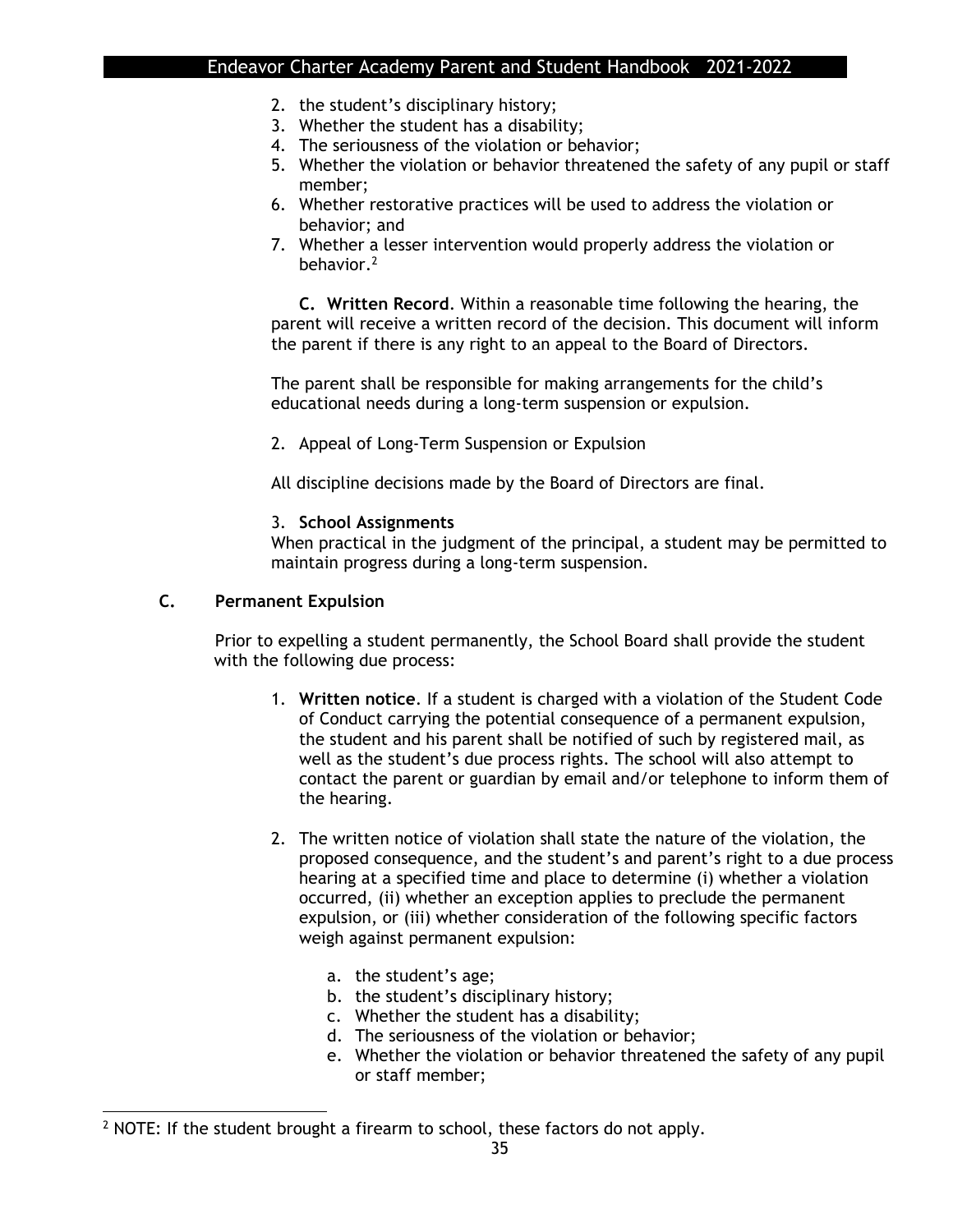2. the student's disciplinary history;
3. Whether the student has a disability;
4. The seriousness of the violation or behavior;
5. Whether the violation or behavior threatened the safety of any pupil or staff member;
6. Whether restorative practices will be used to address the violation or behavior; and
7. Whether a lesser intervention would properly address the violation or behavior.[2]

**C. Written Record**. Within a reasonable time following the hearing, the parent will receive a written record of the decision. This document will inform the parent if there is any right to an appeal to the Board of Directors.

The parent shall be responsible for making arrangements for the child's educational needs during a long-term suspension or expulsion.

2. Appeal of Long-Term Suspension or Expulsion

All discipline decisions made by the Board of Directors are final.

3. **School Assignments**

When practical in the judgment of the principal, a student may be permitted to maintain progress during a long-term suspension.

**C. Permanent Expulsion**

Prior to expelling a student permanently, the School Board shall provide the student with the following due process:

1. **Written notice**. If a student is charged with a violation of the Student Code of Conduct carrying the potential consequence of a permanent expulsion, the student and his parent shall be notified of such by registered mail, as well as the student's due process rights. The school will also attempt to contact the parent or guardian by email and/or telephone to inform them of the hearing.

2. The written notice of violation shall state the nature of the violation, the proposed consequence, and the student's and parent's right to a due process hearing at a specified time and place to determine (i) whether a violation occurred, (ii) whether an exception applies to preclude the permanent expulsion, or (iii) whether consideration of the following specific factors weigh against permanent expulsion:

    a. the student's age;
    b. the student's disciplinary history;
    c. Whether the student has a disability;
    d. The seriousness of the violation or behavior;
    e. Whether the violation or behavior threatened the safety of any pupil or staff member;

[2] NOTE: If the student brought a firearm to school, these factors do not apply.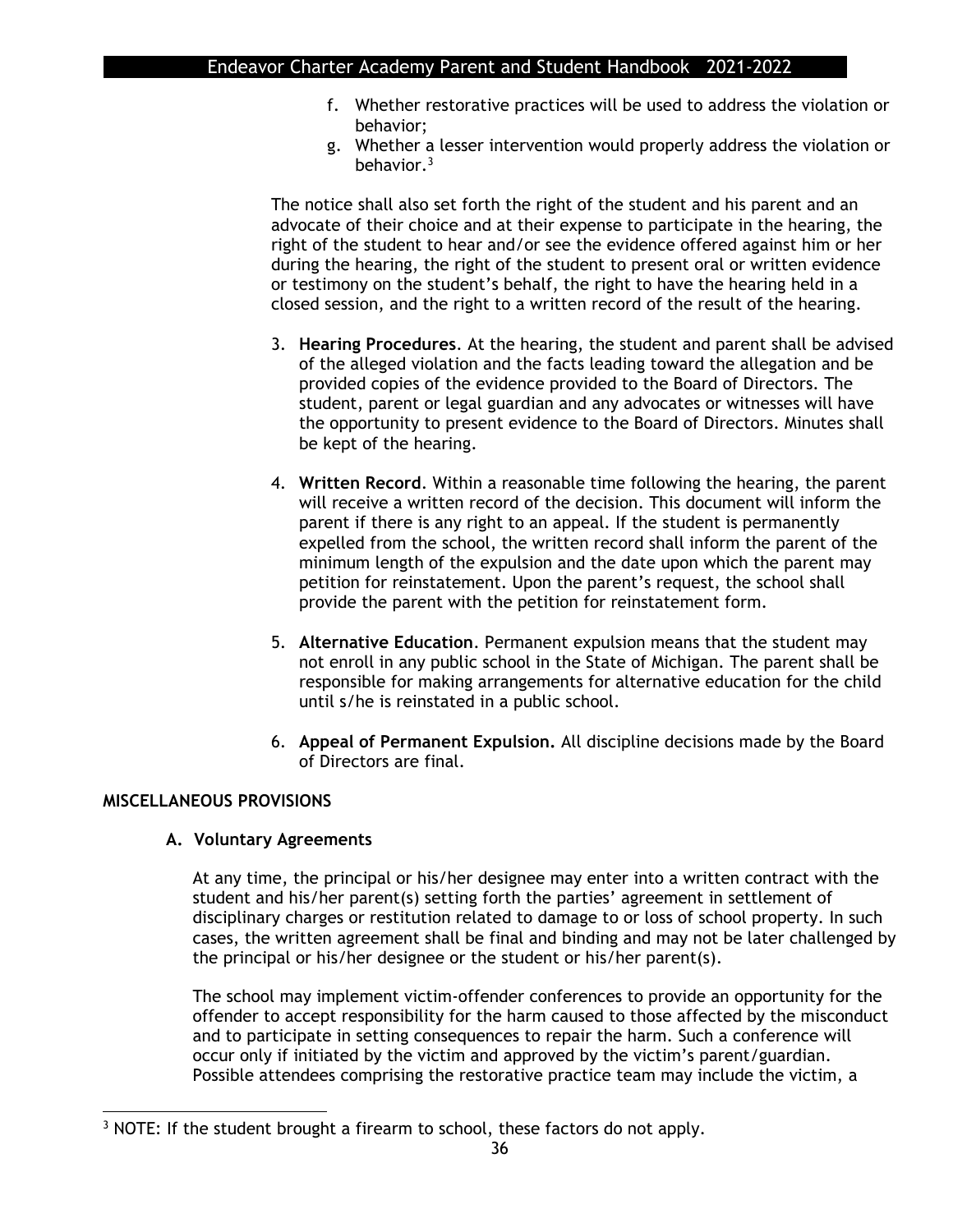f. Whether restorative practices will be used to address the violation or behavior;
   g. Whether a lesser intervention would properly address the violation or behavior.[3]

The notice shall also set forth the right of the student and his parent and an advocate of their choice and at their expense to participate in the hearing, the right of the student to hear and/or see the evidence offered against him or her during the hearing, the right of the student to present oral or written evidence or testimony on the student's behalf, the right to have the hearing held in a closed session, and the right to a written record of the result of the hearing.

3. **Hearing Procedures**. At the hearing, the student and parent shall be advised of the alleged violation and the facts leading toward the allegation and be provided copies of the evidence provided to the Board of Directors. The student, parent or legal guardian and any advocates or witnesses will have the opportunity to present evidence to the Board of Directors. Minutes shall be kept of the hearing.

4. **Written Record**. Within a reasonable time following the hearing, the parent will receive a written record of the decision. This document will inform the parent if there is any right to an appeal. If the student is permanently expelled from the school, the written record shall inform the parent of the minimum length of the expulsion and the date upon which the parent may petition for reinstatement. Upon the parent's request, the school shall provide the parent with the petition for reinstatement form.

5. **Alternative Education**. Permanent expulsion means that the student may not enroll in any public school in the State of Michigan. The parent shall be responsible for making arrangements for alternative education for the child until s/he is reinstated in a public school.

6. **Appeal of Permanent Expulsion.** All discipline decisions made by the Board of Directors are final.

## MISCELLANEOUS PROVISIONS

### A. Voluntary Agreements

At any time, the principal or his/her designee may enter into a written contract with the student and his/her parent(s) setting forth the parties' agreement in settlement of disciplinary charges or restitution related to damage to or loss of school property. In such cases, the written agreement shall be final and binding and may not be later challenged by the principal or his/her designee or the student or his/her parent(s).

The school may implement victim-offender conferences to provide an opportunity for the offender to accept responsibility for the harm caused to those affected by the misconduct and to participate in setting consequences to repair the harm. Such a conference will occur only if initiated by the victim and approved by the victim's parent/guardian. Possible attendees comprising the restorative practice team may include the victim, a

[3] NOTE: If the student brought a firearm to school, these factors do not apply.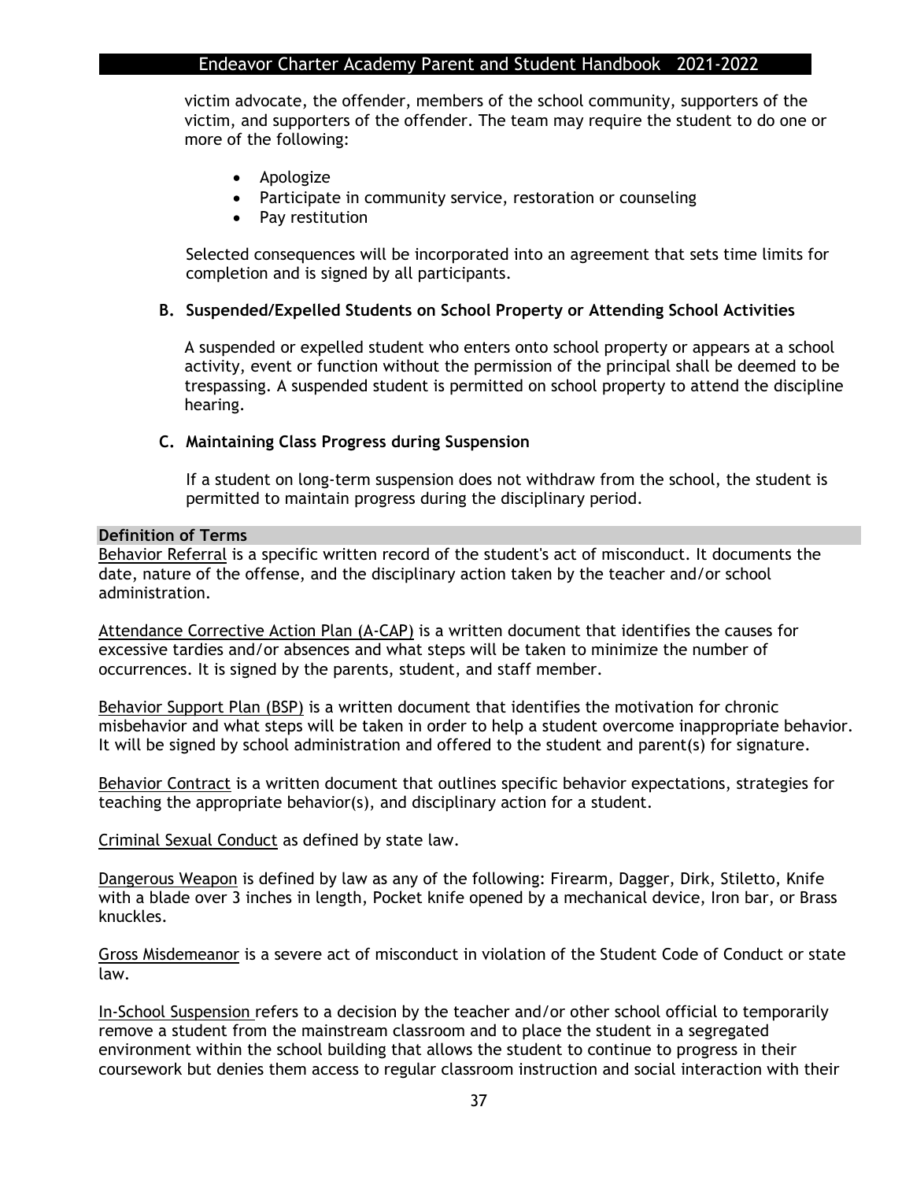victim advocate, the offender, members of the school community, supporters of the victim, and supporters of the offender. The team may require the student to do one or more of the following:

- Apologize
- Participate in community service, restoration or counseling
- Pay restitution

Selected consequences will be incorporated into an agreement that sets time limits for completion and is signed by all participants.

**B. Suspended/Expelled Students on School Property or Attending School Activities**

A suspended or expelled student who enters onto school property or appears at a school activity, event or function without the permission of the principal shall be deemed to be trespassing. A suspended student is permitted on school property to attend the discipline hearing.

**C. Maintaining Class Progress during Suspension**

If a student on long-term suspension does not withdraw from the school, the student is permitted to maintain progress during the disciplinary period.

**Definition of Terms**

Behavior Referral is a specific written record of the student's act of misconduct. It documents the date, nature of the offense, and the disciplinary action taken by the teacher and/or school administration.

Attendance Corrective Action Plan (A-CAP) is a written document that identifies the causes for excessive tardies and/or absences and what steps will be taken to minimize the number of occurrences. It is signed by the parents, student, and staff member.

Behavior Support Plan (BSP) is a written document that identifies the motivation for chronic misbehavior and what steps will be taken in order to help a student overcome inappropriate behavior. It will be signed by school administration and offered to the student and parent(s) for signature.

Behavior Contract is a written document that outlines specific behavior expectations, strategies for teaching the appropriate behavior(s), and disciplinary action for a student.

Criminal Sexual Conduct as defined by state law.

Dangerous Weapon is defined by law as any of the following: Firearm, Dagger, Dirk, Stiletto, Knife with a blade over 3 inches in length, Pocket knife opened by a mechanical device, Iron bar, or Brass knuckles.

Gross Misdemeanor is a severe act of misconduct in violation of the Student Code of Conduct or state law.

In-School Suspension refers to a decision by the teacher and/or other school official to temporarily remove a student from the mainstream classroom and to place the student in a segregated environment within the school building that allows the student to continue to progress in their coursework but denies them access to regular classroom instruction and social interaction with their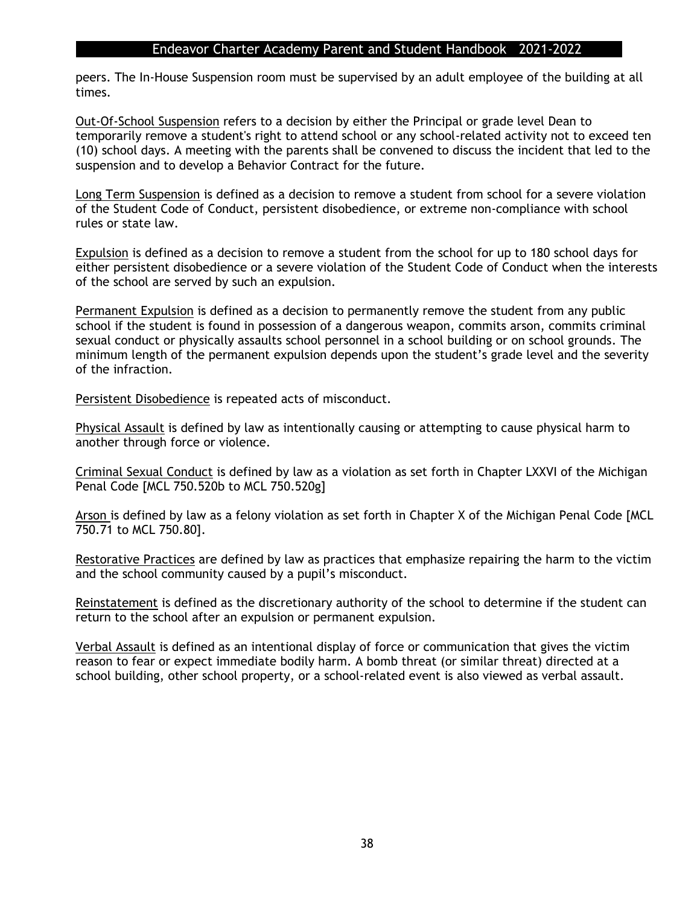peers. The In-House Suspension room must be supervised by an adult employee of the building at all times.

<u>Out-Of-School Suspension</u> refers to a decision by either the Principal or grade level Dean to temporarily remove a student's right to attend school or any school-related activity not to exceed ten (10) school days. A meeting with the parents shall be convened to discuss the incident that led to the suspension and to develop a Behavior Contract for the future.

<u>Long Term Suspension</u> is defined as a decision to remove a student from school for a severe violation of the Student Code of Conduct, persistent disobedience, or extreme non-compliance with school rules or state law.

<u>Expulsion</u> is defined as a decision to remove a student from the school for up to 180 school days for either persistent disobedience or a severe violation of the Student Code of Conduct when the interests of the school are served by such an expulsion.

<u>Permanent Expulsion</u> is defined as a decision to permanently remove the student from any public school if the student is found in possession of a dangerous weapon, commits arson, commits criminal sexual conduct or physically assaults school personnel in a school building or on school grounds. The minimum length of the permanent expulsion depends upon the student's grade level and the severity of the infraction.

<u>Persistent Disobedience</u> is repeated acts of misconduct.

<u>Physical Assault</u> is defined by law as intentionally causing or attempting to cause physical harm to another through force or violence.

<u>Criminal Sexual Conduct</u> is defined by law as a violation as set forth in Chapter LXXVI of the Michigan Penal Code [MCL 750.520b to MCL 750.520g]

<u>Arson</u> is defined by law as a felony violation as set forth in Chapter X of the Michigan Penal Code [MCL 750.71 to MCL 750.80].

<u>Restorative Practices</u> are defined by law as practices that emphasize repairing the harm to the victim and the school community caused by a pupil's misconduct.

<u>Reinstatement</u> is defined as the discretionary authority of the school to determine if the student can return to the school after an expulsion or permanent expulsion.

<u>Verbal Assault</u> is defined as an intentional display of force or communication that gives the victim reason to fear or expect immediate bodily harm. A bomb threat (or similar threat) directed at a school building, other school property, or a school-related event is also viewed as verbal assault.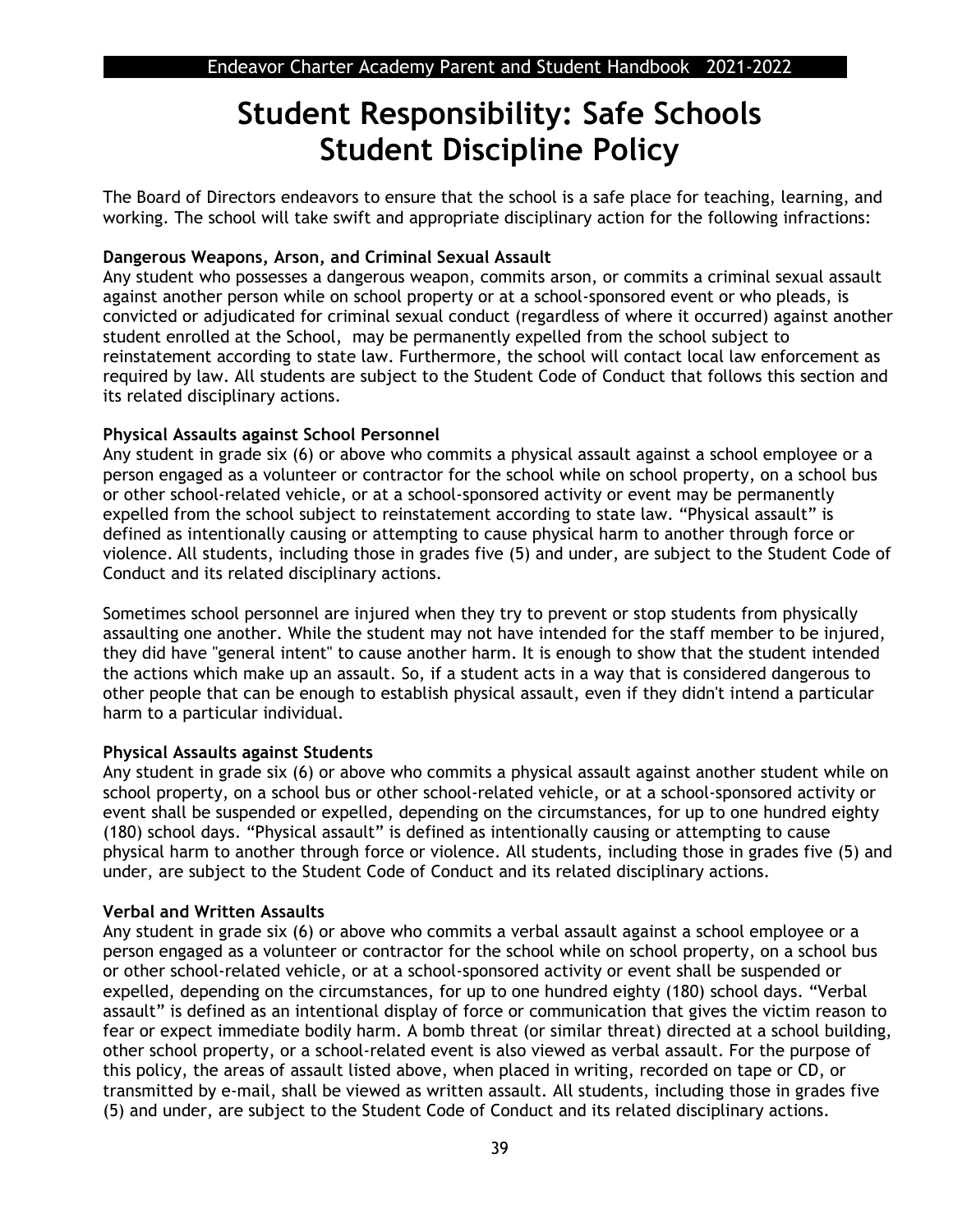# Student Responsibility: Safe Schools Student Discipline Policy

The Board of Directors endeavors to ensure that the school is a safe place for teaching, learning, and working. The school will take swift and appropriate disciplinary action for the following infractions:

**Dangerous Weapons, Arson, and Criminal Sexual Assault**

Any student who possesses a dangerous weapon, commits arson, or commits a criminal sexual assault against another person while on school property or at a school-sponsored event or who pleads, is convicted or adjudicated for criminal sexual conduct (regardless of where it occurred) against another student enrolled at the School, may be permanently expelled from the school subject to reinstatement according to state law. Furthermore, the school will contact local law enforcement as required by law. All students are subject to the Student Code of Conduct that follows this section and its related disciplinary actions.

**Physical Assaults against School Personnel**

Any student in grade six (6) or above who commits a physical assault against a school employee or a person engaged as a volunteer or contractor for the school while on school property, on a school bus or other school-related vehicle, or at a school-sponsored activity or event may be permanently expelled from the school subject to reinstatement according to state law. “Physical assault” is defined as intentionally causing or attempting to cause physical harm to another through force or violence. All students, including those in grades five (5) and under, are subject to the Student Code of Conduct and its related disciplinary actions.

Sometimes school personnel are injured when they try to prevent or stop students from physically assaulting one another. While the student may not have intended for the staff member to be injured, they did have "general intent" to cause another harm. It is enough to show that the student intended the actions which make up an assault. So, if a student acts in a way that is considered dangerous to other people that can be enough to establish physical assault, even if they didn't intend a particular harm to a particular individual.

**Physical Assaults against Students**

Any student in grade six (6) or above who commits a physical assault against another student while on school property, on a school bus or other school-related vehicle, or at a school-sponsored activity or event shall be suspended or expelled, depending on the circumstances, for up to one hundred eighty (180) school days. “Physical assault” is defined as intentionally causing or attempting to cause physical harm to another through force or violence. All students, including those in grades five (5) and under, are subject to the Student Code of Conduct and its related disciplinary actions.

**Verbal and Written Assaults**

Any student in grade six (6) or above who commits a verbal assault against a school employee or a person engaged as a volunteer or contractor for the school while on school property, on a school bus or other school-related vehicle, or at a school-sponsored activity or event shall be suspended or expelled, depending on the circumstances, for up to one hundred eighty (180) school days. “Verbal assault” is defined as an intentional display of force or communication that gives the victim reason to fear or expect immediate bodily harm. A bomb threat (or similar threat) directed at a school building, other school property, or a school-related event is also viewed as verbal assault. For the purpose of this policy, the areas of assault listed above, when placed in writing, recorded on tape or CD, or transmitted by e-mail, shall be viewed as written assault. All students, including those in grades five (5) and under, are subject to the Student Code of Conduct and its related disciplinary actions.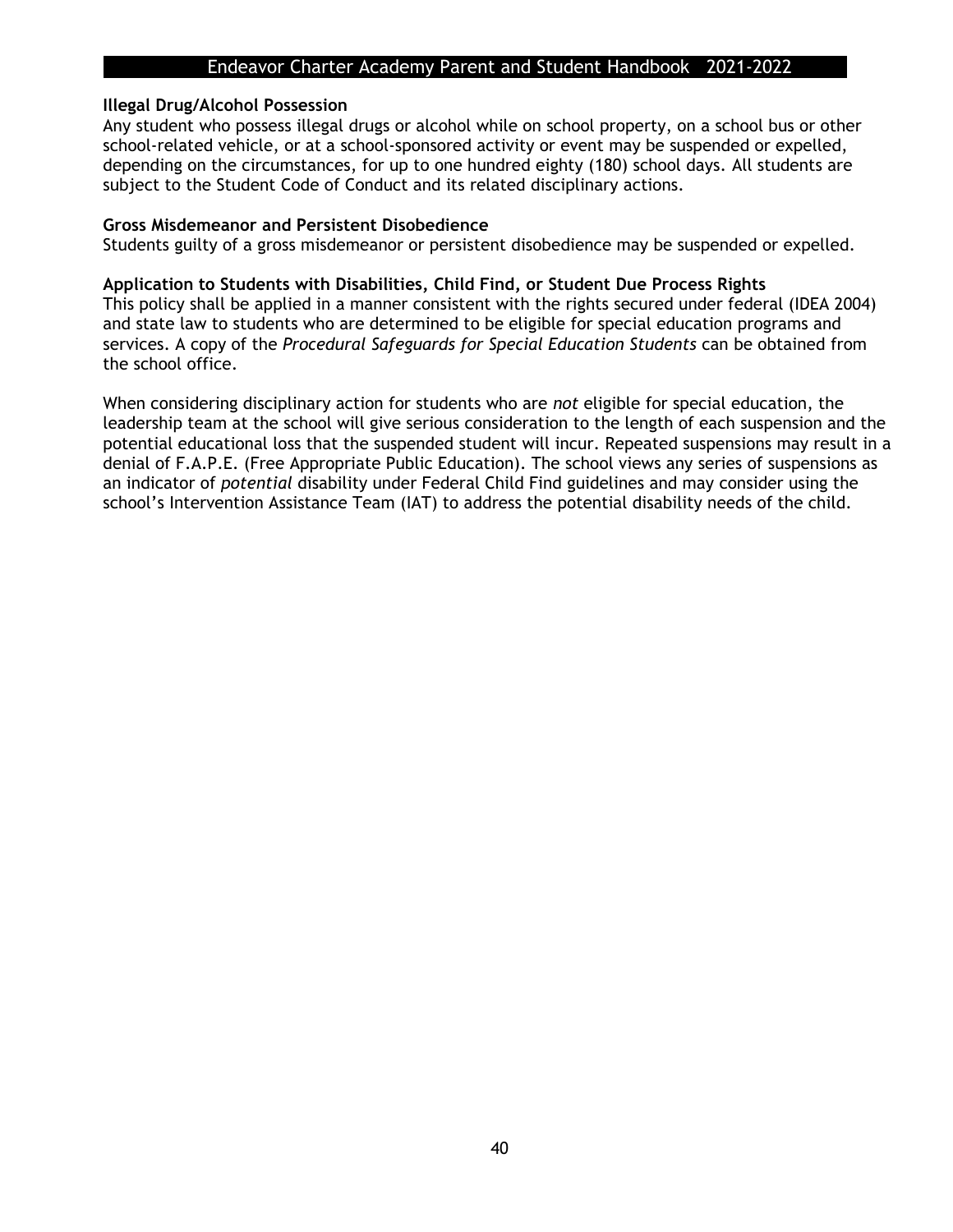### Illegal Drug/Alcohol Possession

Any student who possess illegal drugs or alcohol while on school property, on a school bus or other school-related vehicle, or at a school-sponsored activity or event may be suspended or expelled, depending on the circumstances, for up to one hundred eighty (180) school days. All students are subject to the Student Code of Conduct and its related disciplinary actions.

### Gross Misdemeanor and Persistent Disobedience

Students guilty of a gross misdemeanor or persistent disobedience may be suspended or expelled.

### Application to Students with Disabilities, Child Find, or Student Due Process Rights

This policy shall be applied in a manner consistent with the rights secured under federal (IDEA 2004) and state law to students who are determined to be eligible for special education programs and services. A copy of the *Procedural Safeguards for Special Education Students* can be obtained from the school office.

When considering disciplinary action for students who are *not* eligible for special education, the leadership team at the school will give serious consideration to the length of each suspension and the potential educational loss that the suspended student will incur. Repeated suspensions may result in a denial of F.A.P.E. (Free Appropriate Public Education). The school views any series of suspensions as an indicator of *potential* disability under Federal Child Find guidelines and may consider using the school's Intervention Assistance Team (IAT) to address the potential disability needs of the child.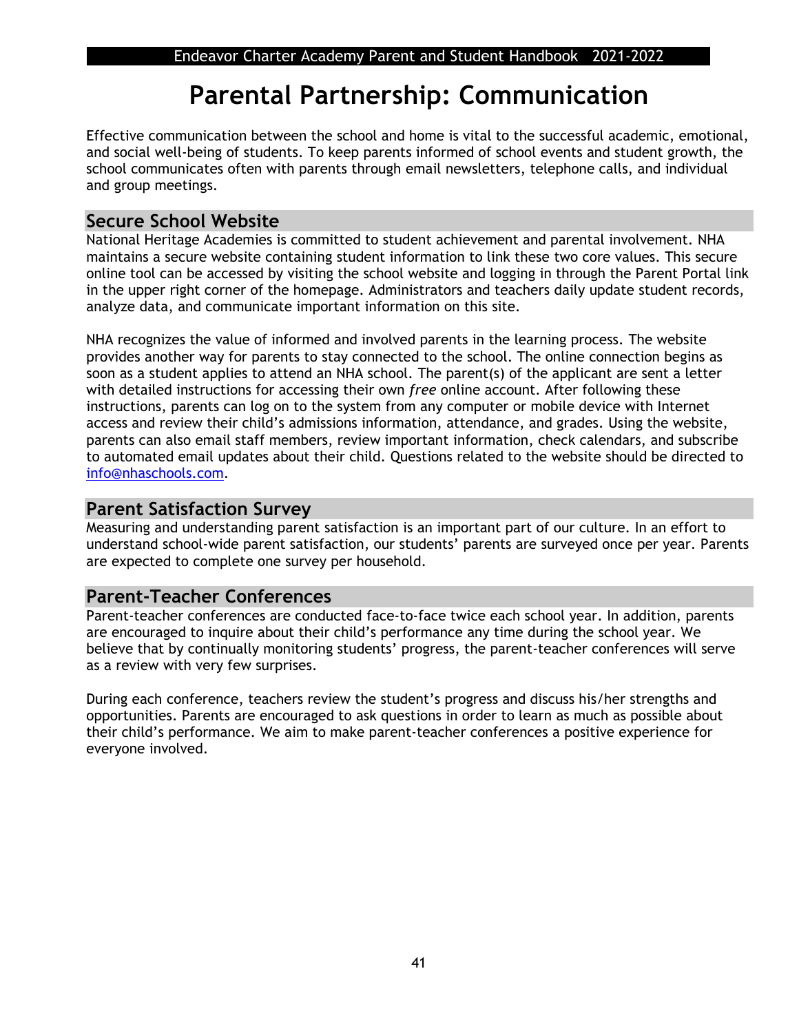# Parental Partnership: Communication

Effective communication between the school and home is vital to the successful academic, emotional, and social well-being of students. To keep parents informed of school events and student growth, the school communicates often with parents through email newsletters, telephone calls, and individual and group meetings.

## Secure School Website

National Heritage Academies is committed to student achievement and parental involvement. NHA maintains a secure website containing student information to link these two core values. This secure online tool can be accessed by visiting the school website and logging in through the Parent Portal link in the upper right corner of the homepage. Administrators and teachers daily update student records, analyze data, and communicate important information on this site.

NHA recognizes the value of informed and involved parents in the learning process. The website provides another way for parents to stay connected to the school. The online connection begins as soon as a student applies to attend an NHA school. The parent(s) of the applicant are sent a letter with detailed instructions for accessing their own *free* online account. After following these instructions, parents can log on to the system from any computer or mobile device with Internet access and review their child's admissions information, attendance, and grades. Using the website, parents can also email staff members, review important information, check calendars, and subscribe to automated email updates about their child. Questions related to the website should be directed to info@nhaschools.com.

## Parent Satisfaction Survey

Measuring and understanding parent satisfaction is an important part of our culture. In an effort to understand school-wide parent satisfaction, our students' parents are surveyed once per year. Parents are expected to complete one survey per household.

## Parent-Teacher Conferences

Parent-teacher conferences are conducted face-to-face twice each school year. In addition, parents are encouraged to inquire about their child's performance any time during the school year. We believe that by continually monitoring students' progress, the parent-teacher conferences will serve as a review with very few surprises.

During each conference, teachers review the student's progress and discuss his/her strengths and opportunities. Parents are encouraged to ask questions in order to learn as much as possible about their child's performance. We aim to make parent-teacher conferences a positive experience for everyone involved.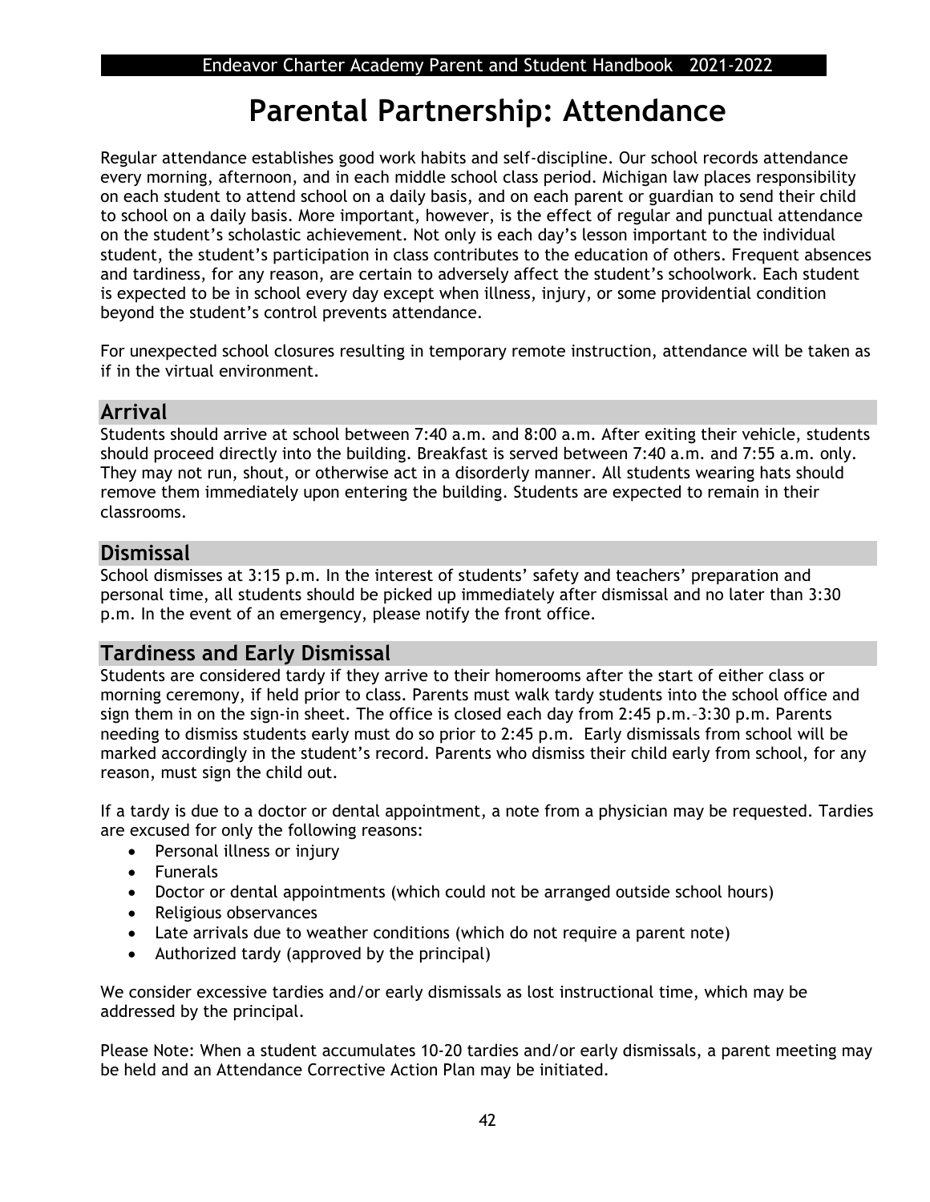# Parental Partnership: Attendance

Regular attendance establishes good work habits and self-discipline. Our school records attendance every morning, afternoon, and in each middle school class period. Michigan law places responsibility on each student to attend school on a daily basis, and on each parent or guardian to send their child to school on a daily basis. More important, however, is the effect of regular and punctual attendance on the student's scholastic achievement. Not only is each day's lesson important to the individual student, the student's participation in class contributes to the education of others. Frequent absences and tardiness, for any reason, are certain to adversely affect the student's schoolwork. Each student is expected to be in school every day except when illness, injury, or some providential condition beyond the student's control prevents attendance.

For unexpected school closures resulting in temporary remote instruction, attendance will be taken as if in the virtual environment.

## Arrival

Students should arrive at school between 7:40 a.m. and 8:00 a.m. After exiting their vehicle, students should proceed directly into the building. Breakfast is served between 7:40 a.m. and 7:55 a.m. only. They may not run, shout, or otherwise act in a disorderly manner. All students wearing hats should remove them immediately upon entering the building. Students are expected to remain in their classrooms.

## Dismissal

School dismisses at 3:15 p.m. In the interest of students' safety and teachers' preparation and personal time, all students should be picked up immediately after dismissal and no later than 3:30 p.m. In the event of an emergency, please notify the front office.

## Tardiness and Early Dismissal

Students are considered tardy if they arrive to their homerooms after the start of either class or morning ceremony, if held prior to class. Parents must walk tardy students into the school office and sign them in on the sign-in sheet. The office is closed each day from 2:45 p.m.–3:30 p.m. Parents needing to dismiss students early must do so prior to 2:45 p.m. Early dismissals from school will be marked accordingly in the student's record. Parents who dismiss their child early from school, for any reason, must sign the child out.

If a tardy is due to a doctor or dental appointment, a note from a physician may be requested. Tardies are excused for only the following reasons:

- Personal illness or injury
- Funerals
- Doctor or dental appointments (which could not be arranged outside school hours)
- Religious observances
- Late arrivals due to weather conditions (which do not require a parent note)
- Authorized tardy (approved by the principal)

We consider excessive tardies and/or early dismissals as lost instructional time, which may be addressed by the principal.

Please Note: When a student accumulates 10-20 tardies and/or early dismissals, a parent meeting may be held and an Attendance Corrective Action Plan may be initiated.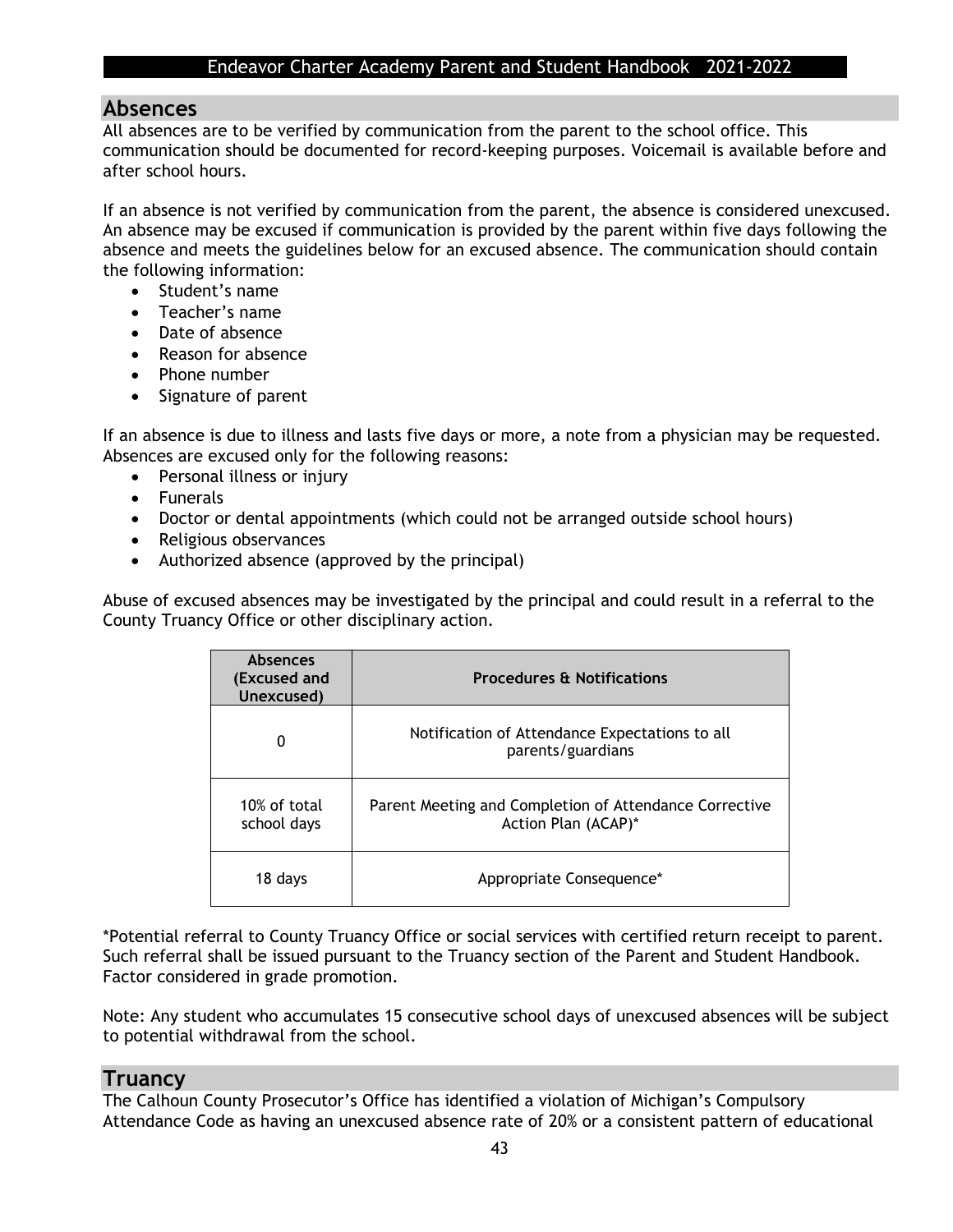## Absences

All absences are to be verified by communication from the parent to the school office. This communication should be documented for record-keeping purposes. Voicemail is available before and after school hours.

If an absence is not verified by communication from the parent, the absence is considered unexcused. An absence may be excused if communication is provided by the parent within five days following the absence and meets the guidelines below for an excused absence. The communication should contain the following information:

- Student's name
- Teacher's name
- Date of absence
- Reason for absence
- Phone number
- Signature of parent

If an absence is due to illness and lasts five days or more, a note from a physician may be requested. Absences are excused only for the following reasons:

- Personal illness or injury
- Funerals
- Doctor or dental appointments (which could not be arranged outside school hours)
- Religious observances
- Authorized absence (approved by the principal)

Abuse of excused absences may be investigated by the principal and could result in a referral to the County Truancy Office or other disciplinary action.

| Absences (Excused and Unexcused) | Procedures & Notifications |
|---|---|
| 0 | Notification of Attendance Expectations to all parents/guardians |
| 10% of total school days | Parent Meeting and Completion of Attendance Corrective Action Plan (ACAP)* |
| 18 days | Appropriate Consequence* |

*Potential referral to County Truancy Office or social services with certified return receipt to parent. Such referral shall be issued pursuant to the Truancy section of the Parent and Student Handbook. Factor considered in grade promotion.

Note: Any student who accumulates 15 consecutive school days of unexcused absences will be subject to potential withdrawal from the school.

## Truancy

The Calhoun County Prosecutor's Office has identified a violation of Michigan's Compulsory Attendance Code as having an unexcused absence rate of 20% or a consistent pattern of educational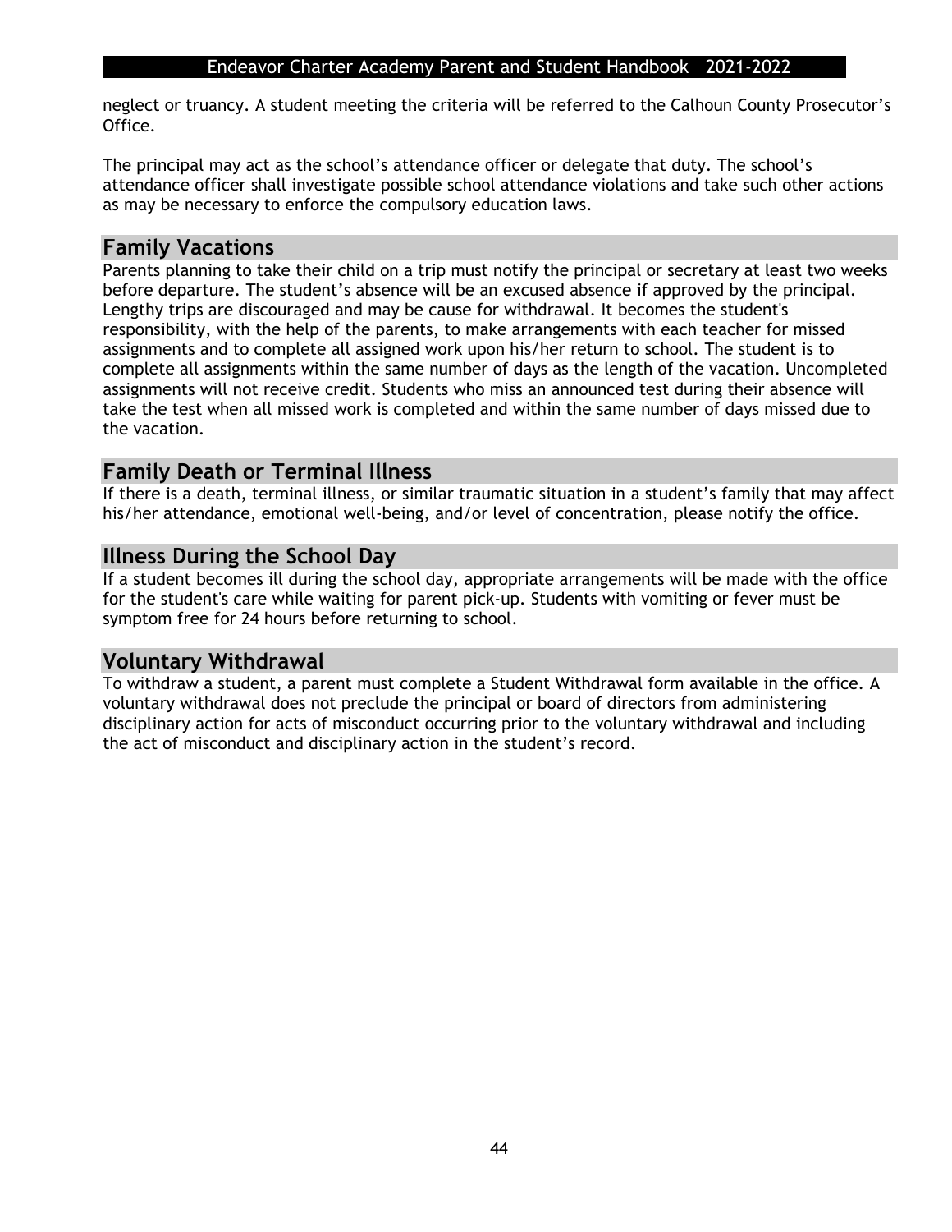neglect or truancy. A student meeting the criteria will be referred to the Calhoun County Prosecutor's Office.

The principal may act as the school's attendance officer or delegate that duty. The school's attendance officer shall investigate possible school attendance violations and take such other actions as may be necessary to enforce the compulsory education laws.

## Family Vacations

Parents planning to take their child on a trip must notify the principal or secretary at least two weeks before departure. The student's absence will be an excused absence if approved by the principal. Lengthy trips are discouraged and may be cause for withdrawal. It becomes the student's responsibility, with the help of the parents, to make arrangements with each teacher for missed assignments and to complete all assigned work upon his/her return to school. The student is to complete all assignments within the same number of days as the length of the vacation. Uncompleted assignments will not receive credit. Students who miss an announced test during their absence will take the test when all missed work is completed and within the same number of days missed due to the vacation.

## Family Death or Terminal Illness

If there is a death, terminal illness, or similar traumatic situation in a student's family that may affect his/her attendance, emotional well-being, and/or level of concentration, please notify the office.

## Illness During the School Day

If a student becomes ill during the school day, appropriate arrangements will be made with the office for the student's care while waiting for parent pick-up. Students with vomiting or fever must be symptom free for 24 hours before returning to school.

## Voluntary Withdrawal

To withdraw a student, a parent must complete a Student Withdrawal form available in the office. A voluntary withdrawal does not preclude the principal or board of directors from administering disciplinary action for acts of misconduct occurring prior to the voluntary withdrawal and including the act of misconduct and disciplinary action in the student's record.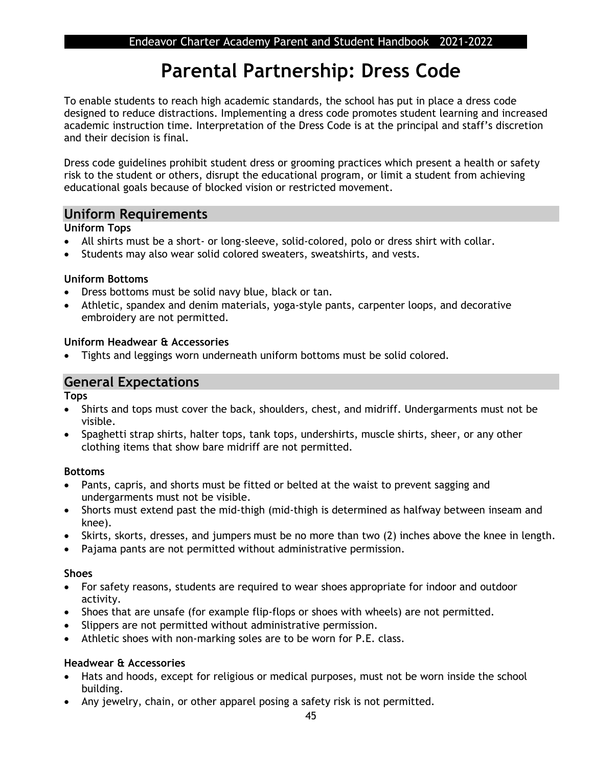# Parental Partnership: Dress Code

To enable students to reach high academic standards, the school has put in place a dress code designed to reduce distractions. Implementing a dress code promotes student learning and increased academic instruction time. Interpretation of the Dress Code is at the principal and staff's discretion and their decision is final.

Dress code guidelines prohibit student dress or grooming practices which present a health or safety risk to the student or others, disrupt the educational program, or limit a student from achieving educational goals because of blocked vision or restricted movement.

## Uniform Requirements

**Uniform Tops**

- All shirts must be a short- or long-sleeve, solid-colored, polo or dress shirt with collar.
- Students may also wear solid colored sweaters, sweatshirts, and vests.

**Uniform Bottoms**

- Dress bottoms must be solid navy blue, black or tan.
- Athletic, spandex and denim materials, yoga-style pants, carpenter loops, and decorative embroidery are not permitted.

**Uniform Headwear & Accessories**

- Tights and leggings worn underneath uniform bottoms must be solid colored.

## General Expectations

**Tops**

- Shirts and tops must cover the back, shoulders, chest, and midriff. Undergarments must not be visible.
- Spaghetti strap shirts, halter tops, tank tops, undershirts, muscle shirts, sheer, or any other clothing items that show bare midriff are not permitted.

**Bottoms**

- Pants, capris, and shorts must be fitted or belted at the waist to prevent sagging and undergarments must not be visible.
- Shorts must extend past the mid-thigh (mid-thigh is determined as halfway between inseam and knee).
- Skirts, skorts, dresses, and jumpers must be no more than two (2) inches above the knee in length.
- Pajama pants are not permitted without administrative permission.

**Shoes**

- For safety reasons, students are required to wear shoes appropriate for indoor and outdoor activity.
- Shoes that are unsafe (for example flip-flops or shoes with wheels) are not permitted.
- Slippers are not permitted without administrative permission.
- Athletic shoes with non-marking soles are to be worn for P.E. class.

**Headwear & Accessories**

- Hats and hoods, except for religious or medical purposes, must not be worn inside the school building.
- Any jewelry, chain, or other apparel posing a safety risk is not permitted.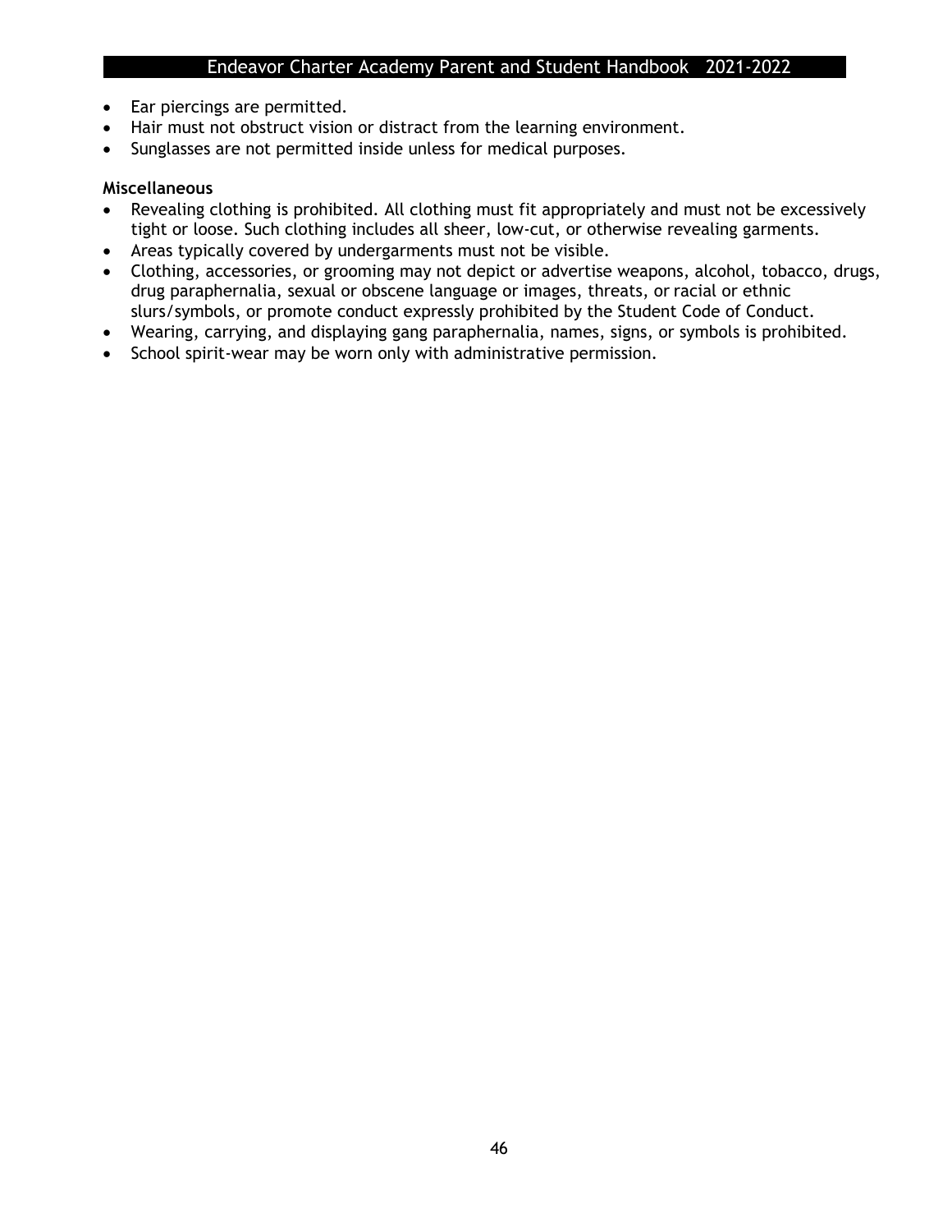- Ear piercings are permitted.
- Hair must not obstruct vision or distract from the learning environment.
- Sunglasses are not permitted inside unless for medical purposes.

**Miscellaneous**

- Revealing clothing is prohibited. All clothing must fit appropriately and must not be excessively tight or loose. Such clothing includes all sheer, low-cut, or otherwise revealing garments.
- Areas typically covered by undergarments must not be visible.
- Clothing, accessories, or grooming may not depict or advertise weapons, alcohol, tobacco, drugs, drug paraphernalia, sexual or obscene language or images, threats, or racial or ethnic slurs/symbols, or promote conduct expressly prohibited by the Student Code of Conduct.
- Wearing, carrying, and displaying gang paraphernalia, names, signs, or symbols is prohibited.
- School spirit-wear may be worn only with administrative permission.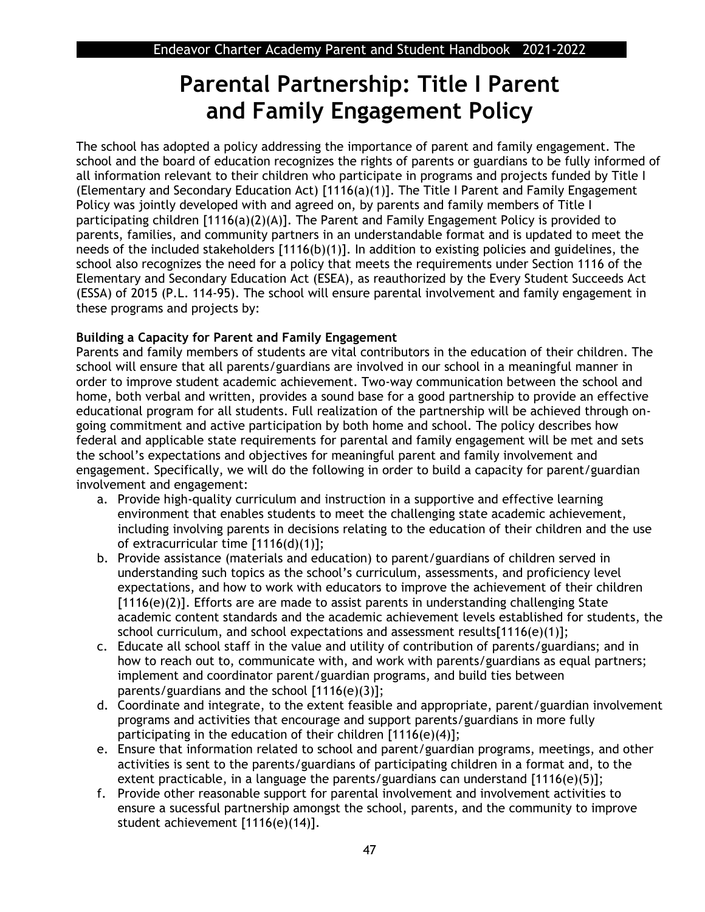# Parental Partnership: Title I Parent and Family Engagement Policy

The school has adopted a policy addressing the importance of parent and family engagement. The school and the board of education recognizes the rights of parents or guardians to be fully informed of all information relevant to their children who participate in programs and projects funded by Title I (Elementary and Secondary Education Act) [1116(a)(1)]. The Title I Parent and Family Engagement Policy was jointly developed with and agreed on, by parents and family members of Title I participating children [1116(a)(2)(A)]. The Parent and Family Engagement Policy is provided to parents, families, and community partners in an understandable format and is updated to meet the needs of the included stakeholders [1116(b)(1)]. In addition to existing policies and guidelines, the school also recognizes the need for a policy that meets the requirements under Section 1116 of the Elementary and Secondary Education Act (ESEA), as reauthorized by the Every Student Succeeds Act (ESSA) of 2015 (P.L. 114-95). The school will ensure parental involvement and family engagement in these programs and projects by:

**Building a Capacity for Parent and Family Engagement**

Parents and family members of students are vital contributors in the education of their children. The school will ensure that all parents/guardians are involved in our school in a meaningful manner in order to improve student academic achievement. Two-way communication between the school and home, both verbal and written, provides a sound base for a good partnership to provide an effective educational program for all students. Full realization of the partnership will be achieved through on-going commitment and active participation by both home and school. The policy describes how federal and applicable state requirements for parental and family engagement will be met and sets the school's expectations and objectives for meaningful parent and family involvement and engagement. Specifically, we will do the following in order to build a capacity for parent/guardian involvement and engagement:

a. Provide high-quality curriculum and instruction in a supportive and effective learning environment that enables students to meet the challenging state academic achievement, including involving parents in decisions relating to the education of their children and the use of extracurricular time [1116(d)(1)];
b. Provide assistance (materials and education) to parent/guardians of children served in understanding such topics as the school's curriculum, assessments, and proficiency level expectations, and how to work with educators to improve the achievement of their children [1116(e)(2)]. Efforts are are made to assist parents in understanding challenging State academic content standards and the academic achievement levels established for students, the school curriculum, and school expectations and assessment results[1116(e)(1)];
c. Educate all school staff in the value and utility of contribution of parents/guardians; and in how to reach out to, communicate with, and work with parents/guardians as equal partners; implement and coordinator parent/guardian programs, and build ties between parents/guardians and the school [1116(e)(3)];
d. Coordinate and integrate, to the extent feasible and appropriate, parent/guardian involvement programs and activities that encourage and support parents/guardians in more fully participating in the education of their children [1116(e)(4)];
e. Ensure that information related to school and parent/guardian programs, meetings, and other activities is sent to the parents/guardians of participating children in a format and, to the extent practicable, in a language the parents/guardians can understand [1116(e)(5)];
f. Provide other reasonable support for parental involvement and involvement activities to ensure a sucessful partnership amongst the school, parents, and the community to improve student achievement [1116(e)(14)].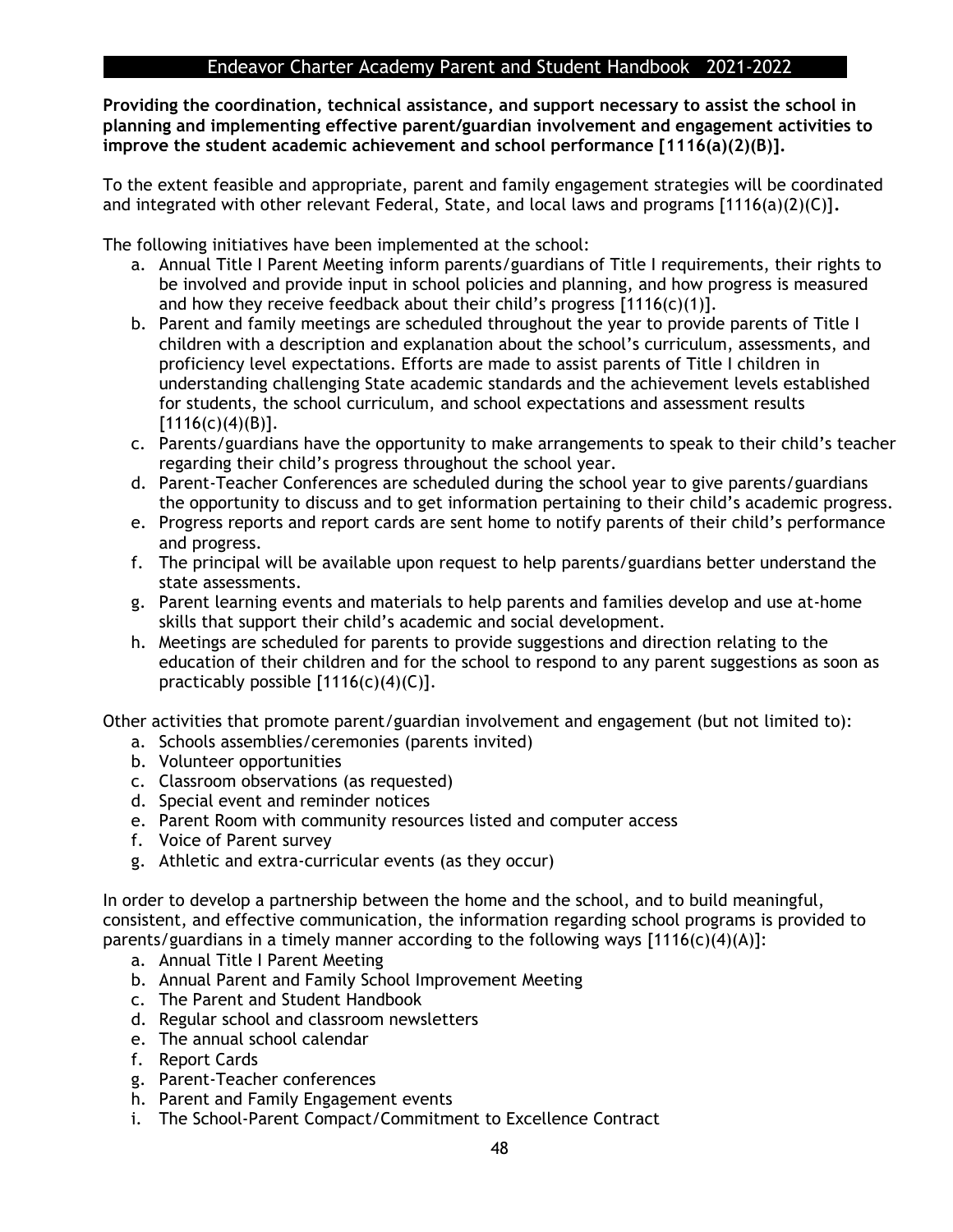**Providing the coordination, technical assistance, and support necessary to assist the school in planning and implementing effective parent/guardian involvement and engagement activities to improve the student academic achievement and school performance [1116(a)(2)(B)].**

To the extent feasible and appropriate, parent and family engagement strategies will be coordinated and integrated with other relevant Federal, State, and local laws and programs [1116(a)(2)(C)].

The following initiatives have been implemented at the school:

a. Annual Title I Parent Meeting inform parents/guardians of Title I requirements, their rights to be involved and provide input in school policies and planning, and how progress is measured and how they receive feedback about their child's progress [1116(c)(1)].
b. Parent and family meetings are scheduled throughout the year to provide parents of Title I children with a description and explanation about the school's curriculum, assessments, and proficiency level expectations. Efforts are made to assist parents of Title I children in understanding challenging State academic standards and the achievement levels established for students, the school curriculum, and school expectations and assessment results [1116(c)(4)(B)].
c. Parents/guardians have the opportunity to make arrangements to speak to their child's teacher regarding their child's progress throughout the school year.
d. Parent-Teacher Conferences are scheduled during the school year to give parents/guardians the opportunity to discuss and to get information pertaining to their child's academic progress.
e. Progress reports and report cards are sent home to notify parents of their child's performance and progress.
f. The principal will be available upon request to help parents/guardians better understand the state assessments.
g. Parent learning events and materials to help parents and families develop and use at-home skills that support their child's academic and social development.
h. Meetings are scheduled for parents to provide suggestions and direction relating to the education of their children and for the school to respond to any parent suggestions as soon as practicably possible [1116(c)(4)(C)].

Other activities that promote parent/guardian involvement and engagement (but not limited to):

a. Schools assemblies/ceremonies (parents invited)
b. Volunteer opportunities
c. Classroom observations (as requested)
d. Special event and reminder notices
e. Parent Room with community resources listed and computer access
f. Voice of Parent survey
g. Athletic and extra-curricular events (as they occur)

In order to develop a partnership between the home and the school, and to build meaningful, consistent, and effective communication, the information regarding school programs is provided to parents/guardians in a timely manner according to the following ways [1116(c)(4)(A)]:

a. Annual Title I Parent Meeting
b. Annual Parent and Family School Improvement Meeting
c. The Parent and Student Handbook
d. Regular school and classroom newsletters
e. The annual school calendar
f. Report Cards
g. Parent-Teacher conferences
h. Parent and Family Engagement events
i. The School-Parent Compact/Commitment to Excellence Contract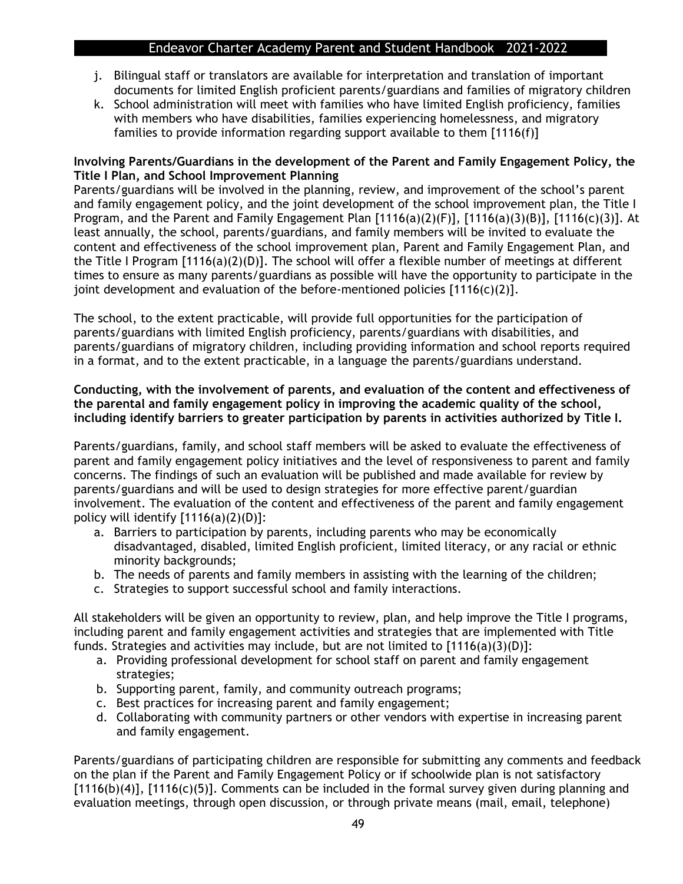j. Bilingual staff or translators are available for interpretation and translation of important documents for limited English proficient parents/guardians and families of migratory children
k. School administration will meet with families who have limited English proficiency, families with members who have disabilities, families experiencing homelessness, and migratory families to provide information regarding support available to them [1116(f)]

**Involving Parents/Guardians in the development of the Parent and Family Engagement Policy, the Title I Plan, and School Improvement Planning**

Parents/guardians will be involved in the planning, review, and improvement of the school's parent and family engagement policy, and the joint development of the school improvement plan, the Title I Program, and the Parent and Family Engagement Plan [1116(a)(2)(F)], [1116(a)(3)(B)], [1116(c)(3)]. At least annually, the school, parents/guardians, and family members will be invited to evaluate the content and effectiveness of the school improvement plan, Parent and Family Engagement Plan, and the Title I Program [1116(a)(2)(D)]. The school will offer a flexible number of meetings at different times to ensure as many parents/guardians as possible will have the opportunity to participate in the joint development and evaluation of the before-mentioned policies [1116(c)(2)].

The school, to the extent practicable, will provide full opportunities for the participation of parents/guardians with limited English proficiency, parents/guardians with disabilities, and parents/guardians of migratory children, including providing information and school reports required in a format, and to the extent practicable, in a language the parents/guardians understand.

**Conducting, with the involvement of parents, and evaluation of the content and effectiveness of the parental and family engagement policy in improving the academic quality of the school, including identify barriers to greater participation by parents in activities authorized by Title I.**

Parents/guardians, family, and school staff members will be asked to evaluate the effectiveness of parent and family engagement policy initiatives and the level of responsiveness to parent and family concerns. The findings of such an evaluation will be published and made available for review by parents/guardians and will be used to design strategies for more effective parent/guardian involvement. The evaluation of the content and effectiveness of the parent and family engagement policy will identify [1116(a)(2)(D)]:

a. Barriers to participation by parents, including parents who may be economically disadvantaged, disabled, limited English proficient, limited literacy, or any racial or ethnic minority backgrounds;
b. The needs of parents and family members in assisting with the learning of the children;
c. Strategies to support successful school and family interactions.

All stakeholders will be given an opportunity to review, plan, and help improve the Title I programs, including parent and family engagement activities and strategies that are implemented with Title funds. Strategies and activities may include, but are not limited to [1116(a)(3)(D)]:

a. Providing professional development for school staff on parent and family engagement strategies;
b. Supporting parent, family, and community outreach programs;
c. Best practices for increasing parent and family engagement;
d. Collaborating with community partners or other vendors with expertise in increasing parent and family engagement.

Parents/guardians of participating children are responsible for submitting any comments and feedback on the plan if the Parent and Family Engagement Policy or if schoolwide plan is not satisfactory [1116(b)(4)], [1116(c)(5)]. Comments can be included in the formal survey given during planning and evaluation meetings, through open discussion, or through private means (mail, email, telephone)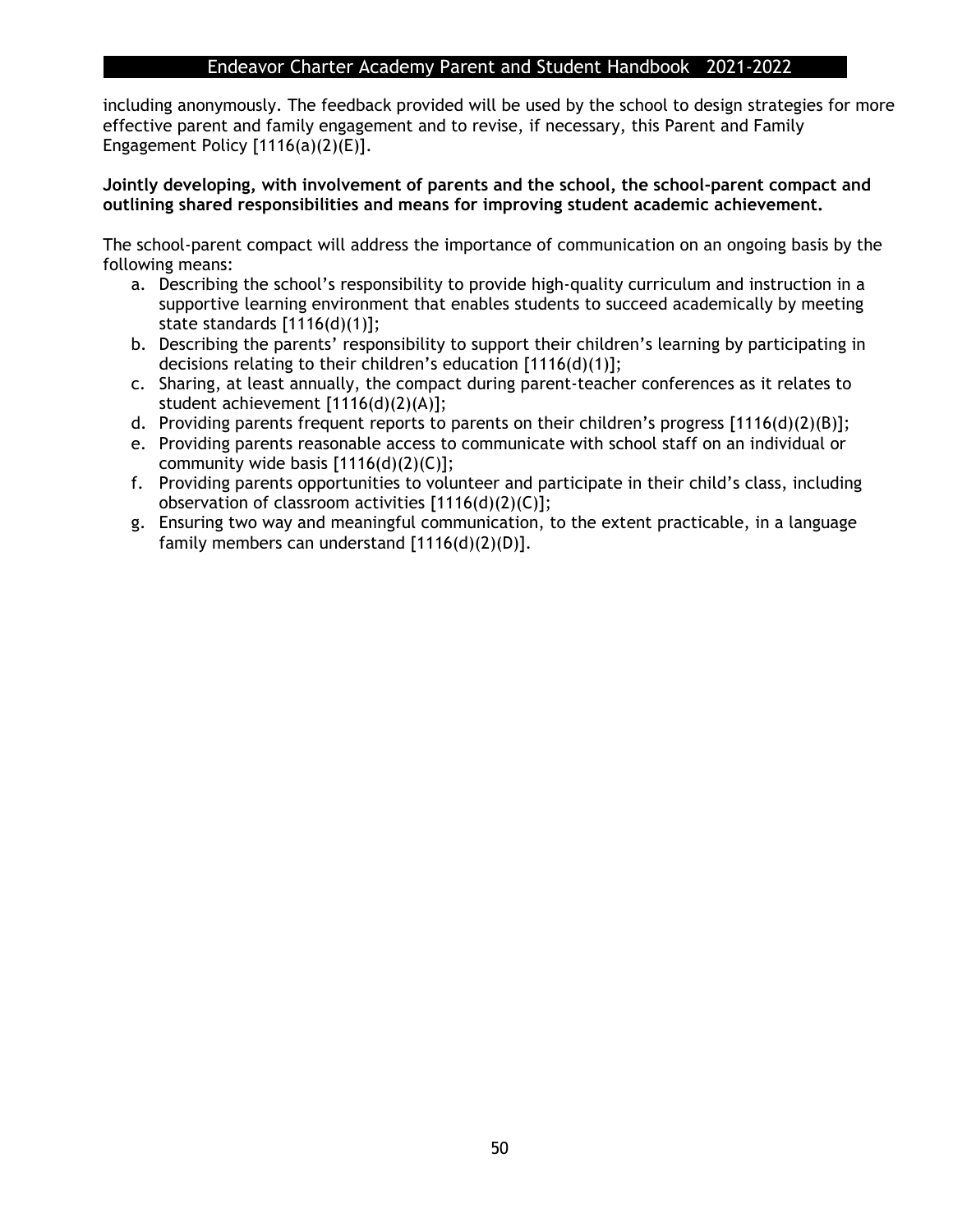including anonymously. The feedback provided will be used by the school to design strategies for more effective parent and family engagement and to revise, if necessary, this Parent and Family Engagement Policy [1116(a)(2)(E)].

**Jointly developing, with involvement of parents and the school, the school-parent compact and outlining shared responsibilities and means for improving student academic achievement.**

The school-parent compact will address the importance of communication on an ongoing basis by the following means:

a. Describing the school's responsibility to provide high-quality curriculum and instruction in a supportive learning environment that enables students to succeed academically by meeting state standards [1116(d)(1)];
b. Describing the parents' responsibility to support their children's learning by participating in decisions relating to their children's education [1116(d)(1)];
c. Sharing, at least annually, the compact during parent-teacher conferences as it relates to student achievement [1116(d)(2)(A)];
d. Providing parents frequent reports to parents on their children's progress [1116(d)(2)(B)];
e. Providing parents reasonable access to communicate with school staff on an individual or community wide basis [1116(d)(2)(C)];
f. Providing parents opportunities to volunteer and participate in their child's class, including observation of classroom activities [1116(d)(2)(C)];
g. Ensuring two way and meaningful communication, to the extent practicable, in a language family members can understand [1116(d)(2)(D)].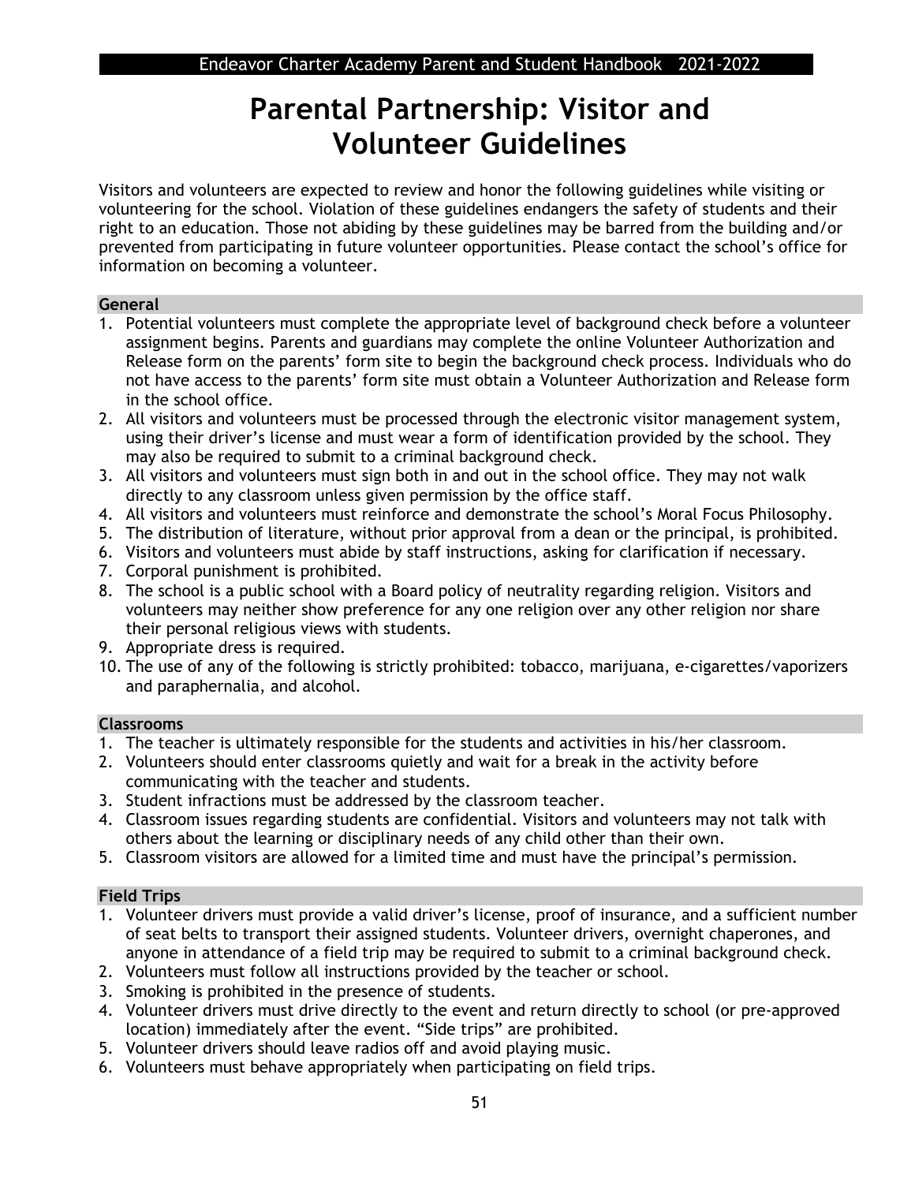# Parental Partnership: Visitor and Volunteer Guidelines

Visitors and volunteers are expected to review and honor the following guidelines while visiting or volunteering for the school. Violation of these guidelines endangers the safety of students and their right to an education. Those not abiding by these guidelines may be barred from the building and/or prevented from participating in future volunteer opportunities. Please contact the school's office for information on becoming a volunteer.

### General

1. Potential volunteers must complete the appropriate level of background check before a volunteer assignment begins. Parents and guardians may complete the online Volunteer Authorization and Release form on the parents' form site to begin the background check process. Individuals who do not have access to the parents' form site must obtain a Volunteer Authorization and Release form in the school office.
2. All visitors and volunteers must be processed through the electronic visitor management system, using their driver's license and must wear a form of identification provided by the school. They may also be required to submit to a criminal background check.
3. All visitors and volunteers must sign both in and out in the school office. They may not walk directly to any classroom unless given permission by the office staff.
4. All visitors and volunteers must reinforce and demonstrate the school's Moral Focus Philosophy.
5. The distribution of literature, without prior approval from a dean or the principal, is prohibited.
6. Visitors and volunteers must abide by staff instructions, asking for clarification if necessary.
7. Corporal punishment is prohibited.
8. The school is a public school with a Board policy of neutrality regarding religion. Visitors and volunteers may neither show preference for any one religion over any other religion nor share their personal religious views with students.
9. Appropriate dress is required.
10. The use of any of the following is strictly prohibited: tobacco, marijuana, e-cigarettes/vaporizers and paraphernalia, and alcohol.

### Classrooms

1. The teacher is ultimately responsible for the students and activities in his/her classroom.
2. Volunteers should enter classrooms quietly and wait for a break in the activity before communicating with the teacher and students.
3. Student infractions must be addressed by the classroom teacher.
4. Classroom issues regarding students are confidential. Visitors and volunteers may not talk with others about the learning or disciplinary needs of any child other than their own.
5. Classroom visitors are allowed for a limited time and must have the principal's permission.

### Field Trips

1. Volunteer drivers must provide a valid driver's license, proof of insurance, and a sufficient number of seat belts to transport their assigned students. Volunteer drivers, overnight chaperones, and anyone in attendance of a field trip may be required to submit to a criminal background check.
2. Volunteers must follow all instructions provided by the teacher or school.
3. Smoking is prohibited in the presence of students.
4. Volunteer drivers must drive directly to the event and return directly to school (or pre-approved location) immediately after the event. "Side trips" are prohibited.
5. Volunteer drivers should leave radios off and avoid playing music.
6. Volunteers must behave appropriately when participating on field trips.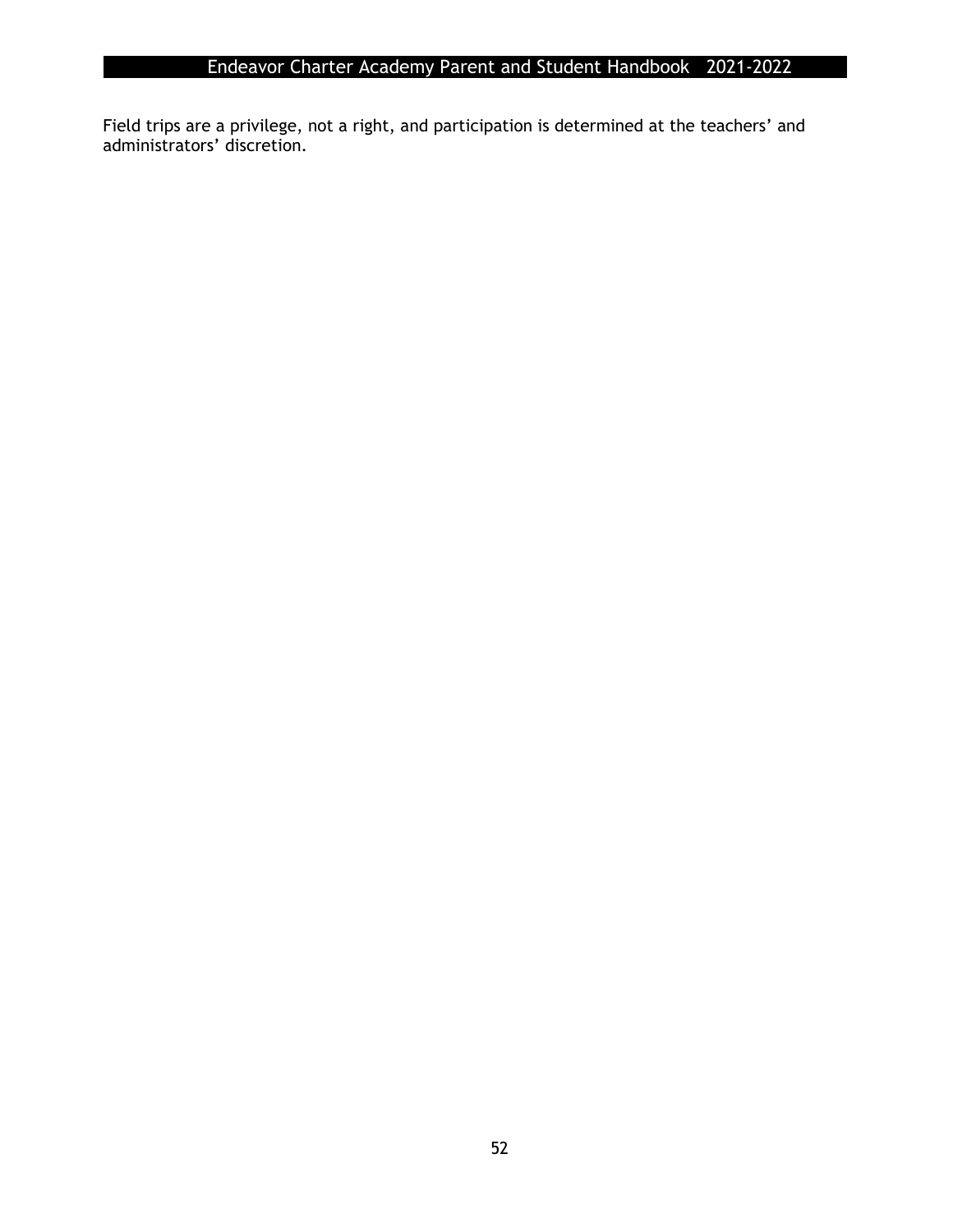Field trips are a privilege, not a right, and participation is determined at the teachers' and administrators' discretion.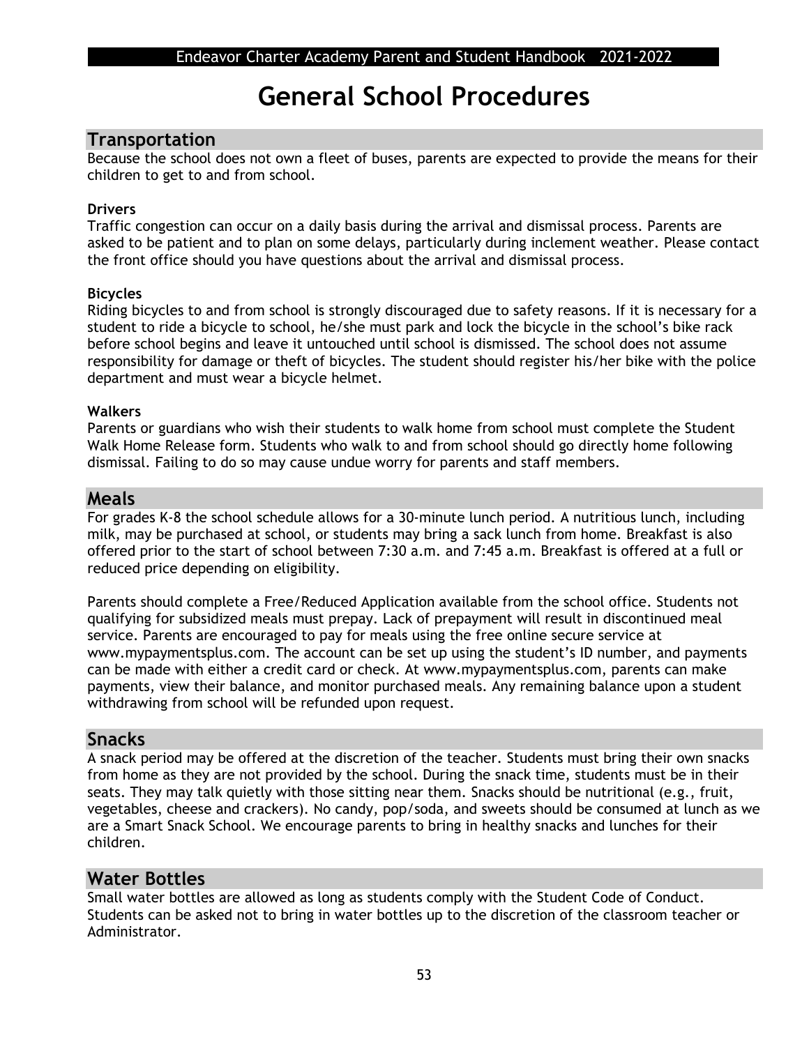# General School Procedures

## Transportation

Because the school does not own a fleet of buses, parents are expected to provide the means for their children to get to and from school.

**Drivers**

Traffic congestion can occur on a daily basis during the arrival and dismissal process. Parents are asked to be patient and to plan on some delays, particularly during inclement weather. Please contact the front office should you have questions about the arrival and dismissal process.

**Bicycles**

Riding bicycles to and from school is strongly discouraged due to safety reasons. If it is necessary for a student to ride a bicycle to school, he/she must park and lock the bicycle in the school's bike rack before school begins and leave it untouched until school is dismissed. The school does not assume responsibility for damage or theft of bicycles. The student should register his/her bike with the police department and must wear a bicycle helmet.

**Walkers**

Parents or guardians who wish their students to walk home from school must complete the Student Walk Home Release form. Students who walk to and from school should go directly home following dismissal. Failing to do so may cause undue worry for parents and staff members.

## Meals

For grades K-8 the school schedule allows for a 30-minute lunch period. A nutritious lunch, including milk, may be purchased at school, or students may bring a sack lunch from home. Breakfast is also offered prior to the start of school between 7:30 a.m. and 7:45 a.m. Breakfast is offered at a full or reduced price depending on eligibility.

Parents should complete a Free/Reduced Application available from the school office. Students not qualifying for subsidized meals must prepay. Lack of prepayment will result in discontinued meal service. Parents are encouraged to pay for meals using the free online secure service at www.mypaymentsplus.com. The account can be set up using the student's ID number, and payments can be made with either a credit card or check. At www.mypaymentsplus.com, parents can make payments, view their balance, and monitor purchased meals. Any remaining balance upon a student withdrawing from school will be refunded upon request.

## Snacks

A snack period may be offered at the discretion of the teacher. Students must bring their own snacks from home as they are not provided by the school. During the snack time, students must be in their seats. They may talk quietly with those sitting near them. Snacks should be nutritional (e.g., fruit, vegetables, cheese and crackers). No candy, pop/soda, and sweets should be consumed at lunch as we are a Smart Snack School. We encourage parents to bring in healthy snacks and lunches for their children.

## Water Bottles

Small water bottles are allowed as long as students comply with the Student Code of Conduct. Students can be asked not to bring in water bottles up to the discretion of the classroom teacher or Administrator.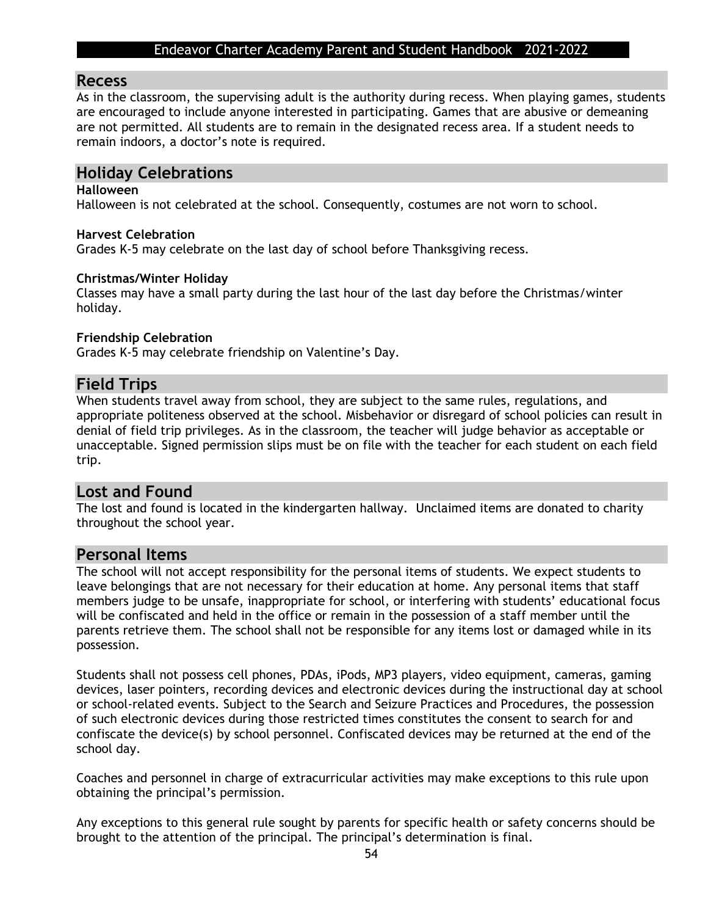## Recess

As in the classroom, the supervising adult is the authority during recess. When playing games, students are encouraged to include anyone interested in participating. Games that are abusive or demeaning are not permitted. All students are to remain in the designated recess area. If a student needs to remain indoors, a doctor's note is required.

## Holiday Celebrations

**Halloween**

Halloween is not celebrated at the school. Consequently, costumes are not worn to school.

**Harvest Celebration**

Grades K-5 may celebrate on the last day of school before Thanksgiving recess.

**Christmas/Winter Holiday**

Classes may have a small party during the last hour of the last day before the Christmas/winter holiday.

**Friendship Celebration**

Grades K-5 may celebrate friendship on Valentine's Day.

## Field Trips

When students travel away from school, they are subject to the same rules, regulations, and appropriate politeness observed at the school. Misbehavior or disregard of school policies can result in denial of field trip privileges. As in the classroom, the teacher will judge behavior as acceptable or unacceptable. Signed permission slips must be on file with the teacher for each student on each field trip.

## Lost and Found

The lost and found is located in the kindergarten hallway. Unclaimed items are donated to charity throughout the school year.

## Personal Items

The school will not accept responsibility for the personal items of students. We expect students to leave belongings that are not necessary for their education at home. Any personal items that staff members judge to be unsafe, inappropriate for school, or interfering with students' educational focus will be confiscated and held in the office or remain in the possession of a staff member until the parents retrieve them. The school shall not be responsible for any items lost or damaged while in its possession.

Students shall not possess cell phones, PDAs, iPods, MP3 players, video equipment, cameras, gaming devices, laser pointers, recording devices and electronic devices during the instructional day at school or school-related events. Subject to the Search and Seizure Practices and Procedures, the possession of such electronic devices during those restricted times constitutes the consent to search for and confiscate the device(s) by school personnel. Confiscated devices may be returned at the end of the school day.

Coaches and personnel in charge of extracurricular activities may make exceptions to this rule upon obtaining the principal's permission.

Any exceptions to this general rule sought by parents for specific health or safety concerns should be brought to the attention of the principal. The principal's determination is final.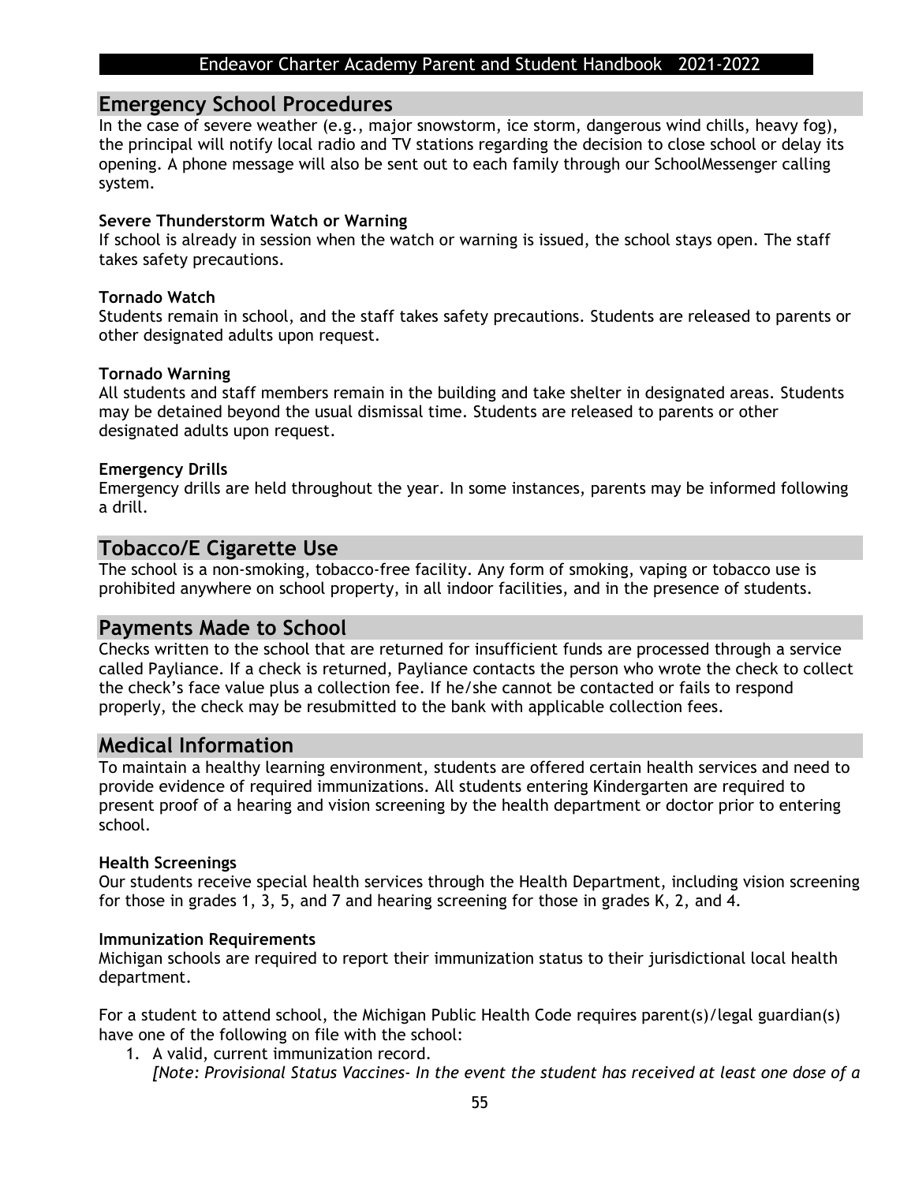## Emergency School Procedures

In the case of severe weather (e.g., major snowstorm, ice storm, dangerous wind chills, heavy fog), the principal will notify local radio and TV stations regarding the decision to close school or delay its opening. A phone message will also be sent out to each family through our SchoolMessenger calling system.

**Severe Thunderstorm Watch or Warning**

If school is already in session when the watch or warning is issued, the school stays open. The staff takes safety precautions.

**Tornado Watch**

Students remain in school, and the staff takes safety precautions. Students are released to parents or other designated adults upon request.

**Tornado Warning**

All students and staff members remain in the building and take shelter in designated areas. Students may be detained beyond the usual dismissal time. Students are released to parents or other designated adults upon request.

**Emergency Drills**

Emergency drills are held throughout the year. In some instances, parents may be informed following a drill.

## Tobacco/E Cigarette Use

The school is a non-smoking, tobacco-free facility. Any form of smoking, vaping or tobacco use is prohibited anywhere on school property, in all indoor facilities, and in the presence of students.

## Payments Made to School

Checks written to the school that are returned for insufficient funds are processed through a service called Payliance. If a check is returned, Payliance contacts the person who wrote the check to collect the check's face value plus a collection fee. If he/she cannot be contacted or fails to respond properly, the check may be resubmitted to the bank with applicable collection fees.

## Medical Information

To maintain a healthy learning environment, students are offered certain health services and need to provide evidence of required immunizations. All students entering Kindergarten are required to present proof of a hearing and vision screening by the health department or doctor prior to entering school.

**Health Screenings**

Our students receive special health services through the Health Department, including vision screening for those in grades 1, 3, 5, and 7 and hearing screening for those in grades K, 2, and 4.

**Immunization Requirements**

Michigan schools are required to report their immunization status to their jurisdictional local health department.

For a student to attend school, the Michigan Public Health Code requires parent(s)/legal guardian(s) have one of the following on file with the school:

1. A valid, current immunization record.
   *[Note: Provisional Status Vaccines- In the event the student has received at least one dose of a*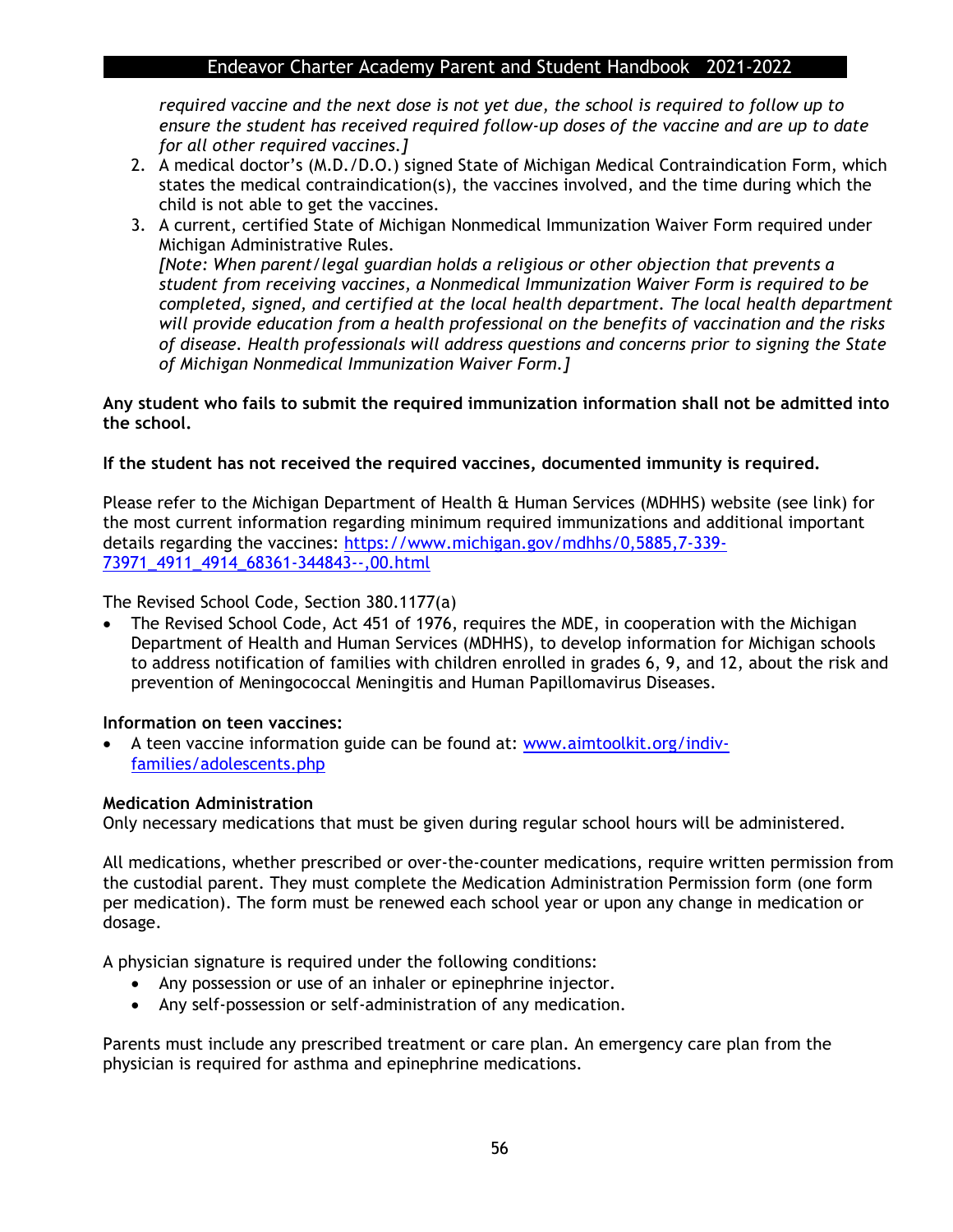*required vaccine and the next dose is not yet due, the school is required to follow up to ensure the student has received required follow-up doses of the vaccine and are up to date for all other required vaccines.]*

2. A medical doctor's (M.D./D.O.) signed State of Michigan Medical Contraindication Form, which states the medical contraindication(s), the vaccines involved, and the time during which the child is not able to get the vaccines.
3. A current, certified State of Michigan Nonmedical Immunization Waiver Form required under Michigan Administrative Rules.
   *[Note: When parent/legal guardian holds a religious or other objection that prevents a student from receiving vaccines, a Nonmedical Immunization Waiver Form is required to be completed, signed, and certified at the local health department. The local health department will provide education from a health professional on the benefits of vaccination and the risks of disease. Health professionals will address questions and concerns prior to signing the State of Michigan Nonmedical Immunization Waiver Form.]*

**Any student who fails to submit the required immunization information shall not be admitted into the school.**

**If the student has not received the required vaccines, documented immunity is required.**

Please refer to the Michigan Department of Health & Human Services (MDHHS) website (see link) for the most current information regarding minimum required immunizations and additional important details regarding the vaccines: [https://www.michigan.gov/mdhhs/0,5885,7-339-73971_4911_4914_68361-344843--,00.html](https://www.michigan.gov/mdhhs/0,5885,7-339-73971_4911_4914_68361-344843--,00.html)

The Revised School Code, Section 380.1177(a)

- The Revised School Code, Act 451 of 1976, requires the MDE, in cooperation with the Michigan Department of Health and Human Services (MDHHS), to develop information for Michigan schools to address notification of families with children enrolled in grades 6, 9, and 12, about the risk and prevention of Meningococcal Meningitis and Human Papillomavirus Diseases.

**Information on teen vaccines:**

- A teen vaccine information guide can be found at: [www.aimtoolkit.org/indiv-families/adolescents.php](www.aimtoolkit.org/indiv-families/adolescents.php)

**Medication Administration**

Only necessary medications that must be given during regular school hours will be administered.

All medications, whether prescribed or over-the-counter medications, require written permission from the custodial parent. They must complete the Medication Administration Permission form (one form per medication). The form must be renewed each school year or upon any change in medication or dosage.

A physician signature is required under the following conditions:

- Any possession or use of an inhaler or epinephrine injector.
- Any self-possession or self-administration of any medication.

Parents must include any prescribed treatment or care plan. An emergency care plan from the physician is required for asthma and epinephrine medications.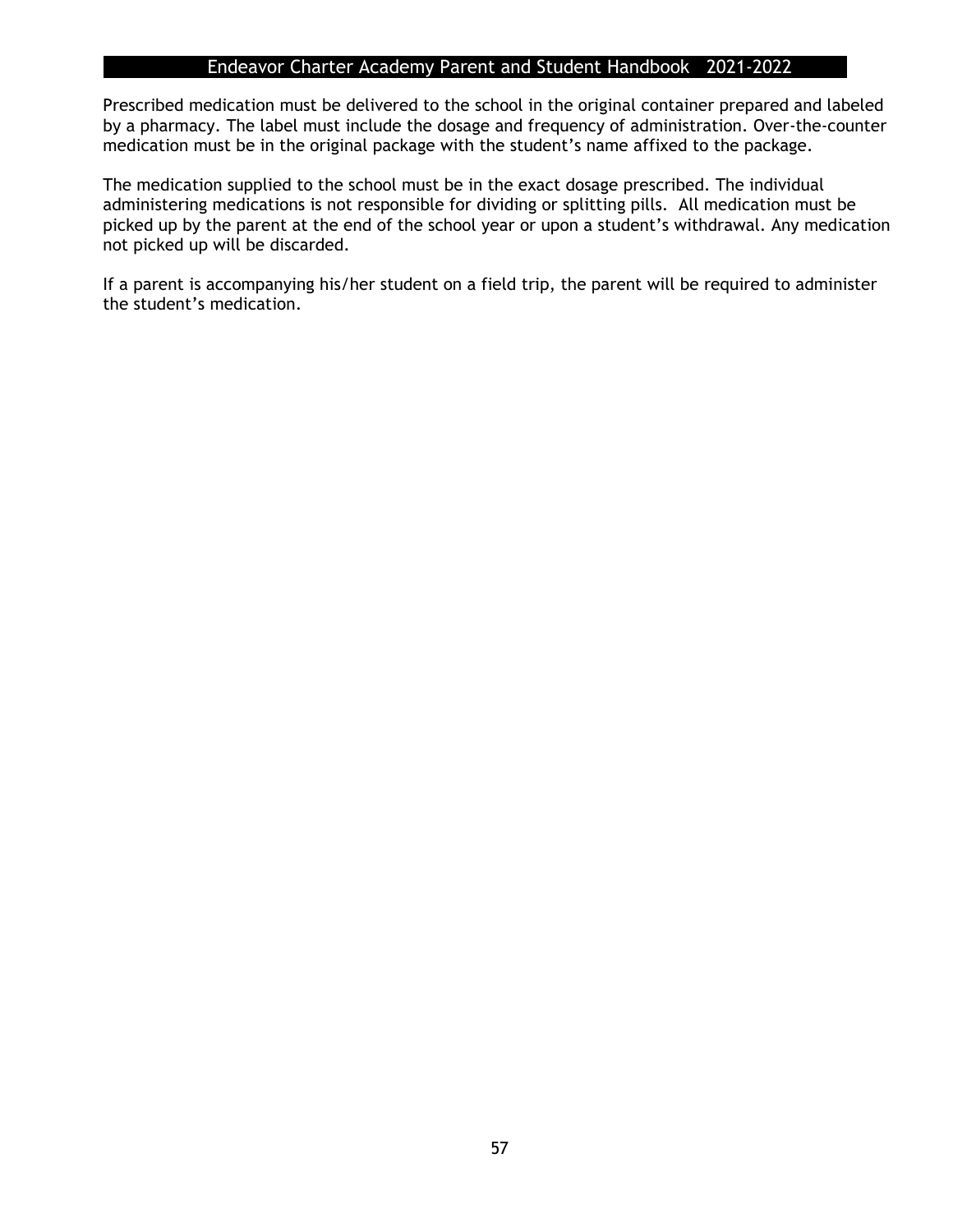Prescribed medication must be delivered to the school in the original container prepared and labeled by a pharmacy. The label must include the dosage and frequency of administration. Over-the-counter medication must be in the original package with the student's name affixed to the package.

The medication supplied to the school must be in the exact dosage prescribed. The individual administering medications is not responsible for dividing or splitting pills. All medication must be picked up by the parent at the end of the school year or upon a student's withdrawal. Any medication not picked up will be discarded.

If a parent is accompanying his/her student on a field trip, the parent will be required to administer the student's medication.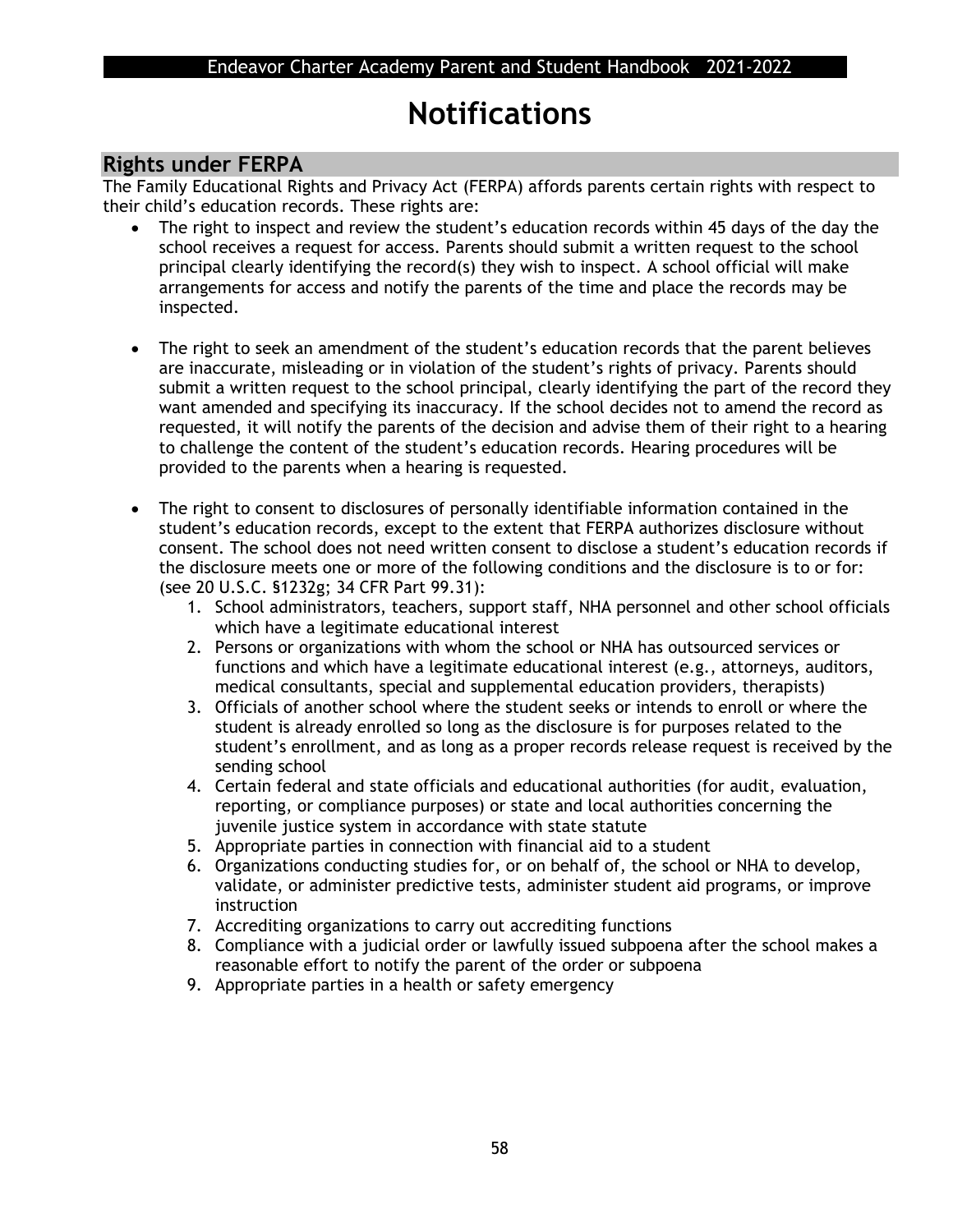# Notifications

## Rights under FERPA

The Family Educational Rights and Privacy Act (FERPA) affords parents certain rights with respect to their child's education records. These rights are:

- The right to inspect and review the student's education records within 45 days of the day the school receives a request for access. Parents should submit a written request to the school principal clearly identifying the record(s) they wish to inspect. A school official will make arrangements for access and notify the parents of the time and place the records may be inspected.

- The right to seek an amendment of the student's education records that the parent believes are inaccurate, misleading or in violation of the student's rights of privacy. Parents should submit a written request to the school principal, clearly identifying the part of the record they want amended and specifying its inaccuracy. If the school decides not to amend the record as requested, it will notify the parents of the decision and advise them of their right to a hearing to challenge the content of the student's education records. Hearing procedures will be provided to the parents when a hearing is requested.

- The right to consent to disclosures of personally identifiable information contained in the student's education records, except to the extent that FERPA authorizes disclosure without consent. The school does not need written consent to disclose a student's education records if the disclosure meets one or more of the following conditions and the disclosure is to or for: (see 20 U.S.C. §1232g; 34 CFR Part 99.31):
    1. School administrators, teachers, support staff, NHA personnel and other school officials which have a legitimate educational interest
    2. Persons or organizations with whom the school or NHA has outsourced services or functions and which have a legitimate educational interest (e.g., attorneys, auditors, medical consultants, special and supplemental education providers, therapists)
    3. Officials of another school where the student seeks or intends to enroll or where the student is already enrolled so long as the disclosure is for purposes related to the student's enrollment, and as long as a proper records release request is received by the sending school
    4. Certain federal and state officials and educational authorities (for audit, evaluation, reporting, or compliance purposes) or state and local authorities concerning the juvenile justice system in accordance with state statute
    5. Appropriate parties in connection with financial aid to a student
    6. Organizations conducting studies for, or on behalf of, the school or NHA to develop, validate, or administer predictive tests, administer student aid programs, or improve instruction
    7. Accrediting organizations to carry out accrediting functions
    8. Compliance with a judicial order or lawfully issued subpoena after the school makes a reasonable effort to notify the parent of the order or subpoena
    9. Appropriate parties in a health or safety emergency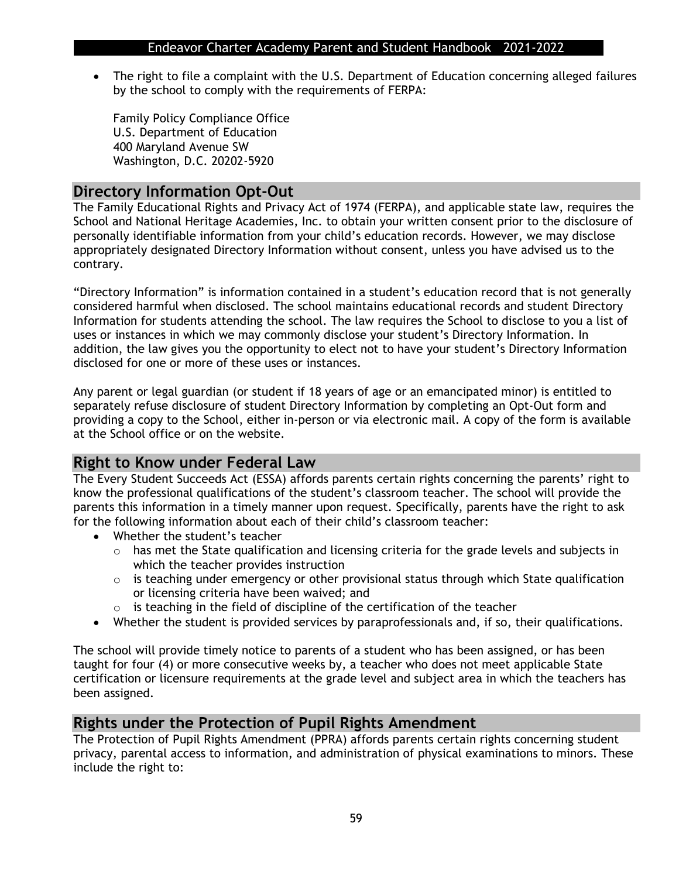- The right to file a complaint with the U.S. Department of Education concerning alleged failures by the school to comply with the requirements of FERPA:

  Family Policy Compliance Office
  U.S. Department of Education
  400 Maryland Avenue SW
  Washington, D.C. 20202-5920

## Directory Information Opt-Out

The Family Educational Rights and Privacy Act of 1974 (FERPA), and applicable state law, requires the School and National Heritage Academies, Inc. to obtain your written consent prior to the disclosure of personally identifiable information from your child's education records. However, we may disclose appropriately designated Directory Information without consent, unless you have advised us to the contrary.

"Directory Information" is information contained in a student's education record that is not generally considered harmful when disclosed. The school maintains educational records and student Directory Information for students attending the school. The law requires the School to disclose to you a list of uses or instances in which we may commonly disclose your student's Directory Information. In addition, the law gives you the opportunity to elect not to have your student's Directory Information disclosed for one or more of these uses or instances.

Any parent or legal guardian (or student if 18 years of age or an emancipated minor) is entitled to separately refuse disclosure of student Directory Information by completing an Opt-Out form and providing a copy to the School, either in-person or via electronic mail. A copy of the form is available at the School office or on the website.

## Right to Know under Federal Law

The Every Student Succeeds Act (ESSA) affords parents certain rights concerning the parents' right to know the professional qualifications of the student's classroom teacher. The school will provide the parents this information in a timely manner upon request. Specifically, parents have the right to ask for the following information about each of their child's classroom teacher:

- Whether the student's teacher
  - has met the State qualification and licensing criteria for the grade levels and subjects in which the teacher provides instruction
  - is teaching under emergency or other provisional status through which State qualification or licensing criteria have been waived; and
  - is teaching in the field of discipline of the certification of the teacher
- Whether the student is provided services by paraprofessionals and, if so, their qualifications.

The school will provide timely notice to parents of a student who has been assigned, or has been taught for four (4) or more consecutive weeks by, a teacher who does not meet applicable State certification or licensure requirements at the grade level and subject area in which the teachers has been assigned.

## Rights under the Protection of Pupil Rights Amendment

The Protection of Pupil Rights Amendment (PPRA) affords parents certain rights concerning student privacy, parental access to information, and administration of physical examinations to minors. These include the right to: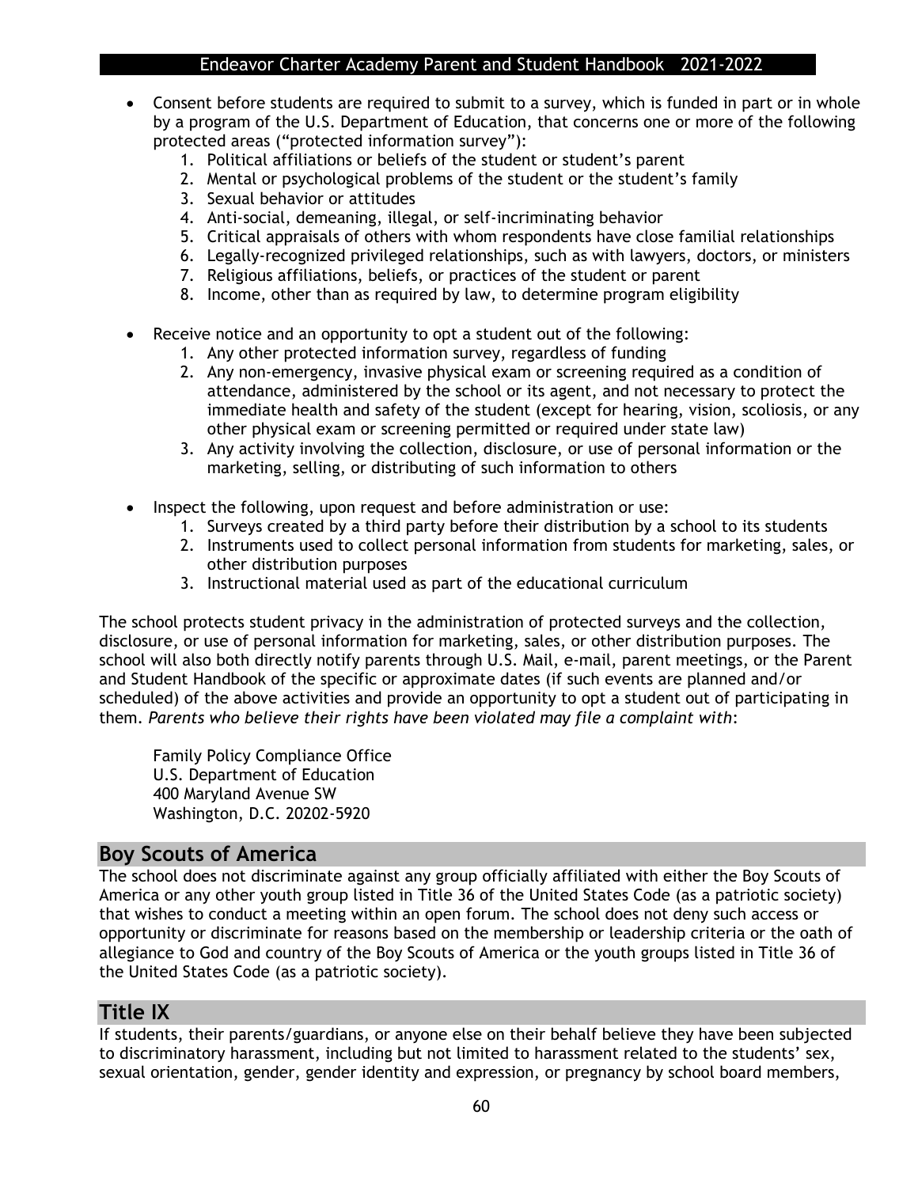- Consent before students are required to submit to a survey, which is funded in part or in whole by a program of the U.S. Department of Education, that concerns one or more of the following protected areas ("protected information survey"):
    1. Political affiliations or beliefs of the student or student's parent
    2. Mental or psychological problems of the student or the student's family
    3. Sexual behavior or attitudes
    4. Anti-social, demeaning, illegal, or self-incriminating behavior
    5. Critical appraisals of others with whom respondents have close familial relationships
    6. Legally-recognized privileged relationships, such as with lawyers, doctors, or ministers
    7. Religious affiliations, beliefs, or practices of the student or parent
    8. Income, other than as required by law, to determine program eligibility

- Receive notice and an opportunity to opt a student out of the following:
    1. Any other protected information survey, regardless of funding
    2. Any non-emergency, invasive physical exam or screening required as a condition of attendance, administered by the school or its agent, and not necessary to protect the immediate health and safety of the student (except for hearing, vision, scoliosis, or any other physical exam or screening permitted or required under state law)
    3. Any activity involving the collection, disclosure, or use of personal information or the marketing, selling, or distributing of such information to others

- Inspect the following, upon request and before administration or use:
    1. Surveys created by a third party before their distribution by a school to its students
    2. Instruments used to collect personal information from students for marketing, sales, or other distribution purposes
    3. Instructional material used as part of the educational curriculum

The school protects student privacy in the administration of protected surveys and the collection, disclosure, or use of personal information for marketing, sales, or other distribution purposes. The school will also both directly notify parents through U.S. Mail, e-mail, parent meetings, or the Parent and Student Handbook of the specific or approximate dates (if such events are planned and/or scheduled) of the above activities and provide an opportunity to opt a student out of participating in them. *Parents who believe their rights have been violated may file a complaint with*:

Family Policy Compliance Office
U.S. Department of Education
400 Maryland Avenue SW
Washington, D.C. 20202-5920

## Boy Scouts of America

The school does not discriminate against any group officially affiliated with either the Boy Scouts of America or any other youth group listed in Title 36 of the United States Code (as a patriotic society) that wishes to conduct a meeting within an open forum. The school does not deny such access or opportunity or discriminate for reasons based on the membership or leadership criteria or the oath of allegiance to God and country of the Boy Scouts of America or the youth groups listed in Title 36 of the United States Code (as a patriotic society).

## Title IX

If students, their parents/guardians, or anyone else on their behalf believe they have been subjected to discriminatory harassment, including but not limited to harassment related to the students' sex, sexual orientation, gender, gender identity and expression, or pregnancy by school board members,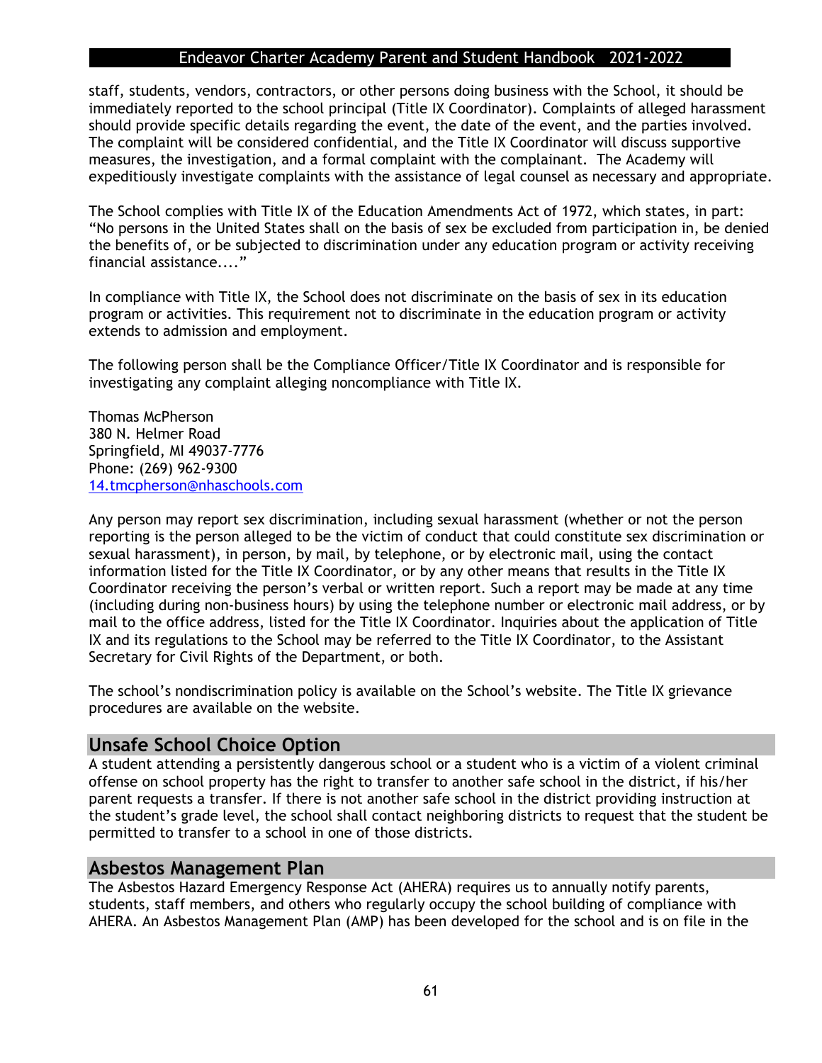staff, students, vendors, contractors, or other persons doing business with the School, it should be immediately reported to the school principal (Title IX Coordinator). Complaints of alleged harassment should provide specific details regarding the event, the date of the event, and the parties involved. The complaint will be considered confidential, and the Title IX Coordinator will discuss supportive measures, the investigation, and a formal complaint with the complainant. The Academy will expeditiously investigate complaints with the assistance of legal counsel as necessary and appropriate.

The School complies with Title IX of the Education Amendments Act of 1972, which states, in part: "No persons in the United States shall on the basis of sex be excluded from participation in, be denied the benefits of, or be subjected to discrimination under any education program or activity receiving financial assistance...."

In compliance with Title IX, the School does not discriminate on the basis of sex in its education program or activities. This requirement not to discriminate in the education program or activity extends to admission and employment.

The following person shall be the Compliance Officer/Title IX Coordinator and is responsible for investigating any complaint alleging noncompliance with Title IX.

Thomas McPherson
380 N. Helmer Road
Springfield, MI 49037-7776
Phone: (269) 962-9300
14.tmcpherson@nhaschools.com

Any person may report sex discrimination, including sexual harassment (whether or not the person reporting is the person alleged to be the victim of conduct that could constitute sex discrimination or sexual harassment), in person, by mail, by telephone, or by electronic mail, using the contact information listed for the Title IX Coordinator, or by any other means that results in the Title IX Coordinator receiving the person's verbal or written report. Such a report may be made at any time (including during non-business hours) by using the telephone number or electronic mail address, or by mail to the office address, listed for the Title IX Coordinator. Inquiries about the application of Title IX and its regulations to the School may be referred to the Title IX Coordinator, to the Assistant Secretary for Civil Rights of the Department, or both.

The school's nondiscrimination policy is available on the School's website. The Title IX grievance procedures are available on the website.

## Unsafe School Choice Option

A student attending a persistently dangerous school or a student who is a victim of a violent criminal offense on school property has the right to transfer to another safe school in the district, if his/her parent requests a transfer. If there is not another safe school in the district providing instruction at the student's grade level, the school shall contact neighboring districts to request that the student be permitted to transfer to a school in one of those districts.

## Asbestos Management Plan

The Asbestos Hazard Emergency Response Act (AHERA) requires us to annually notify parents, students, staff members, and others who regularly occupy the school building of compliance with AHERA. An Asbestos Management Plan (AMP) has been developed for the school and is on file in the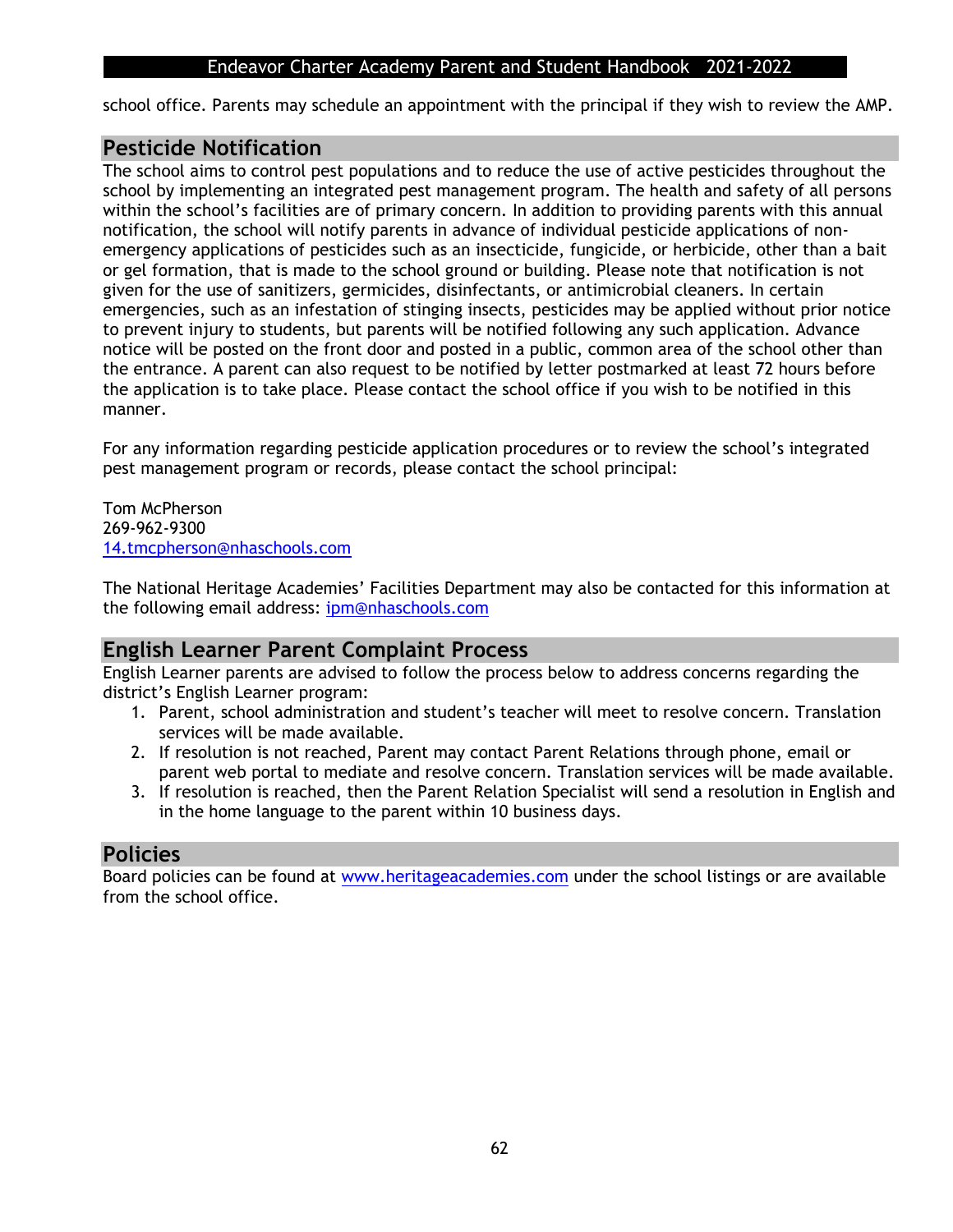school office. Parents may schedule an appointment with the principal if they wish to review the AMP.

## Pesticide Notification

The school aims to control pest populations and to reduce the use of active pesticides throughout the school by implementing an integrated pest management program. The health and safety of all persons within the school's facilities are of primary concern. In addition to providing parents with this annual notification, the school will notify parents in advance of individual pesticide applications of non-emergency applications of pesticides such as an insecticide, fungicide, or herbicide, other than a bait or gel formation, that is made to the school ground or building. Please note that notification is not given for the use of sanitizers, germicides, disinfectants, or antimicrobial cleaners. In certain emergencies, such as an infestation of stinging insects, pesticides may be applied without prior notice to prevent injury to students, but parents will be notified following any such application. Advance notice will be posted on the front door and posted in a public, common area of the school other than the entrance. A parent can also request to be notified by letter postmarked at least 72 hours before the application is to take place. Please contact the school office if you wish to be notified in this manner.

For any information regarding pesticide application procedures or to review the school's integrated pest management program or records, please contact the school principal:

Tom McPherson
269-962-9300
14.tmcpherson@nhaschools.com

The National Heritage Academies' Facilities Department may also be contacted for this information at the following email address: ipm@nhaschools.com

## English Learner Parent Complaint Process

English Learner parents are advised to follow the process below to address concerns regarding the district's English Learner program:

1. Parent, school administration and student's teacher will meet to resolve concern. Translation services will be made available.
2. If resolution is not reached, Parent may contact Parent Relations through phone, email or parent web portal to mediate and resolve concern. Translation services will be made available.
3. If resolution is reached, then the Parent Relation Specialist will send a resolution in English and in the home language to the parent within 10 business days.

## Policies

Board policies can be found at www.heritageacademies.com under the school listings or are available from the school office.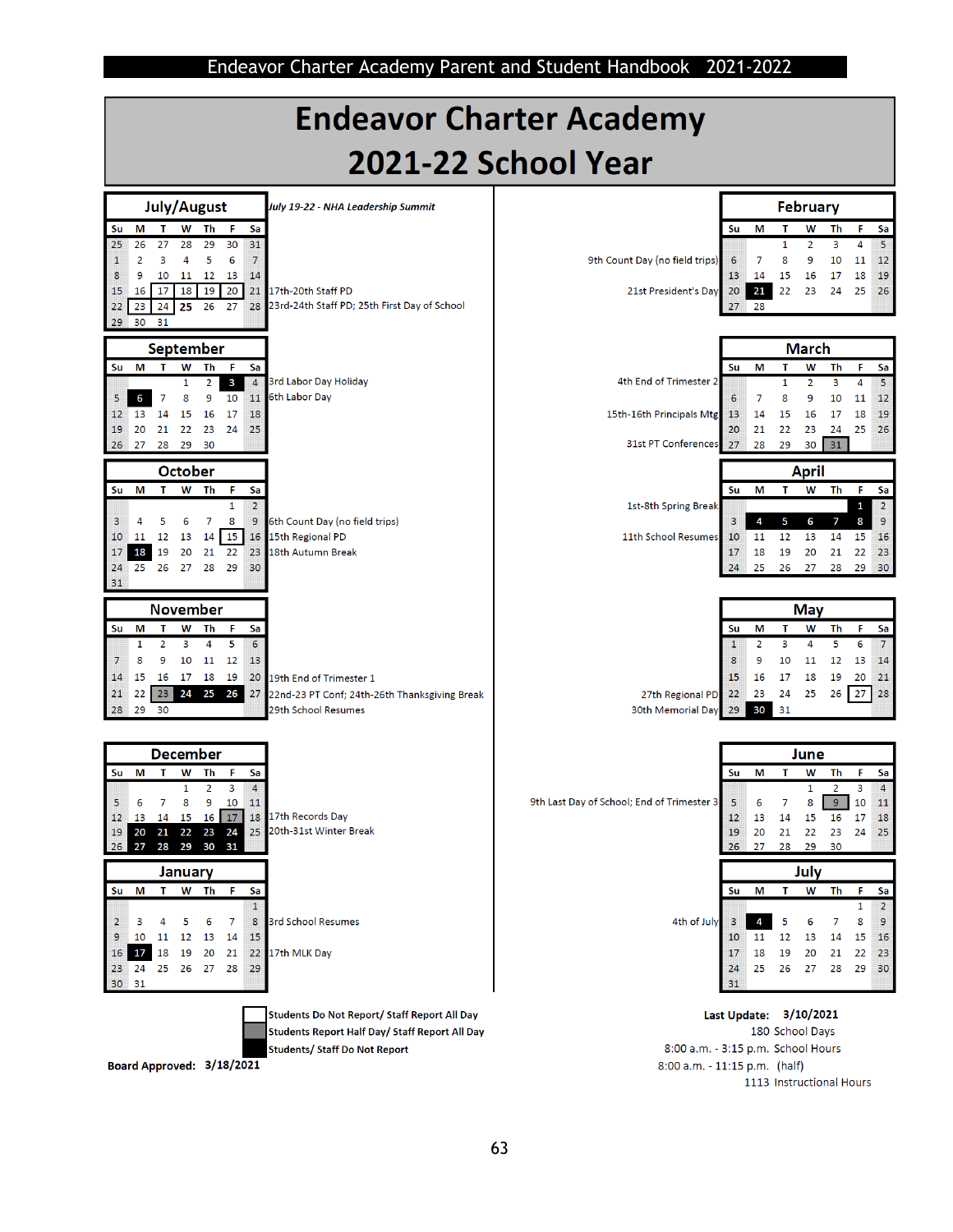# Endeavor Charter Academy
## 2021-22 School Year

### July/August

| Su | M | T | W | Th | F | Sa |
|---|---|---|---|---|---|---|
| 25 | 26 | 27 | 28 | 29 | 30 | 31 |
| 1 | 2 | 3 | 4 | 5 | 6 | 7 |
| 8 | 9 | 10 | 11 | 12 | 13 | 14 |
| 15 | 16 | 17 | 18 | 19 | 20 | 21 |
| 22 | 23 | 24 | **25** | 26 | 27 | 28 |
| 29 | 30 | 31 | | | | |

*July 19-22 - NHA Leadership Summit*

17th-20th Staff PD

23rd-24th Staff PD; 25th First Day of School

### September

| Su | M | T | W | Th | F | Sa |
|---|---|---|---|---|---|---|
| | | | 1 | 2 | 3 | 4 |
| 5 | 6 | 7 | 8 | 9 | 10 | 11 |
| 12 | 13 | 14 | 15 | 16 | 17 | 18 |
| 19 | 20 | 21 | 22 | 23 | 24 | 25 |
| 26 | 27 | 28 | 29 | 30 | | |

3rd Labor Day Holiday

6th Labor Day

### October

| Su | M | T | W | Th | F | Sa |
|---|---|---|---|---|---|---|
| | | | | | 1 | 2 |
| 3 | 4 | 5 | 6 | 7 | 8 | 9 |
| 10 | 11 | 12 | 13 | 14 | 15 | 16 |
| 17 | 18 | 19 | 20 | 21 | 22 | 23 |
| 24 | 25 | 26 | 27 | 28 | 29 | 30 |
| 31 | | | | | | |

6th Count Day (no field trips)

15th Regional PD

18th Autumn Break

### November

| Su | M | T | W | Th | F | Sa |
|---|---|---|---|---|---|---|
| | 1 | 2 | 3 | 4 | 5 | 6 |
| 7 | 8 | 9 | 10 | 11 | 12 | 13 |
| 14 | 15 | 16 | 17 | 18 | 19 | 20 |
| 21 | 22 | 23 | 24 | 25 | 26 | 27 |
| 28 | 29 | 30 | | | | |

19th End of Trimester 1

22nd-23 PT Conf; 24th-26th Thanksgiving Break

29th School Resumes

### December

| Su | M | T | W | Th | F | Sa |
|---|---|---|---|---|---|---|
| | | | 1 | 2 | 3 | 4 |
| 5 | 6 | 7 | 8 | 9 | 10 | 11 |
| 12 | 13 | 14 | 15 | 16 | 17 | 18 |
| 19 | 20 | 21 | 22 | 23 | 24 | 25 |
| 26 | 27 | 28 | 29 | 30 | 31 | |

17th Records Day

20th-31st Winter Break

### January

| Su | M | T | W | Th | F | Sa |
|---|---|---|---|---|---|---|
| | | | | | | 1 |
| 2 | 3 | 4 | 5 | 6 | 7 | 8 |
| 9 | 10 | 11 | 12 | 13 | 14 | 15 |
| 16 | 17 | 18 | 19 | 20 | 21 | 22 |
| 23 | 24 | 25 | 26 | 27 | 28 | 29 |
| 30 | 31 | | | | | |

3rd School Resumes

17th MLK Day

### February

| Su | M | T | W | Th | F | Sa |
|---|---|---|---|---|---|---|
| | | 1 | 2 | 3 | 4 | 5 |
| 6 | 7 | 8 | 9 | 10 | 11 | 12 |
| 13 | 14 | 15 | 16 | 17 | 18 | 19 |
| 20 | 21 | 22 | 23 | 24 | 25 | 26 |
| 27 | 28 | | | | | |

9th Count Day (no field trips)

21st President's Day

### March

| Su | M | T | W | Th | F | Sa |
|---|---|---|---|---|---|---|
| | | 1 | 2 | 3 | 4 | 5 |
| 6 | 7 | 8 | 9 | 10 | 11 | 12 |
| 13 | 14 | 15 | 16 | 17 | 18 | 19 |
| 20 | 21 | 22 | 23 | 24 | 25 | 26 |
| 27 | 28 | 29 | 30 | 31 | | |

4th End of Trimester 2

15th-16th Principals Mtg

31st PT Conferences

### April

| Su | M | T | W | Th | F | Sa |
|---|---|---|---|---|---|---|
| | | | | | 1 | 2 |
| 3 | 4 | 5 | 6 | 7 | 8 | 9 |
| 10 | 11 | 12 | 13 | 14 | 15 | 16 |
| 17 | 18 | 19 | 20 | 21 | 22 | 23 |
| 24 | 25 | 26 | 27 | 28 | 29 | 30 |

1st-8th Spring Break

11th School Resumes

### May

| Su | M | T | W | Th | F | Sa |
|---|---|---|---|---|---|---|
| 1 | 2 | 3 | 4 | 5 | 6 | 7 |
| 8 | 9 | 10 | 11 | 12 | 13 | 14 |
| 15 | 16 | 17 | 18 | 19 | 20 | 21 |
| 22 | 23 | 24 | 25 | 26 | 27 | 28 |
| 29 | 30 | 31 | | | | |

27th Regional PD

30th Memorial Day

### June

| Su | M | T | W | Th | F | Sa |
|---|---|---|---|---|---|---|
| | | | 1 | 2 | 3 | 4 |
| 5 | 6 | 7 | 8 | 9 | 10 | 11 |
| 12 | 13 | 14 | 15 | 16 | 17 | 18 |
| 19 | 20 | 21 | 22 | 23 | 24 | 25 |
| 26 | 27 | 28 | 29 | 30 | | |

9th Last Day of School; End of Trimester 3

### July

| Su | M | T | W | Th | F | Sa |
|---|---|---|---|---|---|---|
| | | | | | 1 | 2 |
| 3 | 4 | 5 | 6 | 7 | 8 | 9 |
| 10 | 11 | 12 | 13 | 14 | 15 | 16 |
| 17 | 18 | 19 | 20 | 21 | 22 | 23 |
| 24 | 25 | 26 | 27 | 28 | 29 | 30 |
| 31 | | | | | | |

4th of July

**Legend:**
- Students Do Not Report/ Staff Report All Day
- Students Report Half Day/ Staff Report All Day
- Students/ Staff Do Not Report

**Board Approved: 3/18/2021**

**Last Update: 3/10/2021**

180 School Days

8:00 a.m. - 3:15 p.m. School Hours

8:00 a.m. - 11:15 p.m. (half)

1113 Instructional Hours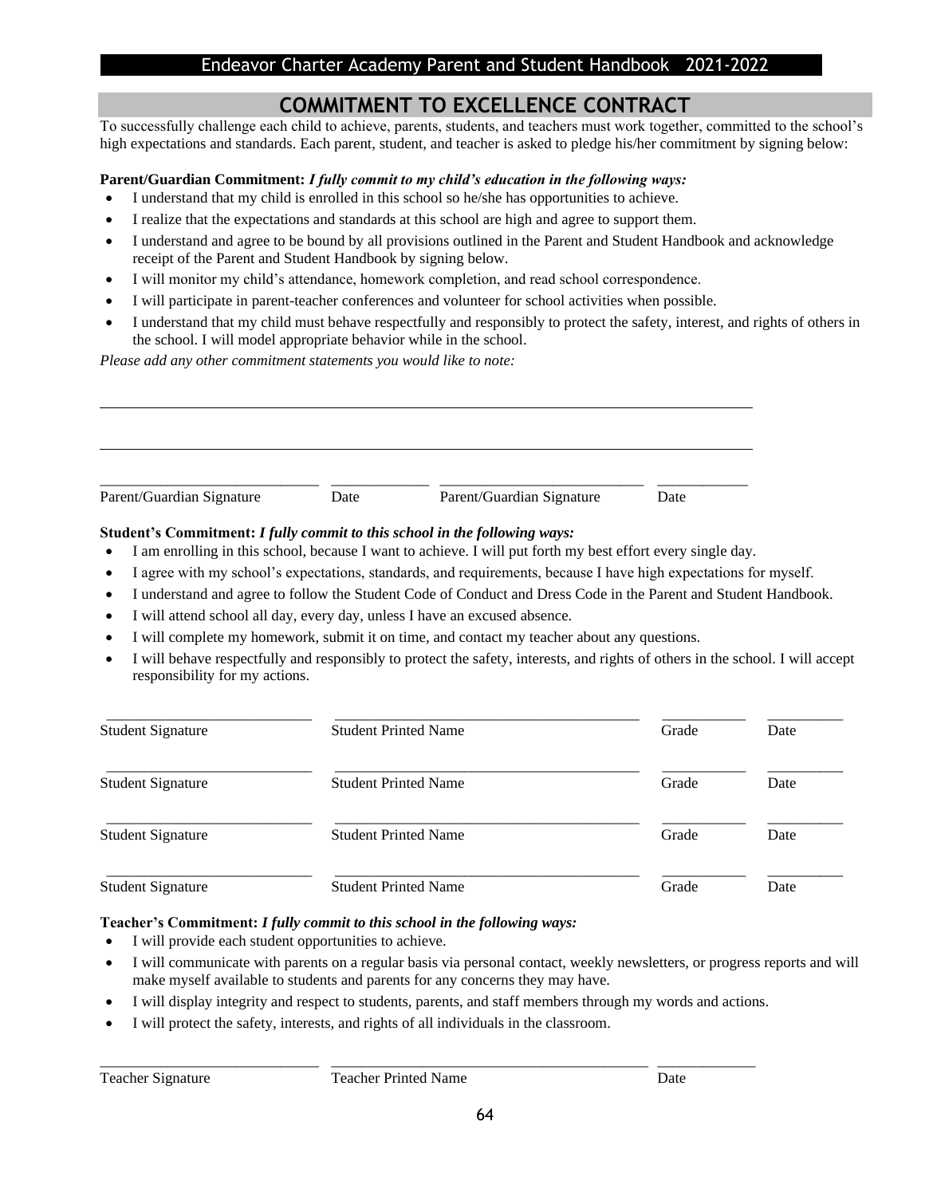# COMMITMENT TO EXCELLENCE CONTRACT

To successfully challenge each child to achieve, parents, students, and teachers must work together, committed to the school's high expectations and standards. Each parent, student, and teacher is asked to pledge his/her commitment by signing below:

**Parent/Guardian Commitment:** ***I fully commit to my child's education in the following ways:***

- I understand that my child is enrolled in this school so he/she has opportunities to achieve.
- I realize that the expectations and standards at this school are high and agree to support them.
- I understand and agree to be bound by all provisions outlined in the Parent and Student Handbook and acknowledge receipt of the Parent and Student Handbook by signing below.
- I will monitor my child's attendance, homework completion, and read school correspondence.
- I will participate in parent-teacher conferences and volunteer for school activities when possible.
- I understand that my child must behave respectfully and responsibly to protect the safety, interest, and rights of others in the school. I will model appropriate behavior while in the school.

*Please add any other commitment statements you would like to note:*

_______________________________________________________________________________

_______________________________________________________________________________

| _____________________ | __________ | _____________________ | __________ |
|---|---|---|---|
| Parent/Guardian Signature | Date | Parent/Guardian Signature | Date |

**Student's Commitment:** ***I fully commit to this school in the following ways:***

- I am enrolling in this school, because I want to achieve. I will put forth my best effort every single day.
- I agree with my school's expectations, standards, and requirements, because I have high expectations for myself.
- I understand and agree to follow the Student Code of Conduct and Dress Code in the Parent and Student Handbook.
- I will attend school all day, every day, unless I have an excused absence.
- I will complete my homework, submit it on time, and contact my teacher about any questions.
- I will behave respectfully and responsibly to protect the safety, interests, and rights of others in the school. I will accept responsibility for my actions.

| _____________________ | ______________________________ | __________ | __________ |
|---|---|---|---|
| Student Signature | Student Printed Name | Grade | Date |
| _____________________ | ______________________________ | __________ | __________ |
| Student Signature | Student Printed Name | Grade | Date |
| _____________________ | ______________________________ | __________ | __________ |
| Student Signature | Student Printed Name | Grade | Date |
| _____________________ | ______________________________ | __________ | __________ |
| Student Signature | Student Printed Name | Grade | Date |

**Teacher's Commitment:** ***I fully commit to this school in the following ways:***

- I will provide each student opportunities to achieve.
- I will communicate with parents on a regular basis via personal contact, weekly newsletters, or progress reports and will make myself available to students and parents for any concerns they may have.
- I will display integrity and respect to students, parents, and staff members through my words and actions.
- I will protect the safety, interests, and rights of all individuals in the classroom.

| _____________________ | ______________________________ | __________ |
|---|---|---|
| Teacher Signature | Teacher Printed Name | Date |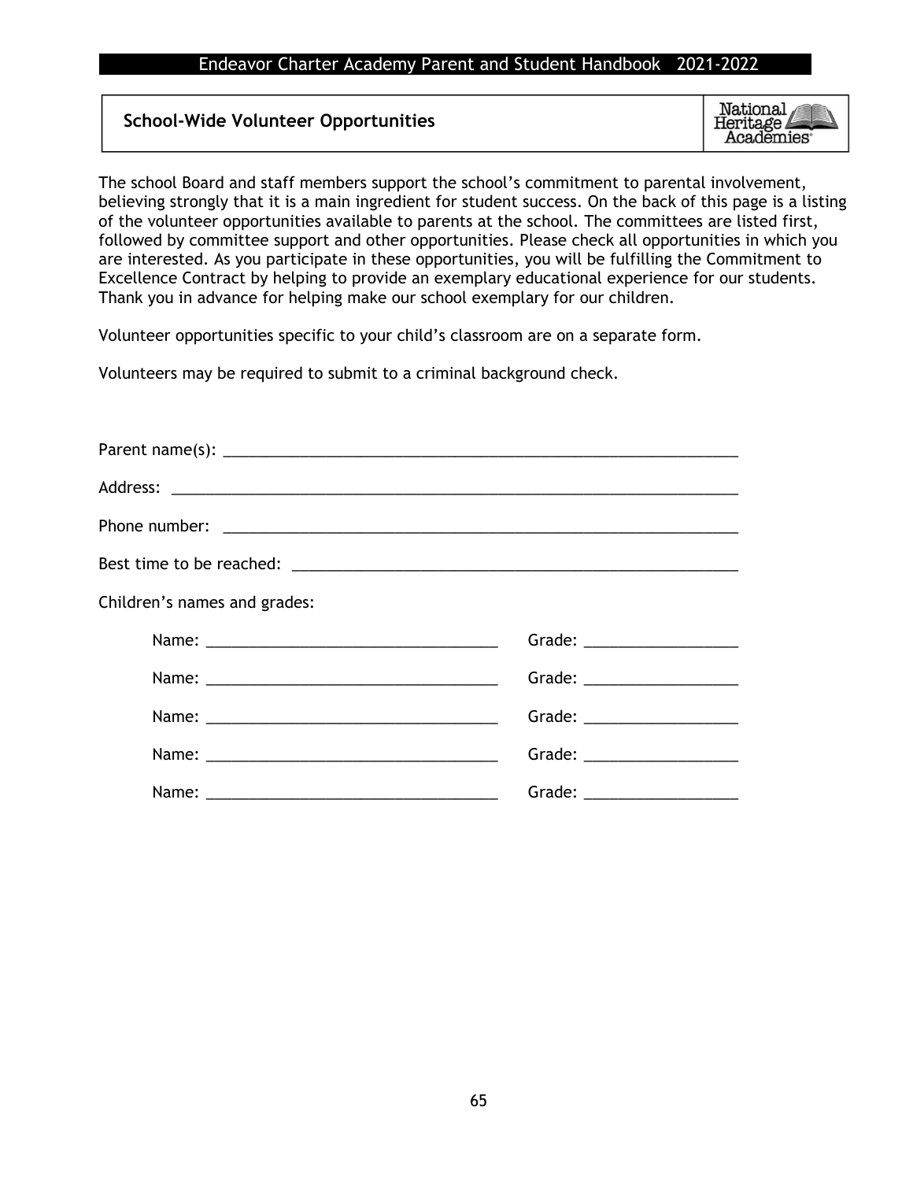## School-Wide Volunteer Opportunities

National Heritage Academies

The school Board and staff members support the school's commitment to parental involvement, believing strongly that it is a main ingredient for student success. On the back of this page is a listing of the volunteer opportunities available to parents at the school. The committees are listed first, followed by committee support and other opportunities. Please check all opportunities in which you are interested. As you participate in these opportunities, you will be fulfilling the Commitment to Excellence Contract by helping to provide an exemplary educational experience for our students. Thank you in advance for helping make our school exemplary for our children.

Volunteer opportunities specific to your child's classroom are on a separate form.

Volunteers may be required to submit to a criminal background check.

Parent name(s): ____________________________________________________________

Address: ____________________________________________________________

Phone number: ____________________________________________________________

Best time to be reached: ____________________________________________________

Children's names and grades:

Name: ________________________________ Grade: ________________

Name: ________________________________ Grade: ________________

Name: ________________________________ Grade: ________________

Name: ________________________________ Grade: ________________

Name: ________________________________ Grade: ________________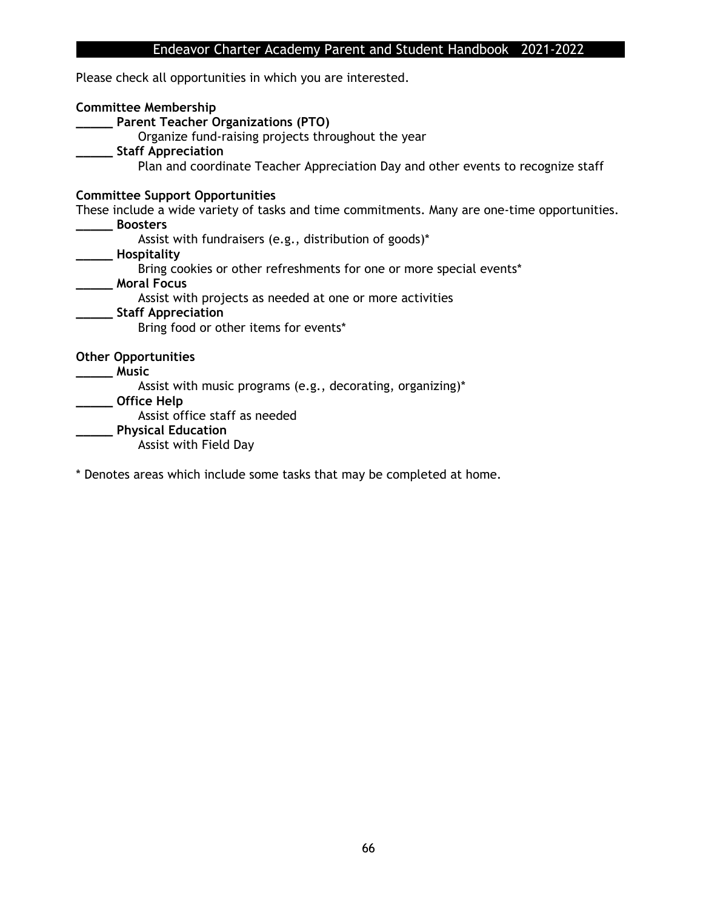Please check all opportunities in which you are interested.

**Committee Membership**

_____ **Parent Teacher Organizations (PTO)**
  Organize fund-raising projects throughout the year

_____ **Staff Appreciation**
  Plan and coordinate Teacher Appreciation Day and other events to recognize staff

**Committee Support Opportunities**

These include a wide variety of tasks and time commitments. Many are one-time opportunities.

_____ **Boosters**
  Assist with fundraisers (e.g., distribution of goods)*

_____ **Hospitality**
  Bring cookies or other refreshments for one or more special events*

_____ **Moral Focus**
  Assist with projects as needed at one or more activities

_____ **Staff Appreciation**
  Bring food or other items for events*

**Other Opportunities**

_____ **Music**
  Assist with music programs (e.g., decorating, organizing)*

_____ **Office Help**
  Assist office staff as needed

_____ **Physical Education**
  Assist with Field Day

* Denotes areas which include some tasks that may be completed at home.